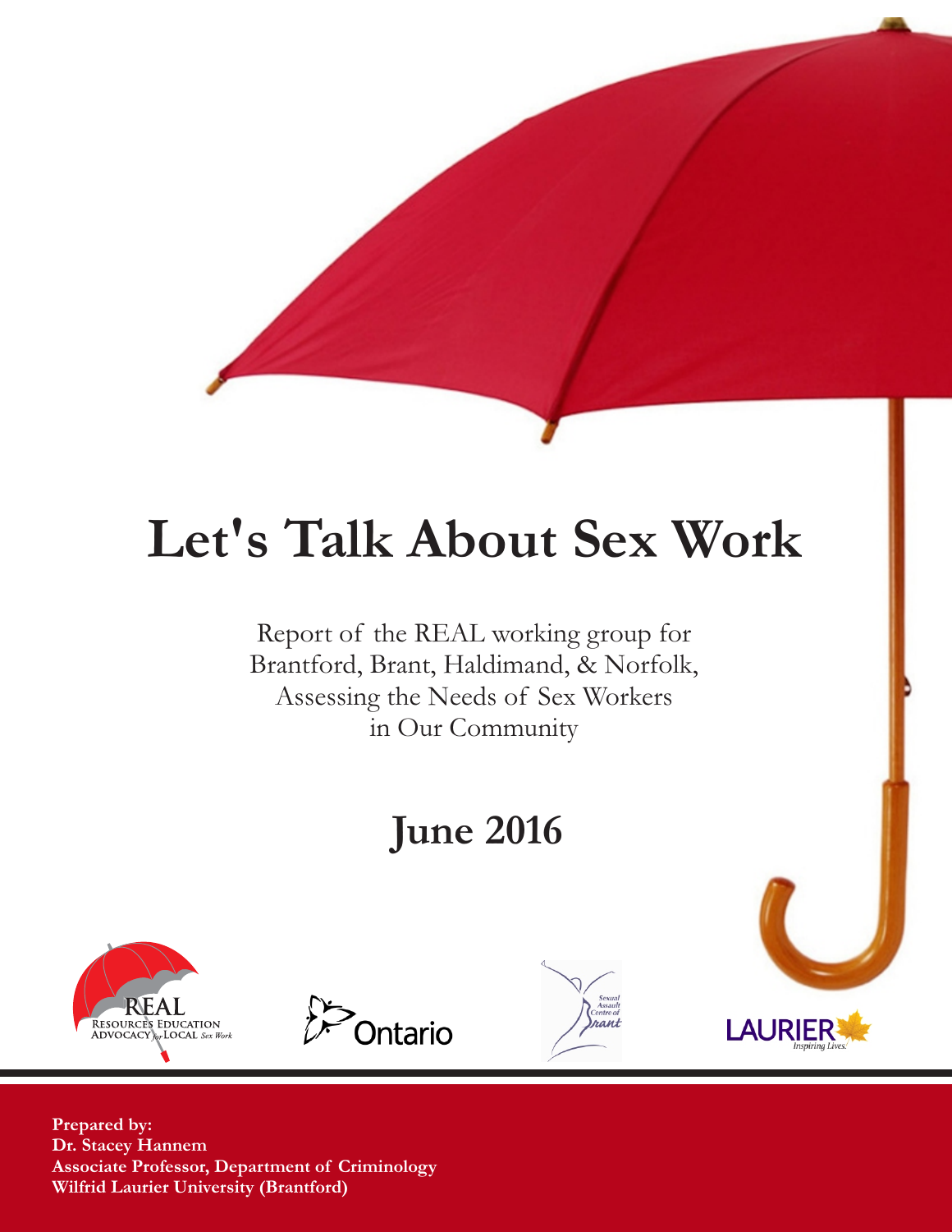# Let's Talk About Sex Work

Report of the REAL working group for Brantford, Brant, Haldimand, & Norfolk, Assessing the Needs of Sex Workers in Our Community

## June 2016

**Prepared by:**
**Dr. Stacey Hannem**
**Associate Professor, Department of Criminology**
**Wilfrid Laurier University (Brantford)**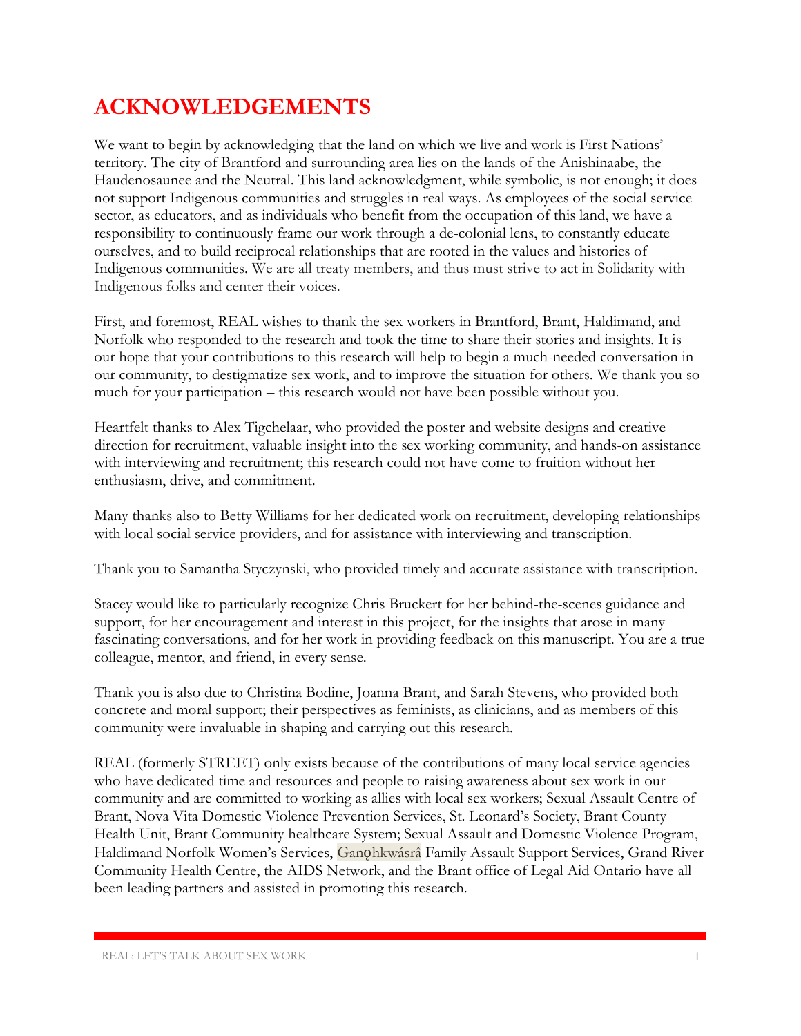# ACKNOWLEDGEMENTS

We want to begin by acknowledging that the land on which we live and work is First Nations' territory. The city of Brantford and surrounding area lies on the lands of the Anishinaabe, the Haudenosaunee and the Neutral. This land acknowledgment, while symbolic, is not enough; it does not support Indigenous communities and struggles in real ways. As employees of the social service sector, as educators, and as individuals who benefit from the occupation of this land, we have a responsibility to continuously frame our work through a de-colonial lens, to constantly educate ourselves, and to build reciprocal relationships that are rooted in the values and histories of Indigenous communities. We are all treaty members, and thus must strive to act in Solidarity with Indigenous folks and center their voices.

First, and foremost, REAL wishes to thank the sex workers in Brantford, Brant, Haldimand, and Norfolk who responded to the research and took the time to share their stories and insights. It is our hope that your contributions to this research will help to begin a much-needed conversation in our community, to destigmatize sex work, and to improve the situation for others. We thank you so much for your participation – this research would not have been possible without you.

Heartfelt thanks to Alex Tigchelaar, who provided the poster and website designs and creative direction for recruitment, valuable insight into the sex working community, and hands-on assistance with interviewing and recruitment; this research could not have come to fruition without her enthusiasm, drive, and commitment.

Many thanks also to Betty Williams for her dedicated work on recruitment, developing relationships with local social service providers, and for assistance with interviewing and transcription.

Thank you to Samantha Styczynski, who provided timely and accurate assistance with transcription.

Stacey would like to particularly recognize Chris Bruckert for her behind-the-scenes guidance and support, for her encouragement and interest in this project, for the insights that arose in many fascinating conversations, and for her work in providing feedback on this manuscript. You are a true colleague, mentor, and friend, in every sense.

Thank you is also due to Christina Bodine, Joanna Brant, and Sarah Stevens, who provided both concrete and moral support; their perspectives as feminists, as clinicians, and as members of this community were invaluable in shaping and carrying out this research.

REAL (formerly STREET) only exists because of the contributions of many local service agencies who have dedicated time and resources and people to raising awareness about sex work in our community and are committed to working as allies with local sex workers; Sexual Assault Centre of Brant, Nova Vita Domestic Violence Prevention Services, St. Leonard's Society, Brant County Health Unit, Brant Community healthcare System; Sexual Assault and Domestic Violence Program, Haldimand Norfolk Women's Services, Ganǫhkwásrâ Family Assault Support Services, Grand River Community Health Centre, the AIDS Network, and the Brant office of Legal Aid Ontario have all been leading partners and assisted in promoting this research.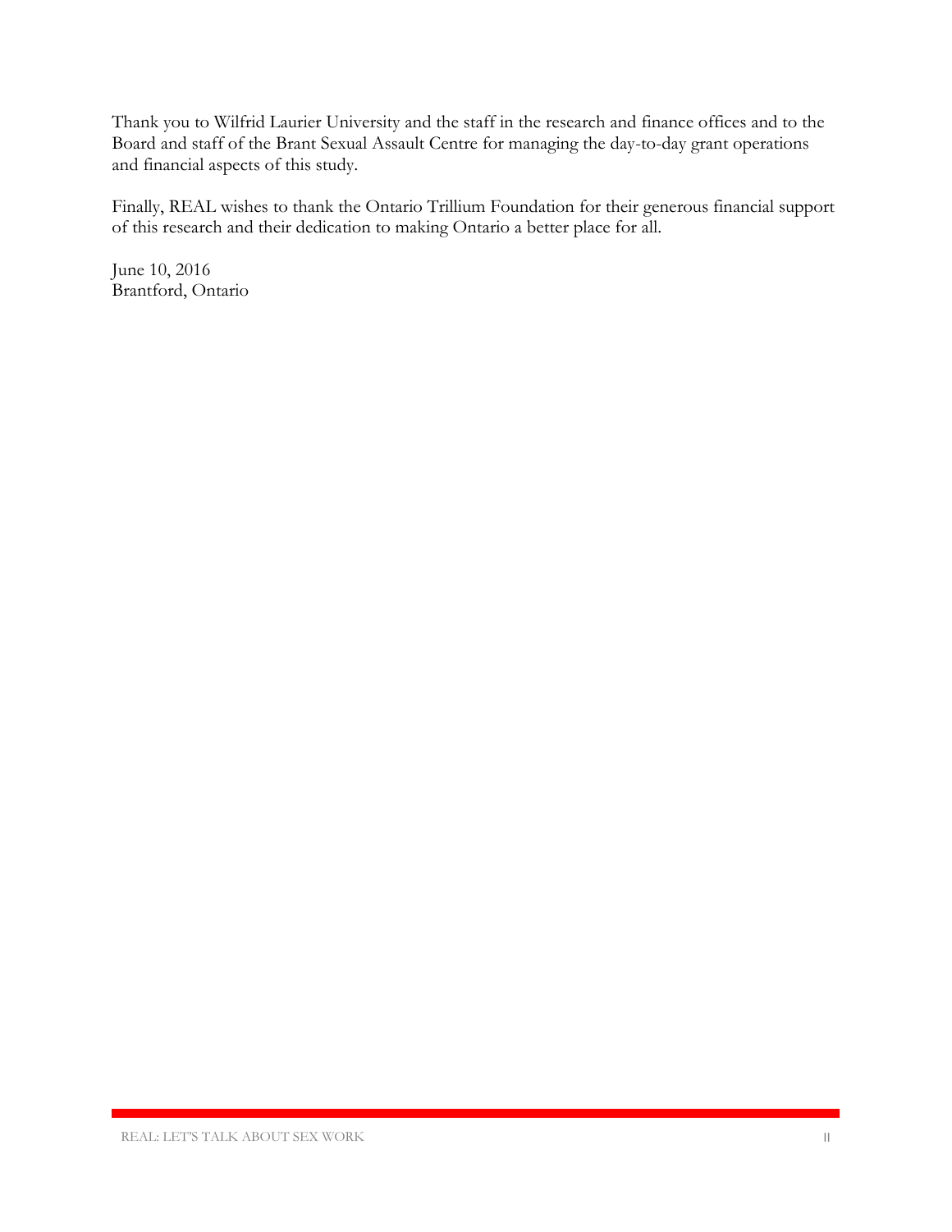Thank you to Wilfrid Laurier University and the staff in the research and finance offices and to the Board and staff of the Brant Sexual Assault Centre for managing the day-to-day grant operations and financial aspects of this study.

Finally, REAL wishes to thank the Ontario Trillium Foundation for their generous financial support of this research and their dedication to making Ontario a better place for all.

June 10, 2016
Brantford, Ontario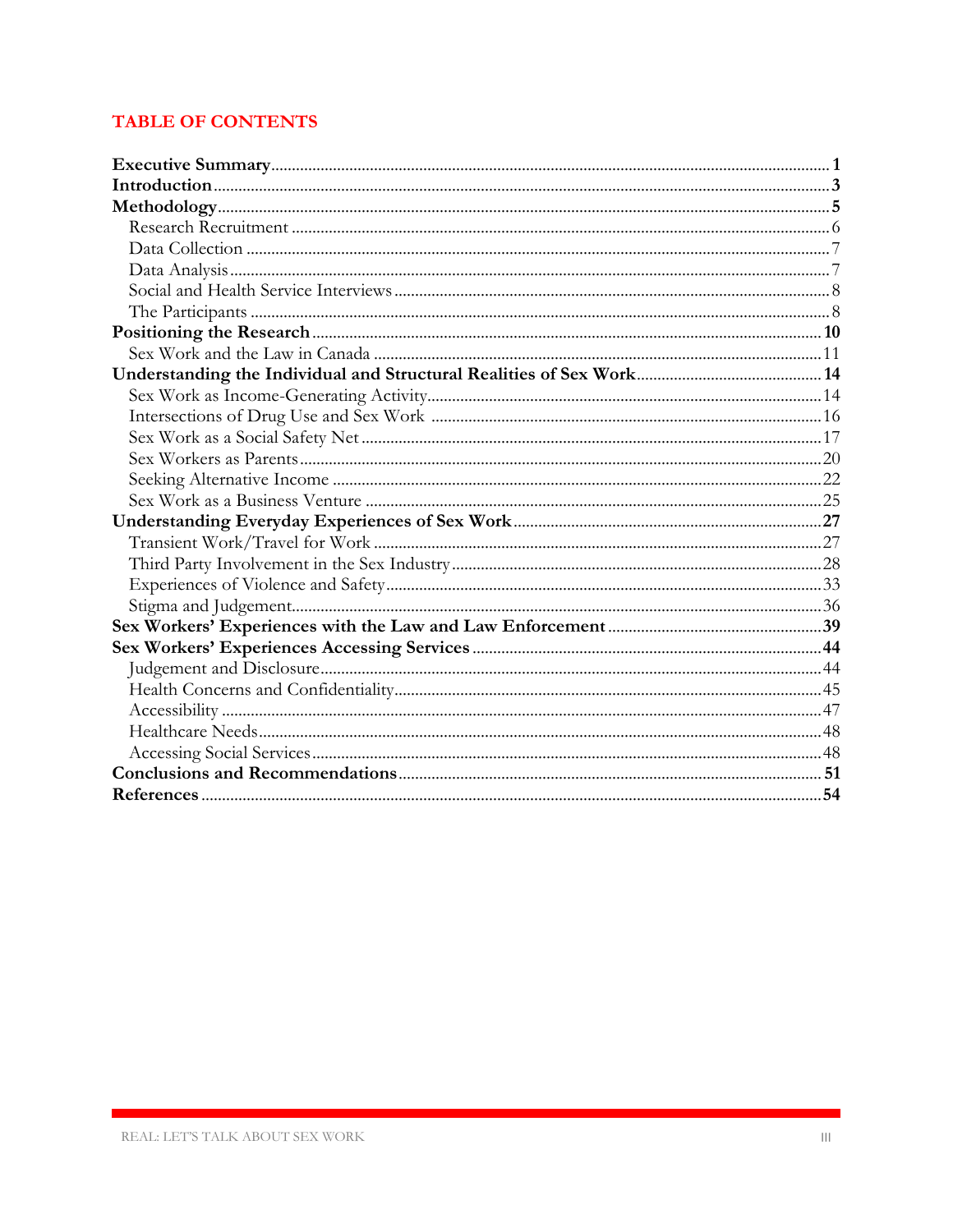# TABLE OF CONTENTS

**Executive Summary** .......... **1**
**Introduction** .......... **3**
**Methodology** .......... **5**
- Research Recruitment .......... 6
- Data Collection .......... 7
- Data Analysis .......... 7
- Social and Health Service Interviews .......... 8
- The Participants .......... 8

**Positioning the Research** .......... **10**
- Sex Work and the Law in Canada .......... 11

**Understanding the Individual and Structural Realities of Sex Work** .......... **14**
- Sex Work as Income-Generating Activity .......... 14
- Intersections of Drug Use and Sex Work .......... 16
- Sex Work as a Social Safety Net .......... 17
- Sex Workers as Parents .......... 20
- Seeking Alternative Income .......... 22
- Sex Work as a Business Venture .......... 25

**Understanding Everyday Experiences of Sex Work** .......... **27**
- Transient Work/Travel for Work .......... 27
- Third Party Involvement in the Sex Industry .......... 28
- Experiences of Violence and Safety .......... 33
- Stigma and Judgement .......... 36

**Sex Workers' Experiences with the Law and Law Enforcement** .......... **39**
**Sex Workers' Experiences Accessing Services** .......... **44**
- Judgement and Disclosure .......... 44
- Health Concerns and Confidentiality .......... 45
- Accessibility .......... 47
- Healthcare Needs .......... 48
- Accessing Social Services .......... 48

**Conclusions and Recommendations** .......... **51**
**References** .......... **54**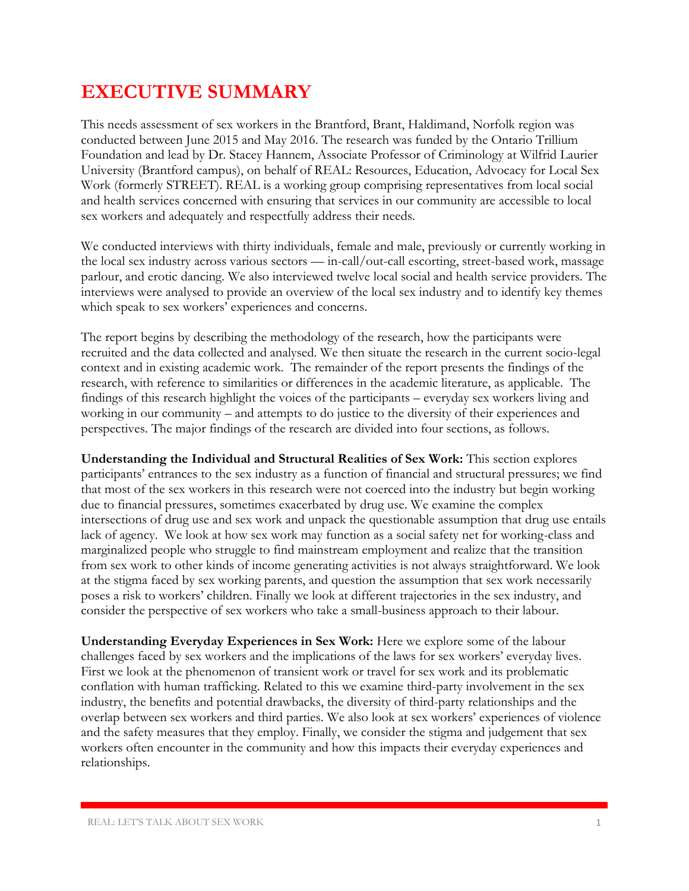# EXECUTIVE SUMMARY

This needs assessment of sex workers in the Brantford, Brant, Haldimand, Norfolk region was conducted between June 2015 and May 2016. The research was funded by the Ontario Trillium Foundation and lead by Dr. Stacey Hannem, Associate Professor of Criminology at Wilfrid Laurier University (Brantford campus), on behalf of REAL: Resources, Education, Advocacy for Local Sex Work (formerly STREET). REAL is a working group comprising representatives from local social and health services concerned with ensuring that services in our community are accessible to local sex workers and adequately and respectfully address their needs.

We conducted interviews with thirty individuals, female and male, previously or currently working in the local sex industry across various sectors — in-call/out-call escorting, street-based work, massage parlour, and erotic dancing. We also interviewed twelve local social and health service providers. The interviews were analysed to provide an overview of the local sex industry and to identify key themes which speak to sex workers' experiences and concerns.

The report begins by describing the methodology of the research, how the participants were recruited and the data collected and analysed. We then situate the research in the current socio-legal context and in existing academic work. The remainder of the report presents the findings of the research, with reference to similarities or differences in the academic literature, as applicable. The findings of this research highlight the voices of the participants – everyday sex workers living and working in our community – and attempts to do justice to the diversity of their experiences and perspectives. The major findings of the research are divided into four sections, as follows.

**Understanding the Individual and Structural Realities of Sex Work:** This section explores participants' entrances to the sex industry as a function of financial and structural pressures; we find that most of the sex workers in this research were not coerced into the industry but begin working due to financial pressures, sometimes exacerbated by drug use. We examine the complex intersections of drug use and sex work and unpack the questionable assumption that drug use entails lack of agency. We look at how sex work may function as a social safety net for working-class and marginalized people who struggle to find mainstream employment and realize that the transition from sex work to other kinds of income generating activities is not always straightforward. We look at the stigma faced by sex working parents, and question the assumption that sex work necessarily poses a risk to workers' children. Finally we look at different trajectories in the sex industry, and consider the perspective of sex workers who take a small-business approach to their labour.

**Understanding Everyday Experiences in Sex Work:** Here we explore some of the labour challenges faced by sex workers and the implications of the laws for sex workers' everyday lives. First we look at the phenomenon of transient work or travel for sex work and its problematic conflation with human trafficking. Related to this we examine third-party involvement in the sex industry, the benefits and potential drawbacks, the diversity of third-party relationships and the overlap between sex workers and third parties. We also look at sex workers' experiences of violence and the safety measures that they employ. Finally, we consider the stigma and judgement that sex workers often encounter in the community and how this impacts their everyday experiences and relationships.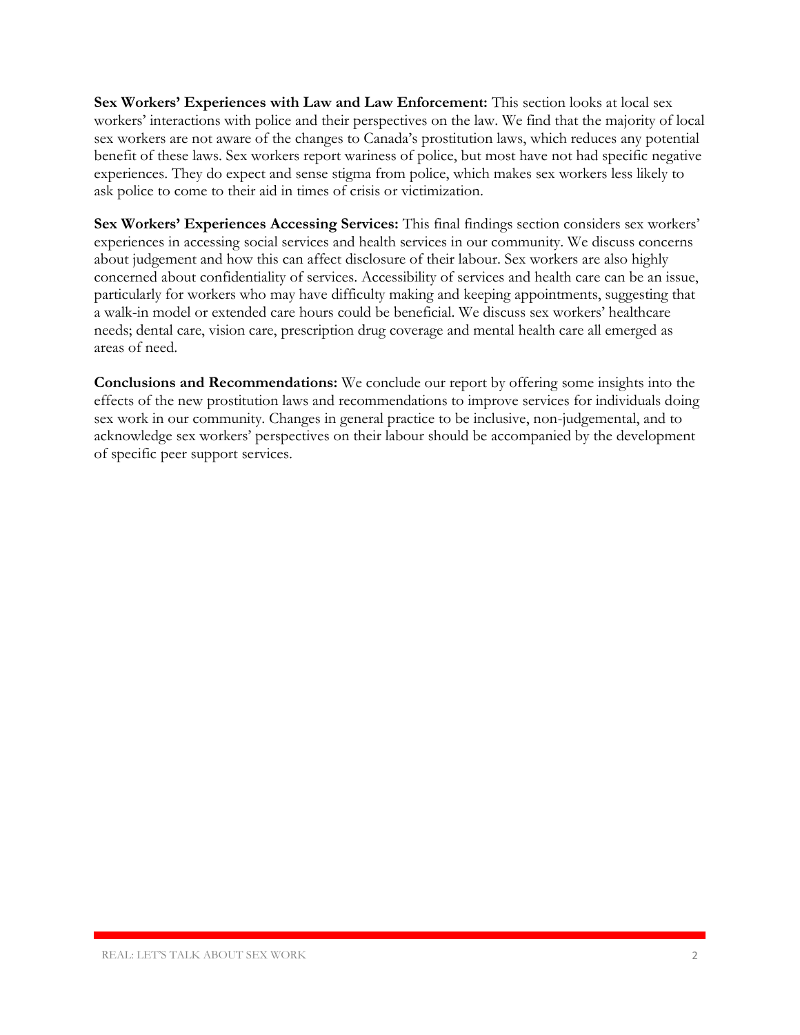**Sex Workers' Experiences with Law and Law Enforcement:** This section looks at local sex workers' interactions with police and their perspectives on the law. We find that the majority of local sex workers are not aware of the changes to Canada's prostitution laws, which reduces any potential benefit of these laws. Sex workers report wariness of police, but most have not had specific negative experiences. They do expect and sense stigma from police, which makes sex workers less likely to ask police to come to their aid in times of crisis or victimization.

**Sex Workers' Experiences Accessing Services:** This final findings section considers sex workers' experiences in accessing social services and health services in our community. We discuss concerns about judgement and how this can affect disclosure of their labour. Sex workers are also highly concerned about confidentiality of services. Accessibility of services and health care can be an issue, particularly for workers who may have difficulty making and keeping appointments, suggesting that a walk-in model or extended care hours could be beneficial. We discuss sex workers' healthcare needs; dental care, vision care, prescription drug coverage and mental health care all emerged as areas of need.

**Conclusions and Recommendations:** We conclude our report by offering some insights into the effects of the new prostitution laws and recommendations to improve services for individuals doing sex work in our community. Changes in general practice to be inclusive, non-judgemental, and to acknowledge sex workers' perspectives on their labour should be accompanied by the development of specific peer support services.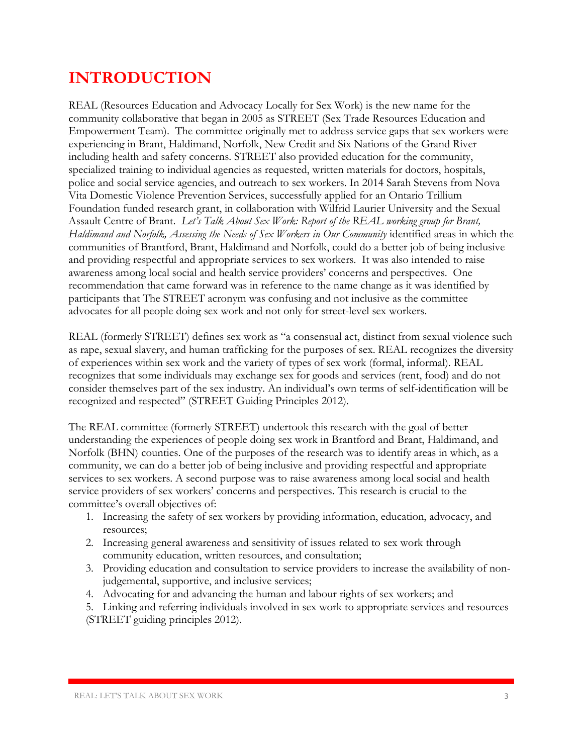# INTRODUCTION

REAL (Resources Education and Advocacy Locally for Sex Work) is the new name for the community collaborative that began in 2005 as STREET (Sex Trade Resources Education and Empowerment Team). The committee originally met to address service gaps that sex workers were experiencing in Brant, Haldimand, Norfolk, New Credit and Six Nations of the Grand River including health and safety concerns. STREET also provided education for the community, specialized training to individual agencies as requested, written materials for doctors, hospitals, police and social service agencies, and outreach to sex workers. In 2014 Sarah Stevens from Nova Vita Domestic Violence Prevention Services, successfully applied for an Ontario Trillium Foundation funded research grant, in collaboration with Wilfrid Laurier University and the Sexual Assault Centre of Brant. *Let's Talk About Sex Work: Report of the REAL working group for Brant, Haldimand and Norfolk, Assessing the Needs of Sex Workers in Our Community* identified areas in which the communities of Brantford, Brant, Haldimand and Norfolk, could do a better job of being inclusive and providing respectful and appropriate services to sex workers. It was also intended to raise awareness among local social and health service providers' concerns and perspectives. One recommendation that came forward was in reference to the name change as it was identified by participants that The STREET acronym was confusing and not inclusive as the committee advocates for all people doing sex work and not only for street-level sex workers.

REAL (formerly STREET) defines sex work as "a consensual act, distinct from sexual violence such as rape, sexual slavery, and human trafficking for the purposes of sex. REAL recognizes the diversity of experiences within sex work and the variety of types of sex work (formal, informal). REAL recognizes that some individuals may exchange sex for goods and services (rent, food) and do not consider themselves part of the sex industry. An individual's own terms of self-identification will be recognized and respected" (STREET Guiding Principles 2012).

The REAL committee (formerly STREET) undertook this research with the goal of better understanding the experiences of people doing sex work in Brantford and Brant, Haldimand, and Norfolk (BHN) counties. One of the purposes of the research was to identify areas in which, as a community, we can do a better job of being inclusive and providing respectful and appropriate services to sex workers. A second purpose was to raise awareness among local social and health service providers of sex workers' concerns and perspectives. This research is crucial to the committee's overall objectives of:

1. Increasing the safety of sex workers by providing information, education, advocacy, and resources;
2. Increasing general awareness and sensitivity of issues related to sex work through community education, written resources, and consultation;
3. Providing education and consultation to service providers to increase the availability of non-judgemental, supportive, and inclusive services;
4. Advocating for and advancing the human and labour rights of sex workers; and
5. Linking and referring individuals involved in sex work to appropriate services and resources (STREET guiding principles 2012).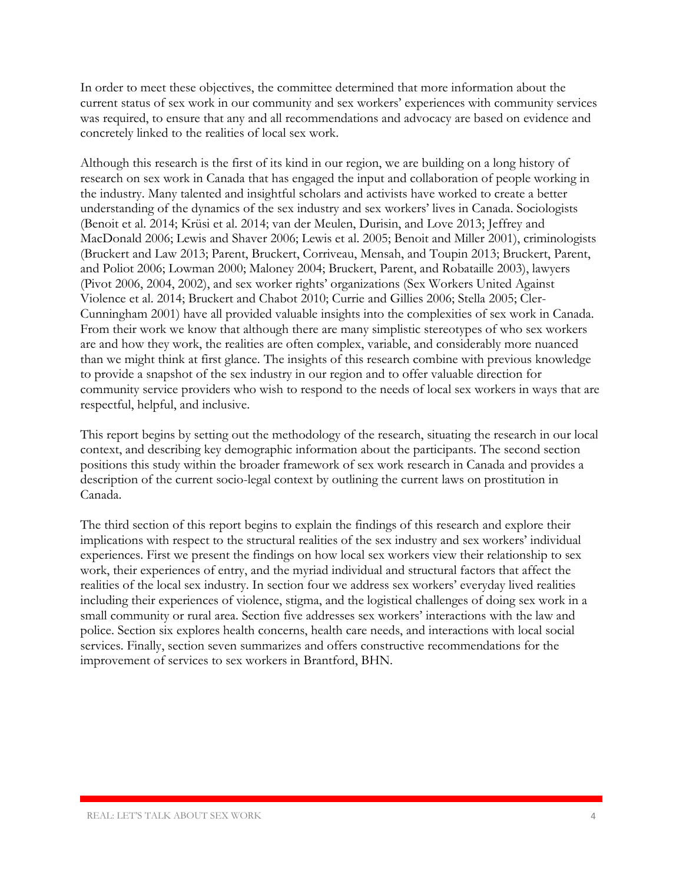In order to meet these objectives, the committee determined that more information about the current status of sex work in our community and sex workers' experiences with community services was required, to ensure that any and all recommendations and advocacy are based on evidence and concretely linked to the realities of local sex work.

Although this research is the first of its kind in our region, we are building on a long history of research on sex work in Canada that has engaged the input and collaboration of people working in the industry. Many talented and insightful scholars and activists have worked to create a better understanding of the dynamics of the sex industry and sex workers' lives in Canada. Sociologists (Benoit et al. 2014; Krüsi et al. 2014; van der Meulen, Durisin, and Love 2013; Jeffrey and MacDonald 2006; Lewis and Shaver 2006; Lewis et al. 2005; Benoit and Miller 2001), criminologists (Bruckert and Law 2013; Parent, Bruckert, Corriveau, Mensah, and Toupin 2013; Bruckert, Parent, and Poliot 2006; Lowman 2000; Maloney 2004; Bruckert, Parent, and Robataille 2003), lawyers (Pivot 2006, 2004, 2002), and sex worker rights' organizations (Sex Workers United Against Violence et al. 2014; Bruckert and Chabot 2010; Currie and Gillies 2006; Stella 2005; Cler-Cunningham 2001) have all provided valuable insights into the complexities of sex work in Canada. From their work we know that although there are many simplistic stereotypes of who sex workers are and how they work, the realities are often complex, variable, and considerably more nuanced than we might think at first glance. The insights of this research combine with previous knowledge to provide a snapshot of the sex industry in our region and to offer valuable direction for community service providers who wish to respond to the needs of local sex workers in ways that are respectful, helpful, and inclusive.

This report begins by setting out the methodology of the research, situating the research in our local context, and describing key demographic information about the participants. The second section positions this study within the broader framework of sex work research in Canada and provides a description of the current socio-legal context by outlining the current laws on prostitution in Canada.

The third section of this report begins to explain the findings of this research and explore their implications with respect to the structural realities of the sex industry and sex workers' individual experiences. First we present the findings on how local sex workers view their relationship to sex work, their experiences of entry, and the myriad individual and structural factors that affect the realities of the local sex industry. In section four we address sex workers' everyday lived realities including their experiences of violence, stigma, and the logistical challenges of doing sex work in a small community or rural area. Section five addresses sex workers' interactions with the law and police. Section six explores health concerns, health care needs, and interactions with local social services. Finally, section seven summarizes and offers constructive recommendations for the improvement of services to sex workers in Brantford, BHN.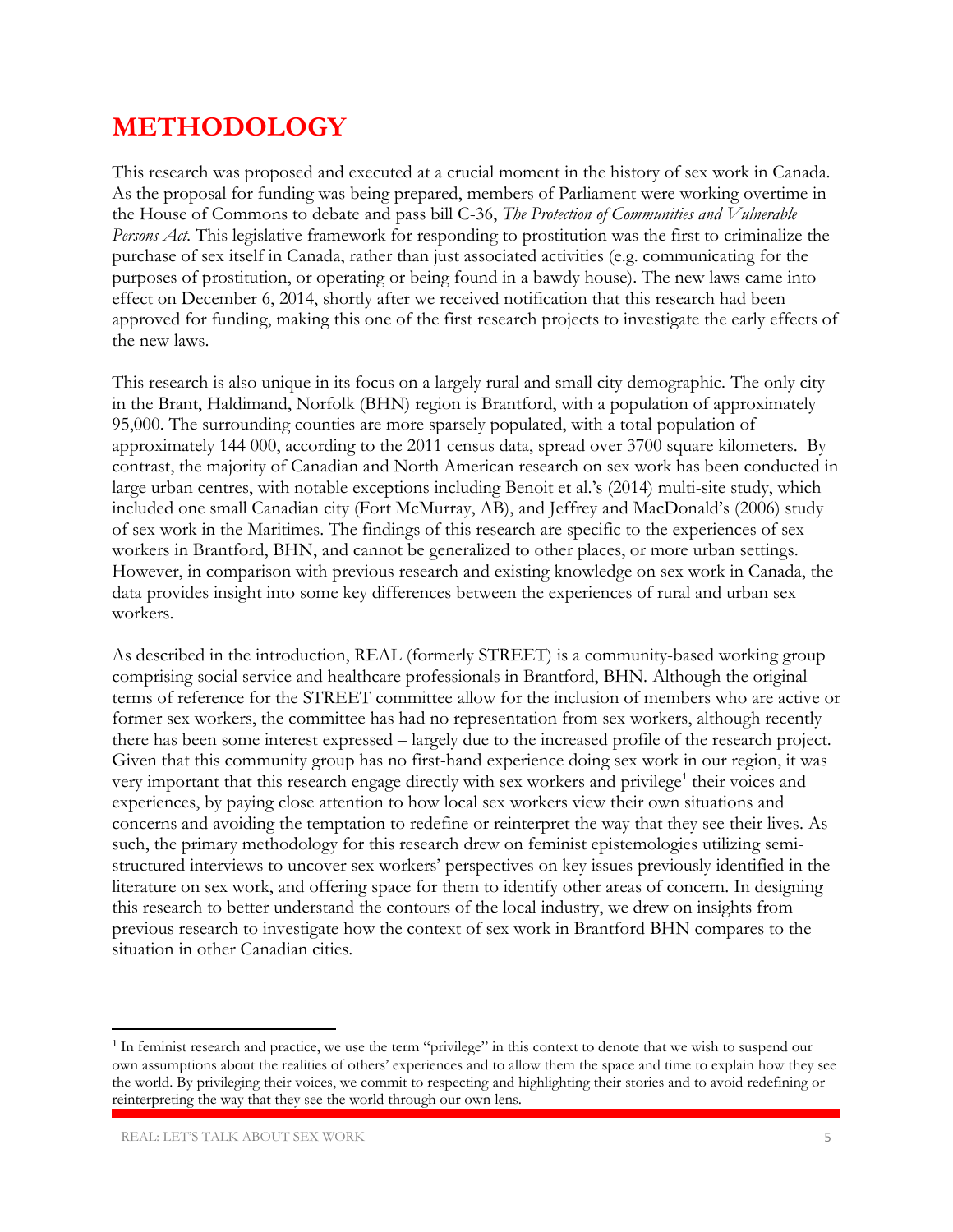# METHODOLOGY

This research was proposed and executed at a crucial moment in the history of sex work in Canada. As the proposal for funding was being prepared, members of Parliament were working overtime in the House of Commons to debate and pass bill C-36, *The Protection of Communities and Vulnerable Persons Act.* This legislative framework for responding to prostitution was the first to criminalize the purchase of sex itself in Canada, rather than just associated activities (e.g. communicating for the purposes of prostitution, or operating or being found in a bawdy house). The new laws came into effect on December 6, 2014, shortly after we received notification that this research had been approved for funding, making this one of the first research projects to investigate the early effects of the new laws.

This research is also unique in its focus on a largely rural and small city demographic. The only city in the Brant, Haldimand, Norfolk (BHN) region is Brantford, with a population of approximately 95,000. The surrounding counties are more sparsely populated, with a total population of approximately 144 000, according to the 2011 census data, spread over 3700 square kilometers. By contrast, the majority of Canadian and North American research on sex work has been conducted in large urban centres, with notable exceptions including Benoit et al.'s (2014) multi-site study, which included one small Canadian city (Fort McMurray, AB), and Jeffrey and MacDonald's (2006) study of sex work in the Maritimes. The findings of this research are specific to the experiences of sex workers in Brantford, BHN, and cannot be generalized to other places, or more urban settings. However, in comparison with previous research and existing knowledge on sex work in Canada, the data provides insight into some key differences between the experiences of rural and urban sex workers.

As described in the introduction, REAL (formerly STREET) is a community-based working group comprising social service and healthcare professionals in Brantford, BHN. Although the original terms of reference for the STREET committee allow for the inclusion of members who are active or former sex workers, the committee has had no representation from sex workers, although recently there has been some interest expressed – largely due to the increased profile of the research project. Given that this community group has no first-hand experience doing sex work in our region, it was very important that this research engage directly with sex workers and privilege[1] their voices and experiences, by paying close attention to how local sex workers view their own situations and concerns and avoiding the temptation to redefine or reinterpret the way that they see their lives. As such, the primary methodology for this research drew on feminist epistemologies utilizing semi-structured interviews to uncover sex workers' perspectives on key issues previously identified in the literature on sex work, and offering space for them to identify other areas of concern. In designing this research to better understand the contours of the local industry, we drew on insights from previous research to investigate how the context of sex work in Brantford BHN compares to the situation in other Canadian cities.

---

[1] In feminist research and practice, we use the term "privilege" in this context to denote that we wish to suspend our own assumptions about the realities of others' experiences and to allow them the space and time to explain how they see the world. By privileging their voices, we commit to respecting and highlighting their stories and to avoid redefining or reinterpreting the way that they see the world through our own lens.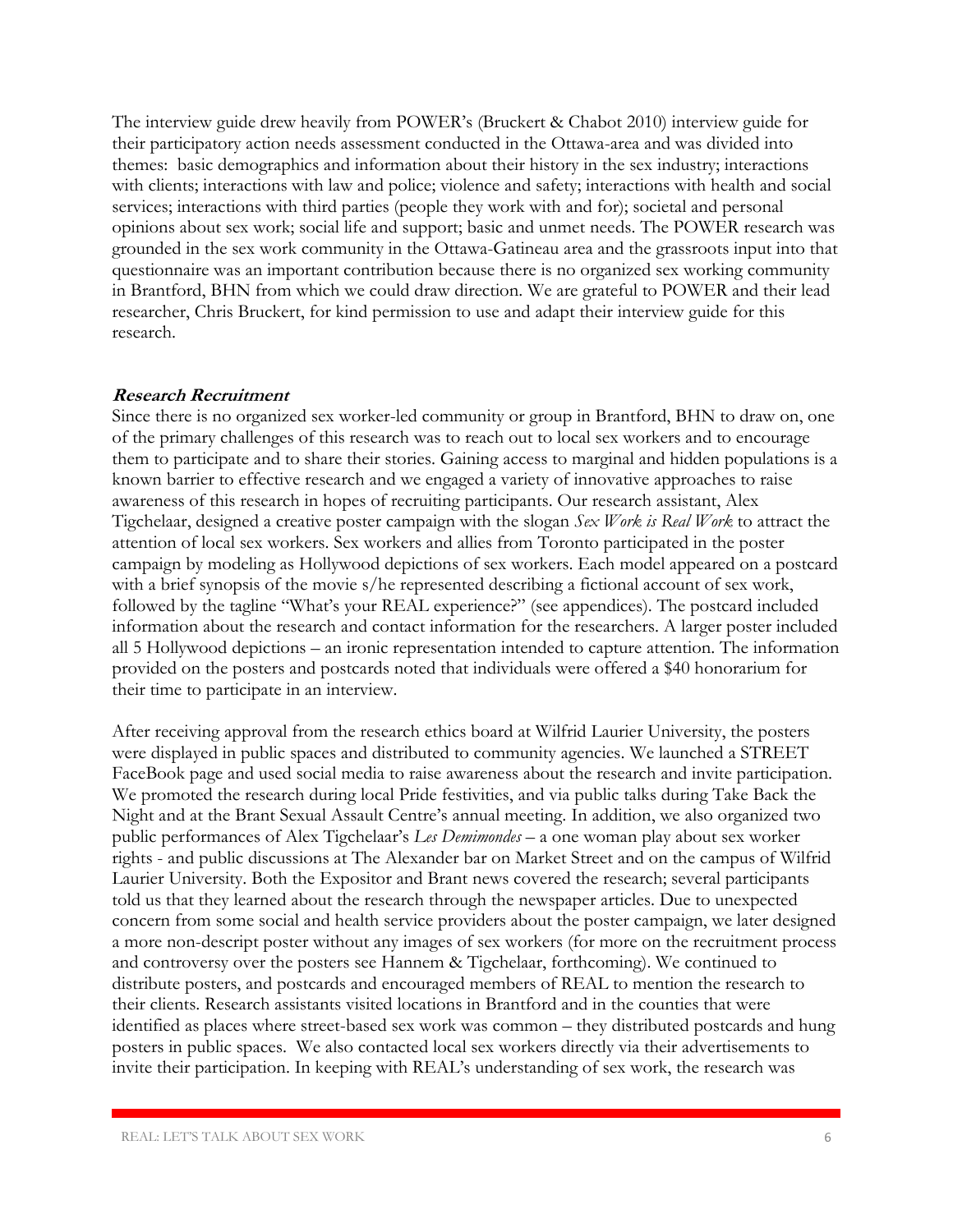The interview guide drew heavily from POWER's (Bruckert & Chabot 2010) interview guide for their participatory action needs assessment conducted in the Ottawa-area and was divided into themes: basic demographics and information about their history in the sex industry; interactions with clients; interactions with law and police; violence and safety; interactions with health and social services; interactions with third parties (people they work with and for); societal and personal opinions about sex work; social life and support; basic and unmet needs. The POWER research was grounded in the sex work community in the Ottawa-Gatineau area and the grassroots input into that questionnaire was an important contribution because there is no organized sex working community in Brantford, BHN from which we could draw direction. We are grateful to POWER and their lead researcher, Chris Bruckert, for kind permission to use and adapt their interview guide for this research.

### *Research Recruitment*

Since there is no organized sex worker-led community or group in Brantford, BHN to draw on, one of the primary challenges of this research was to reach out to local sex workers and to encourage them to participate and to share their stories. Gaining access to marginal and hidden populations is a known barrier to effective research and we engaged a variety of innovative approaches to raise awareness of this research in hopes of recruiting participants. Our research assistant, Alex Tigchelaar, designed a creative poster campaign with the slogan *Sex Work is Real Work* to attract the attention of local sex workers. Sex workers and allies from Toronto participated in the poster campaign by modeling as Hollywood depictions of sex workers. Each model appeared on a postcard with a brief synopsis of the movie s/he represented describing a fictional account of sex work, followed by the tagline "What's your REAL experience?" (see appendices). The postcard included information about the research and contact information for the researchers. A larger poster included all 5 Hollywood depictions – an ironic representation intended to capture attention. The information provided on the posters and postcards noted that individuals were offered a $40 honorarium for their time to participate in an interview.

After receiving approval from the research ethics board at Wilfrid Laurier University, the posters were displayed in public spaces and distributed to community agencies. We launched a STREET FaceBook page and used social media to raise awareness about the research and invite participation. We promoted the research during local Pride festivities, and via public talks during Take Back the Night and at the Brant Sexual Assault Centre's annual meeting. In addition, we also organized two public performances of Alex Tigchelaar's *Les Demimondes* – a one woman play about sex worker rights - and public discussions at The Alexander bar on Market Street and on the campus of Wilfrid Laurier University. Both the Expositor and Brant news covered the research; several participants told us that they learned about the research through the newspaper articles. Due to unexpected concern from some social and health service providers about the poster campaign, we later designed a more non-descript poster without any images of sex workers (for more on the recruitment process and controversy over the posters see Hannem & Tigchelaar, forthcoming). We continued to distribute posters, and postcards and encouraged members of REAL to mention the research to their clients. Research assistants visited locations in Brantford and in the counties that were identified as places where street-based sex work was common – they distributed postcards and hung posters in public spaces. We also contacted local sex workers directly via their advertisements to invite their participation. In keeping with REAL's understanding of sex work, the research was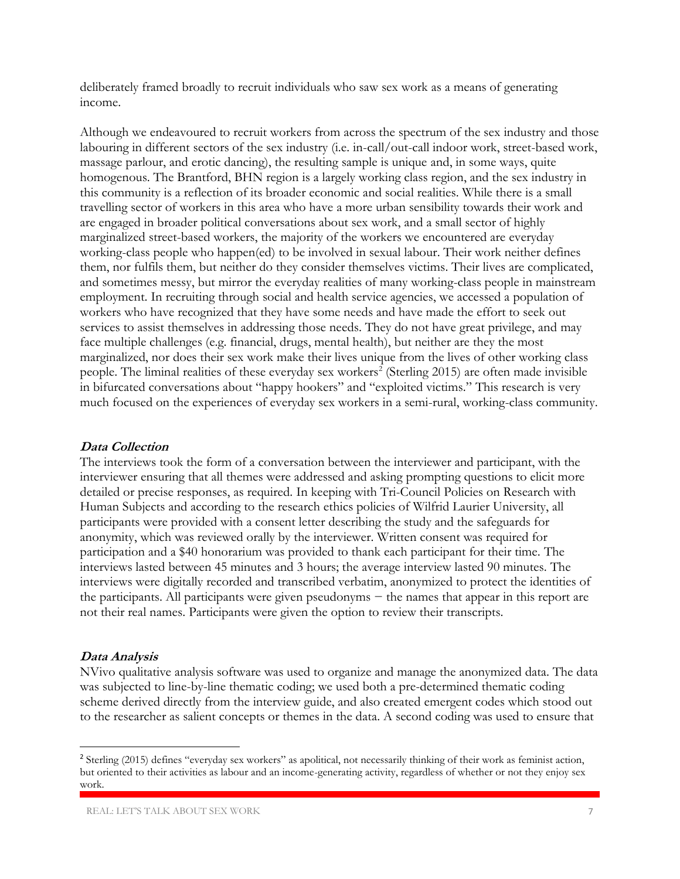deliberately framed broadly to recruit individuals who saw sex work as a means of generating income.

Although we endeavoured to recruit workers from across the spectrum of the sex industry and those labouring in different sectors of the sex industry (i.e. in-call/out-call indoor work, street-based work, massage parlour, and erotic dancing), the resulting sample is unique and, in some ways, quite homogenous. The Brantford, BHN region is a largely working class region, and the sex industry in this community is a reflection of its broader economic and social realities. While there is a small travelling sector of workers in this area who have a more urban sensibility towards their work and are engaged in broader political conversations about sex work, and a small sector of highly marginalized street-based workers, the majority of the workers we encountered are everyday working-class people who happen(ed) to be involved in sexual labour. Their work neither defines them, nor fulfils them, but neither do they consider themselves victims. Their lives are complicated, and sometimes messy, but mirror the everyday realities of many working-class people in mainstream employment. In recruiting through social and health service agencies, we accessed a population of workers who have recognized that they have some needs and have made the effort to seek out services to assist themselves in addressing those needs. They do not have great privilege, and may face multiple challenges (e.g. financial, drugs, mental health), but neither are they the most marginalized, nor does their sex work make their lives unique from the lives of other working class people. The liminal realities of these everyday sex workers[2] (Sterling 2015) are often made invisible in bifurcated conversations about "happy hookers" and "exploited victims." This research is very much focused on the experiences of everyday sex workers in a semi-rural, working-class community.

### *Data Collection*

The interviews took the form of a conversation between the interviewer and participant, with the interviewer ensuring that all themes were addressed and asking prompting questions to elicit more detailed or precise responses, as required. In keeping with Tri-Council Policies on Research with Human Subjects and according to the research ethics policies of Wilfrid Laurier University, all participants were provided with a consent letter describing the study and the safeguards for anonymity, which was reviewed orally by the interviewer. Written consent was required for participation and a $40 honorarium was provided to thank each participant for their time. The interviews lasted between 45 minutes and 3 hours; the average interview lasted 90 minutes. The interviews were digitally recorded and transcribed verbatim, anonymized to protect the identities of the participants. All participants were given pseudonyms − the names that appear in this report are not their real names. Participants were given the option to review their transcripts.

### *Data Analysis*

NVivo qualitative analysis software was used to organize and manage the anonymized data. The data was subjected to line-by-line thematic coding; we used both a pre-determined thematic coding scheme derived directly from the interview guide, and also created emergent codes which stood out to the researcher as salient concepts or themes in the data. A second coding was used to ensure that

[2] Sterling (2015) defines "everyday sex workers" as apolitical, not necessarily thinking of their work as feminist action, but oriented to their activities as labour and an income-generating activity, regardless of whether or not they enjoy sex work.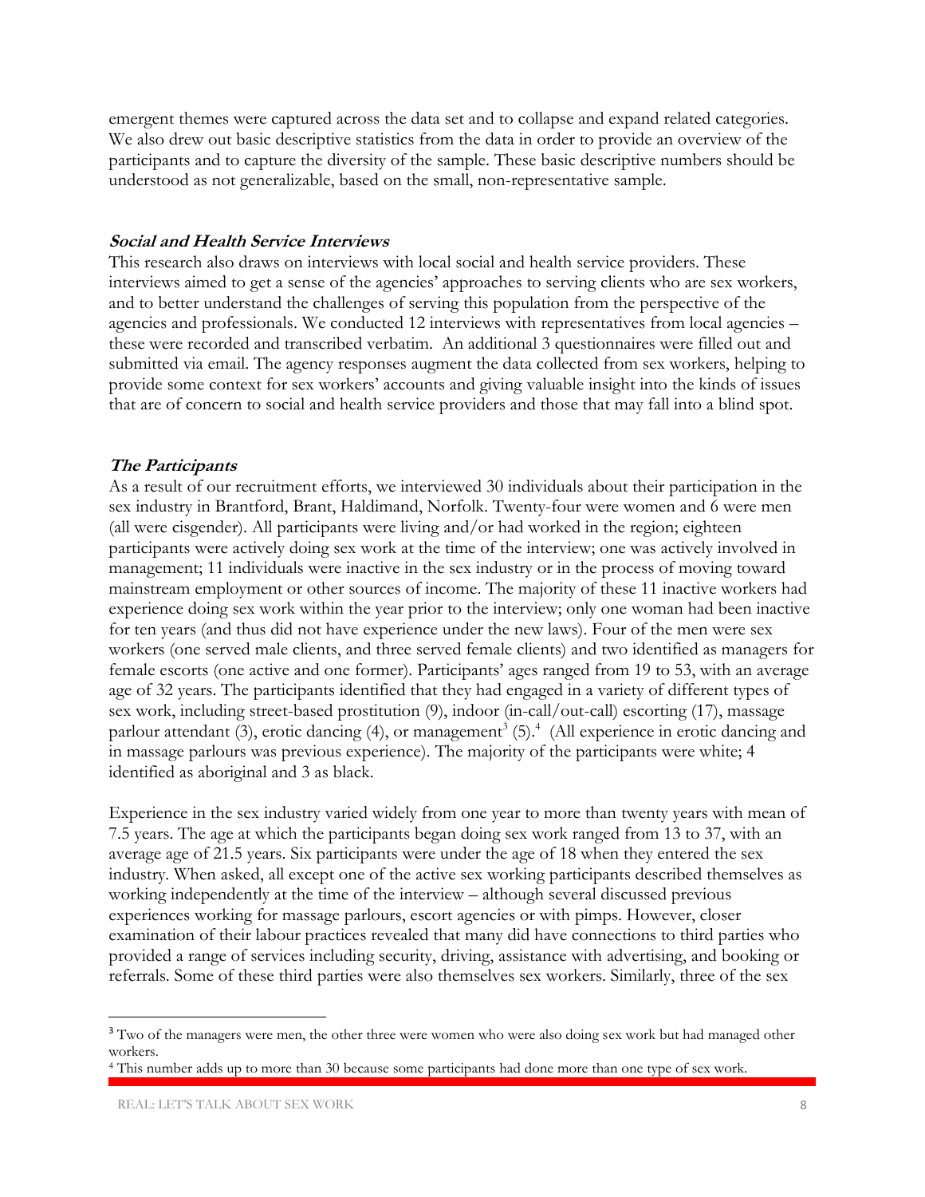emergent themes were captured across the data set and to collapse and expand related categories. We also drew out basic descriptive statistics from the data in order to provide an overview of the participants and to capture the diversity of the sample. These basic descriptive numbers should be understood as not generalizable, based on the small, non-representative sample.

### *Social and Health Service Interviews*

This research also draws on interviews with local social and health service providers. These interviews aimed to get a sense of the agencies' approaches to serving clients who are sex workers, and to better understand the challenges of serving this population from the perspective of the agencies and professionals. We conducted 12 interviews with representatives from local agencies – these were recorded and transcribed verbatim. An additional 3 questionnaires were filled out and submitted via email. The agency responses augment the data collected from sex workers, helping to provide some context for sex workers' accounts and giving valuable insight into the kinds of issues that are of concern to social and health service providers and those that may fall into a blind spot.

### *The Participants*

As a result of our recruitment efforts, we interviewed 30 individuals about their participation in the sex industry in Brantford, Brant, Haldimand, Norfolk. Twenty-four were women and 6 were men (all were cisgender). All participants were living and/or had worked in the region; eighteen participants were actively doing sex work at the time of the interview; one was actively involved in management; 11 individuals were inactive in the sex industry or in the process of moving toward mainstream employment or other sources of income. The majority of these 11 inactive workers had experience doing sex work within the year prior to the interview; only one woman had been inactive for ten years (and thus did not have experience under the new laws). Four of the men were sex workers (one served male clients, and three served female clients) and two identified as managers for female escorts (one active and one former). Participants' ages ranged from 19 to 53, with an average age of 32 years. The participants identified that they had engaged in a variety of different types of sex work, including street-based prostitution (9), indoor (in-call/out-call) escorting (17), massage parlour attendant (3), erotic dancing (4), or management[3] (5).[4] (All experience in erotic dancing and in massage parlours was previous experience). The majority of the participants were white; 4 identified as aboriginal and 3 as black.

Experience in the sex industry varied widely from one year to more than twenty years with mean of 7.5 years. The age at which the participants began doing sex work ranged from 13 to 37, with an average age of 21.5 years. Six participants were under the age of 18 when they entered the sex industry. When asked, all except one of the active sex working participants described themselves as working independently at the time of the interview – although several discussed previous experiences working for massage parlours, escort agencies or with pimps. However, closer examination of their labour practices revealed that many did have connections to third parties who provided a range of services including security, driving, assistance with advertising, and booking or referrals. Some of these third parties were also themselves sex workers. Similarly, three of the sex

---

[3] Two of the managers were men, the other three were women who were also doing sex work but had managed other workers.

[4] This number adds up to more than 30 because some participants had done more than one type of sex work.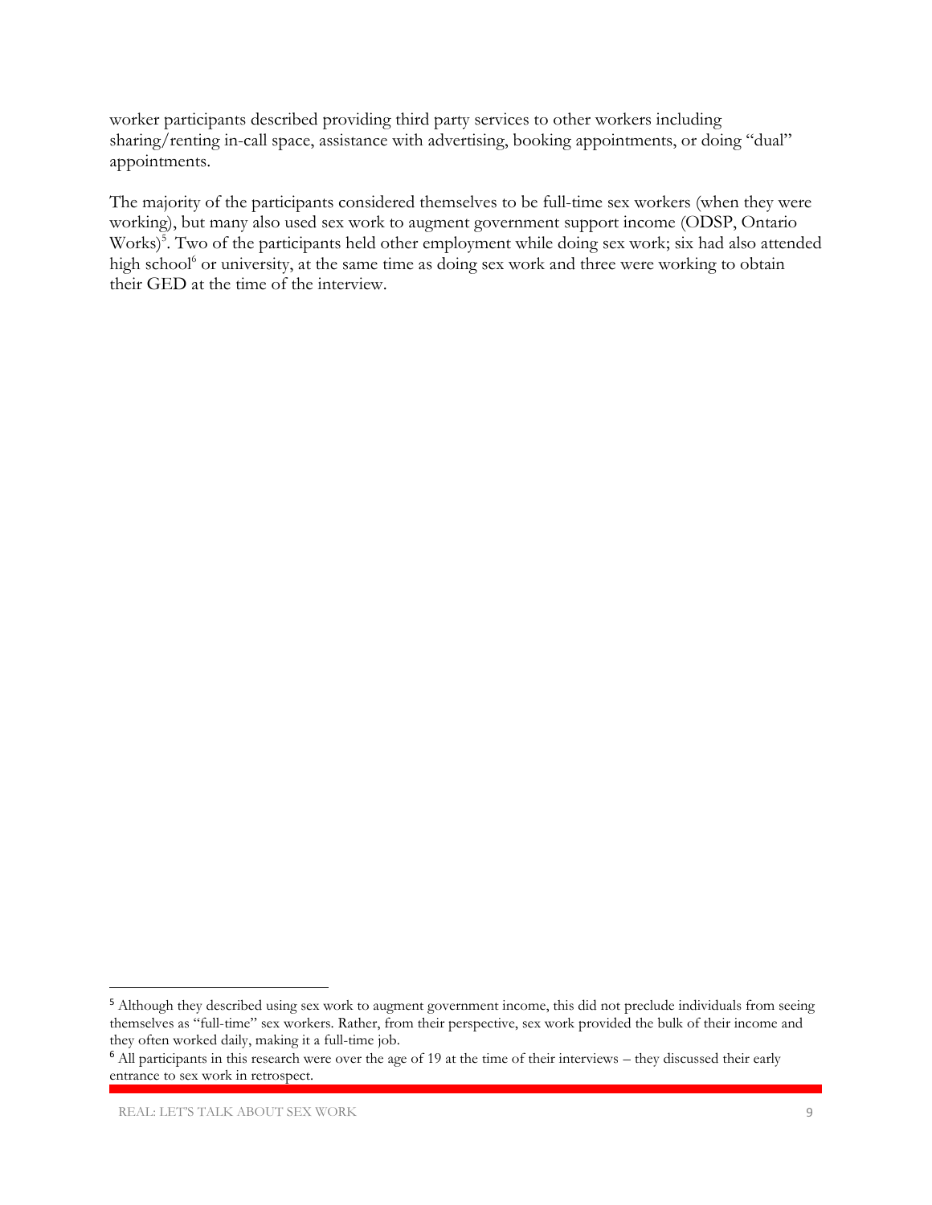worker participants described providing third party services to other workers including sharing/renting in-call space, assistance with advertising, booking appointments, or doing "dual" appointments.

The majority of the participants considered themselves to be full-time sex workers (when they were working), but many also used sex work to augment government support income (ODSP, Ontario Works)[5]. Two of the participants held other employment while doing sex work; six had also attended high school[6] or university, at the same time as doing sex work and three were working to obtain their GED at the time of the interview.

---

[5] Although they described using sex work to augment government income, this did not preclude individuals from seeing themselves as "full-time" sex workers. Rather, from their perspective, sex work provided the bulk of their income and they often worked daily, making it a full-time job.

[6] All participants in this research were over the age of 19 at the time of their interviews – they discussed their early entrance to sex work in retrospect.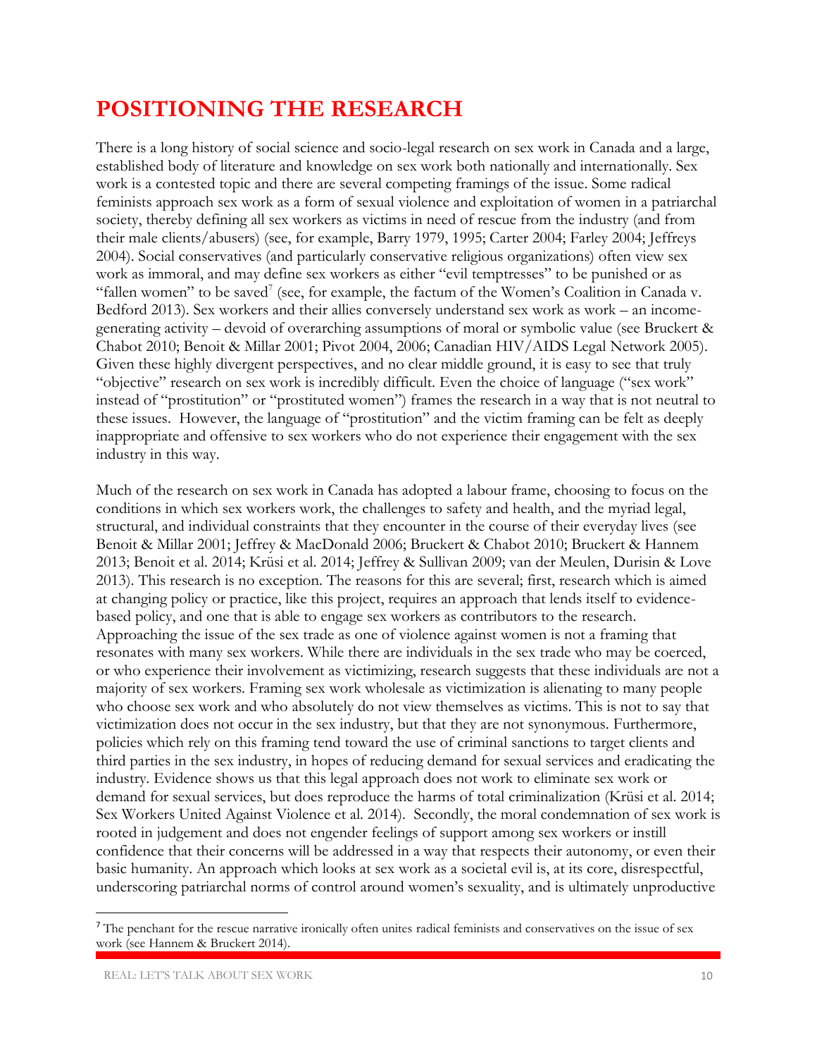# POSITIONING THE RESEARCH

There is a long history of social science and socio-legal research on sex work in Canada and a large, established body of literature and knowledge on sex work both nationally and internationally. Sex work is a contested topic and there are several competing framings of the issue. Some radical feminists approach sex work as a form of sexual violence and exploitation of women in a patriarchal society, thereby defining all sex workers as victims in need of rescue from the industry (and from their male clients/abusers) (see, for example, Barry 1979, 1995; Carter 2004; Farley 2004; Jeffreys 2004). Social conservatives (and particularly conservative religious organizations) often view sex work as immoral, and may define sex workers as either "evil temptresses" to be punished or as "fallen women" to be saved[7] (see, for example, the factum of the Women's Coalition in Canada v. Bedford 2013). Sex workers and their allies conversely understand sex work as work – an income-generating activity – devoid of overarching assumptions of moral or symbolic value (see Bruckert & Chabot 2010; Benoit & Millar 2001; Pivot 2004, 2006; Canadian HIV/AIDS Legal Network 2005). Given these highly divergent perspectives, and no clear middle ground, it is easy to see that truly "objective" research on sex work is incredibly difficult. Even the choice of language ("sex work" instead of "prostitution" or "prostituted women") frames the research in a way that is not neutral to these issues. However, the language of "prostitution" and the victim framing can be felt as deeply inappropriate and offensive to sex workers who do not experience their engagement with the sex industry in this way.

Much of the research on sex work in Canada has adopted a labour frame, choosing to focus on the conditions in which sex workers work, the challenges to safety and health, and the myriad legal, structural, and individual constraints that they encounter in the course of their everyday lives (see Benoit & Millar 2001; Jeffrey & MacDonald 2006; Bruckert & Chabot 2010; Bruckert & Hannem 2013; Benoit et al. 2014; Krüsi et al. 2014; Jeffrey & Sullivan 2009; van der Meulen, Durisin & Love 2013). This research is no exception. The reasons for this are several; first, research which is aimed at changing policy or practice, like this project, requires an approach that lends itself to evidence-based policy, and one that is able to engage sex workers as contributors to the research. Approaching the issue of the sex trade as one of violence against women is not a framing that resonates with many sex workers. While there are individuals in the sex trade who may be coerced, or who experience their involvement as victimizing, research suggests that these individuals are not a majority of sex workers. Framing sex work wholesale as victimization is alienating to many people who choose sex work and who absolutely do not view themselves as victims. This is not to say that victimization does not occur in the sex industry, but that they are not synonymous. Furthermore, policies which rely on this framing tend toward the use of criminal sanctions to target clients and third parties in the sex industry, in hopes of reducing demand for sexual services and eradicating the industry. Evidence shows us that this legal approach does not work to eliminate sex work or demand for sexual services, but does reproduce the harms of total criminalization (Krüsi et al. 2014; Sex Workers United Against Violence et al. 2014). Secondly, the moral condemnation of sex work is rooted in judgement and does not engender feelings of support among sex workers or instill confidence that their concerns will be addressed in a way that respects their autonomy, or even their basic humanity. An approach which looks at sex work as a societal evil is, at its core, disrespectful, underscoring patriarchal norms of control around women's sexuality, and is ultimately unproductive

[7] The penchant for the rescue narrative ironically often unites radical feminists and conservatives on the issue of sex work (see Hannem & Bruckert 2014).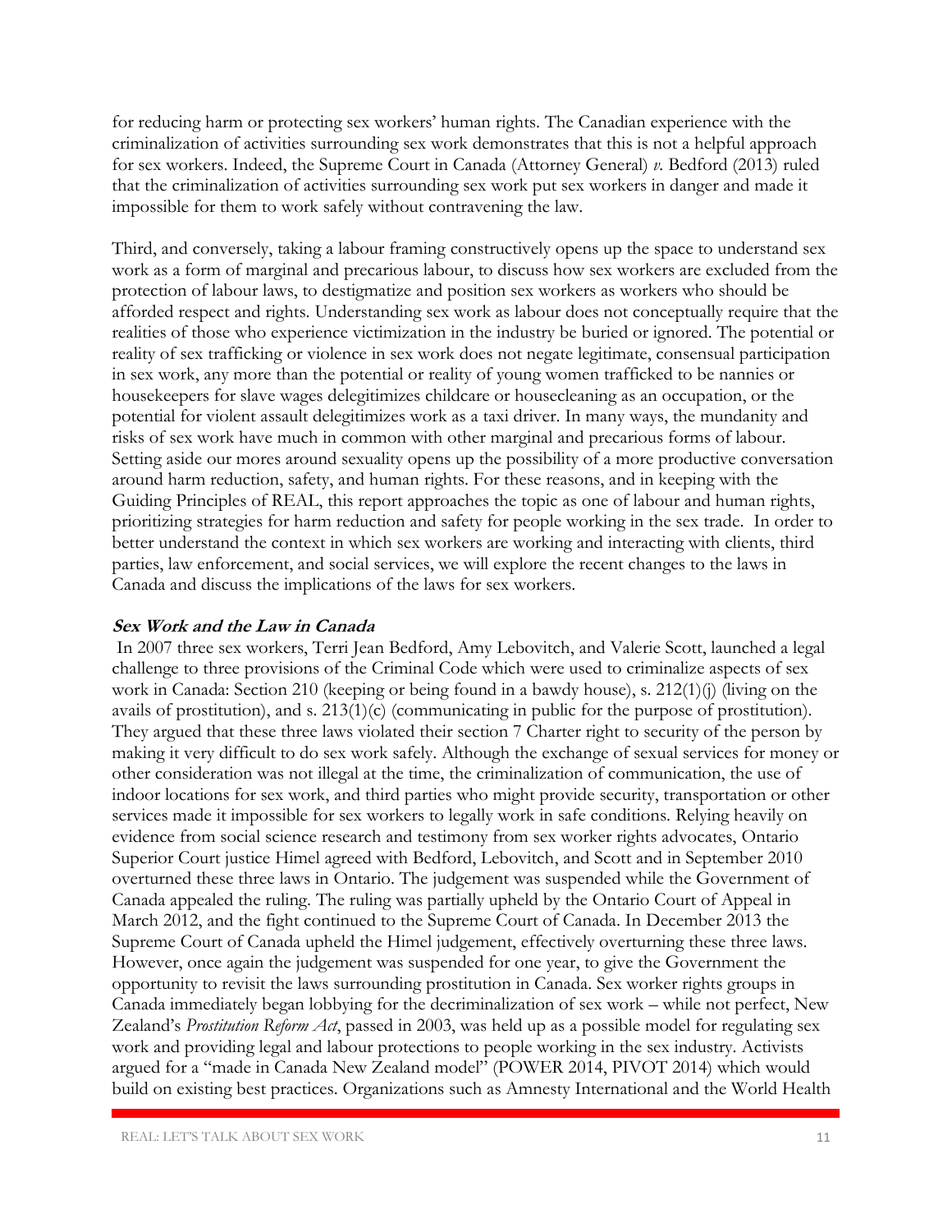for reducing harm or protecting sex workers' human rights. The Canadian experience with the criminalization of activities surrounding sex work demonstrates that this is not a helpful approach for sex workers. Indeed, the Supreme Court in Canada (Attorney General) *v.* Bedford (2013) ruled that the criminalization of activities surrounding sex work put sex workers in danger and made it impossible for them to work safely without contravening the law.

Third, and conversely, taking a labour framing constructively opens up the space to understand sex work as a form of marginal and precarious labour, to discuss how sex workers are excluded from the protection of labour laws, to destigmatize and position sex workers as workers who should be afforded respect and rights. Understanding sex work as labour does not conceptually require that the realities of those who experience victimization in the industry be buried or ignored. The potential or reality of sex trafficking or violence in sex work does not negate legitimate, consensual participation in sex work, any more than the potential or reality of young women trafficked to be nannies or housekeepers for slave wages delegitimizes childcare or housecleaning as an occupation, or the potential for violent assault delegitimizes work as a taxi driver. In many ways, the mundanity and risks of sex work have much in common with other marginal and precarious forms of labour. Setting aside our mores around sexuality opens up the possibility of a more productive conversation around harm reduction, safety, and human rights. For these reasons, and in keeping with the Guiding Principles of REAL, this report approaches the topic as one of labour and human rights, prioritizing strategies for harm reduction and safety for people working in the sex trade. In order to better understand the context in which sex workers are working and interacting with clients, third parties, law enforcement, and social services, we will explore the recent changes to the laws in Canada and discuss the implications of the laws for sex workers.

### *Sex Work and the Law in Canada*

In 2007 three sex workers, Terri Jean Bedford, Amy Lebovitch, and Valerie Scott, launched a legal challenge to three provisions of the Criminal Code which were used to criminalize aspects of sex work in Canada: Section 210 (keeping or being found in a bawdy house), s. 212(1)(j) (living on the avails of prostitution), and s. 213(1)(c) (communicating in public for the purpose of prostitution). They argued that these three laws violated their section 7 Charter right to security of the person by making it very difficult to do sex work safely. Although the exchange of sexual services for money or other consideration was not illegal at the time, the criminalization of communication, the use of indoor locations for sex work, and third parties who might provide security, transportation or other services made it impossible for sex workers to legally work in safe conditions. Relying heavily on evidence from social science research and testimony from sex worker rights advocates, Ontario Superior Court justice Himel agreed with Bedford, Lebovitch, and Scott and in September 2010 overturned these three laws in Ontario. The judgement was suspended while the Government of Canada appealed the ruling. The ruling was partially upheld by the Ontario Court of Appeal in March 2012, and the fight continued to the Supreme Court of Canada. In December 2013 the Supreme Court of Canada upheld the Himel judgement, effectively overturning these three laws. However, once again the judgement was suspended for one year, to give the Government the opportunity to revisit the laws surrounding prostitution in Canada. Sex worker rights groups in Canada immediately began lobbying for the decriminalization of sex work – while not perfect, New Zealand's *Prostitution Reform Act*, passed in 2003, was held up as a possible model for regulating sex work and providing legal and labour protections to people working in the sex industry. Activists argued for a "made in Canada New Zealand model" (POWER 2014, PIVOT 2014) which would build on existing best practices. Organizations such as Amnesty International and the World Health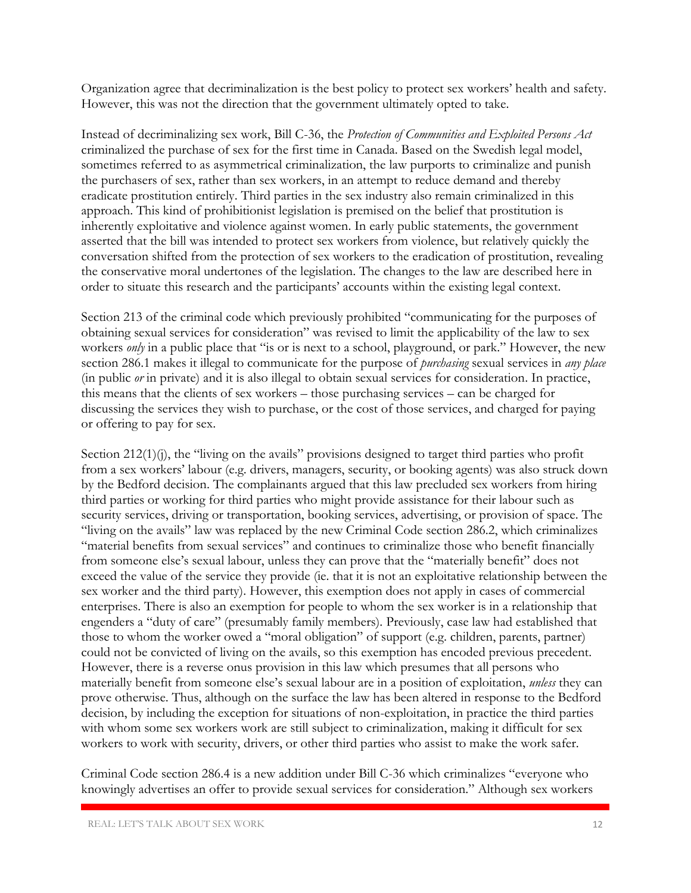Organization agree that decriminalization is the best policy to protect sex workers' health and safety. However, this was not the direction that the government ultimately opted to take.

Instead of decriminalizing sex work, Bill C-36, the *Protection of Communities and Exploited Persons Act* criminalized the purchase of sex for the first time in Canada. Based on the Swedish legal model, sometimes referred to as asymmetrical criminalization, the law purports to criminalize and punish the purchasers of sex, rather than sex workers, in an attempt to reduce demand and thereby eradicate prostitution entirely. Third parties in the sex industry also remain criminalized in this approach. This kind of prohibitionist legislation is premised on the belief that prostitution is inherently exploitative and violence against women. In early public statements, the government asserted that the bill was intended to protect sex workers from violence, but relatively quickly the conversation shifted from the protection of sex workers to the eradication of prostitution, revealing the conservative moral undertones of the legislation. The changes to the law are described here in order to situate this research and the participants' accounts within the existing legal context.

Section 213 of the criminal code which previously prohibited "communicating for the purposes of obtaining sexual services for consideration" was revised to limit the applicability of the law to sex workers *only* in a public place that "is or is next to a school, playground, or park." However, the new section 286.1 makes it illegal to communicate for the purpose of *purchasing* sexual services in *any place* (in public *or* in private) and it is also illegal to obtain sexual services for consideration. In practice, this means that the clients of sex workers – those purchasing services – can be charged for discussing the services they wish to purchase, or the cost of those services, and charged for paying or offering to pay for sex.

Section 212(1)(j), the "living on the avails" provisions designed to target third parties who profit from a sex workers' labour (e.g. drivers, managers, security, or booking agents) was also struck down by the Bedford decision. The complainants argued that this law precluded sex workers from hiring third parties or working for third parties who might provide assistance for their labour such as security services, driving or transportation, booking services, advertising, or provision of space. The "living on the avails" law was replaced by the new Criminal Code section 286.2, which criminalizes "material benefits from sexual services" and continues to criminalize those who benefit financially from someone else's sexual labour, unless they can prove that the "materially benefit" does not exceed the value of the service they provide (ie. that it is not an exploitative relationship between the sex worker and the third party). However, this exemption does not apply in cases of commercial enterprises. There is also an exemption for people to whom the sex worker is in a relationship that engenders a "duty of care" (presumably family members). Previously, case law had established that those to whom the worker owed a "moral obligation" of support (e.g. children, parents, partner) could not be convicted of living on the avails, so this exemption has encoded previous precedent. However, there is a reverse onus provision in this law which presumes that all persons who materially benefit from someone else's sexual labour are in a position of exploitation, *unless* they can prove otherwise. Thus, although on the surface the law has been altered in response to the Bedford decision, by including the exception for situations of non-exploitation, in practice the third parties with whom some sex workers work are still subject to criminalization, making it difficult for sex workers to work with security, drivers, or other third parties who assist to make the work safer.

Criminal Code section 286.4 is a new addition under Bill C-36 which criminalizes "everyone who knowingly advertises an offer to provide sexual services for consideration." Although sex workers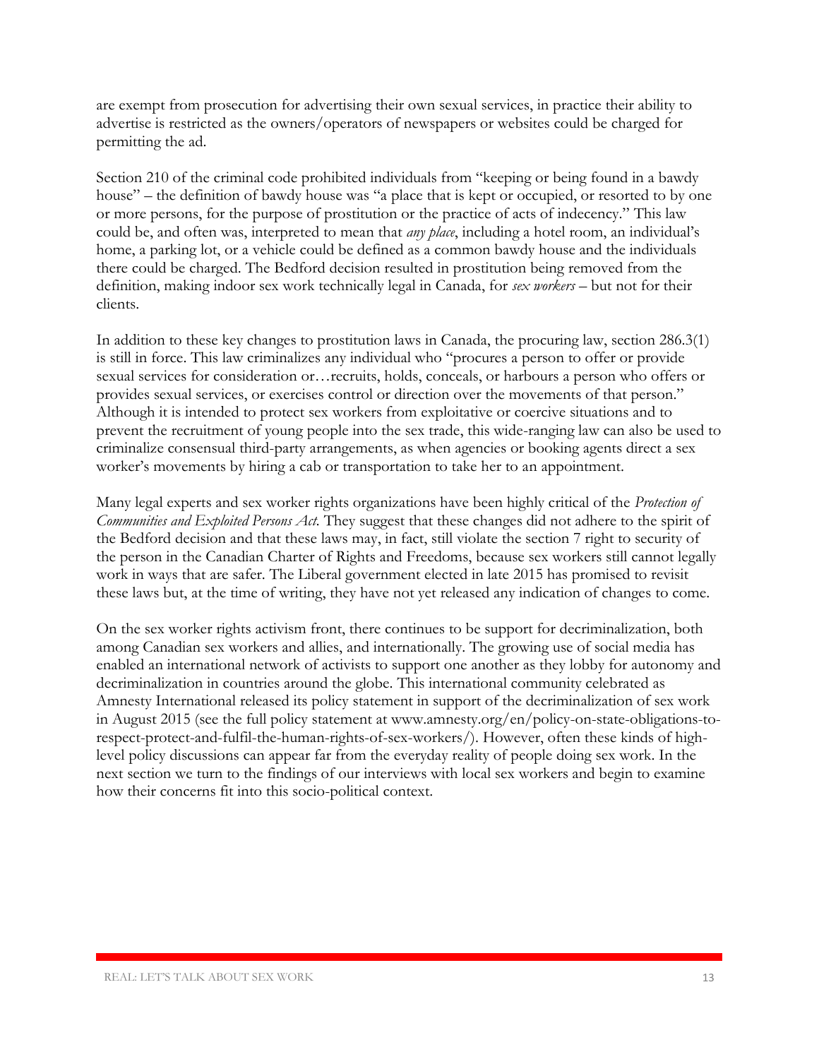are exempt from prosecution for advertising their own sexual services, in practice their ability to advertise is restricted as the owners/operators of newspapers or websites could be charged for permitting the ad.

Section 210 of the criminal code prohibited individuals from "keeping or being found in a bawdy house" – the definition of bawdy house was "a place that is kept or occupied, or resorted to by one or more persons, for the purpose of prostitution or the practice of acts of indecency." This law could be, and often was, interpreted to mean that *any place*, including a hotel room, an individual's home, a parking lot, or a vehicle could be defined as a common bawdy house and the individuals there could be charged. The Bedford decision resulted in prostitution being removed from the definition, making indoor sex work technically legal in Canada, for *sex workers* – but not for their clients.

In addition to these key changes to prostitution laws in Canada, the procuring law, section 286.3(1) is still in force. This law criminalizes any individual who "procures a person to offer or provide sexual services for consideration or…recruits, holds, conceals, or harbours a person who offers or provides sexual services, or exercises control or direction over the movements of that person." Although it is intended to protect sex workers from exploitative or coercive situations and to prevent the recruitment of young people into the sex trade, this wide-ranging law can also be used to criminalize consensual third-party arrangements, as when agencies or booking agents direct a sex worker's movements by hiring a cab or transportation to take her to an appointment.

Many legal experts and sex worker rights organizations have been highly critical of the *Protection of Communities and Exploited Persons Act*. They suggest that these changes did not adhere to the spirit of the Bedford decision and that these laws may, in fact, still violate the section 7 right to security of the person in the Canadian Charter of Rights and Freedoms, because sex workers still cannot legally work in ways that are safer. The Liberal government elected in late 2015 has promised to revisit these laws but, at the time of writing, they have not yet released any indication of changes to come.

On the sex worker rights activism front, there continues to be support for decriminalization, both among Canadian sex workers and allies, and internationally. The growing use of social media has enabled an international network of activists to support one another as they lobby for autonomy and decriminalization in countries around the globe. This international community celebrated as Amnesty International released its policy statement in support of the decriminalization of sex work in August 2015 (see the full policy statement at www.amnesty.org/en/policy-on-state-obligations-to-respect-protect-and-fulfil-the-human-rights-of-sex-workers/). However, often these kinds of high-level policy discussions can appear far from the everyday reality of people doing sex work. In the next section we turn to the findings of our interviews with local sex workers and begin to examine how their concerns fit into this socio-political context.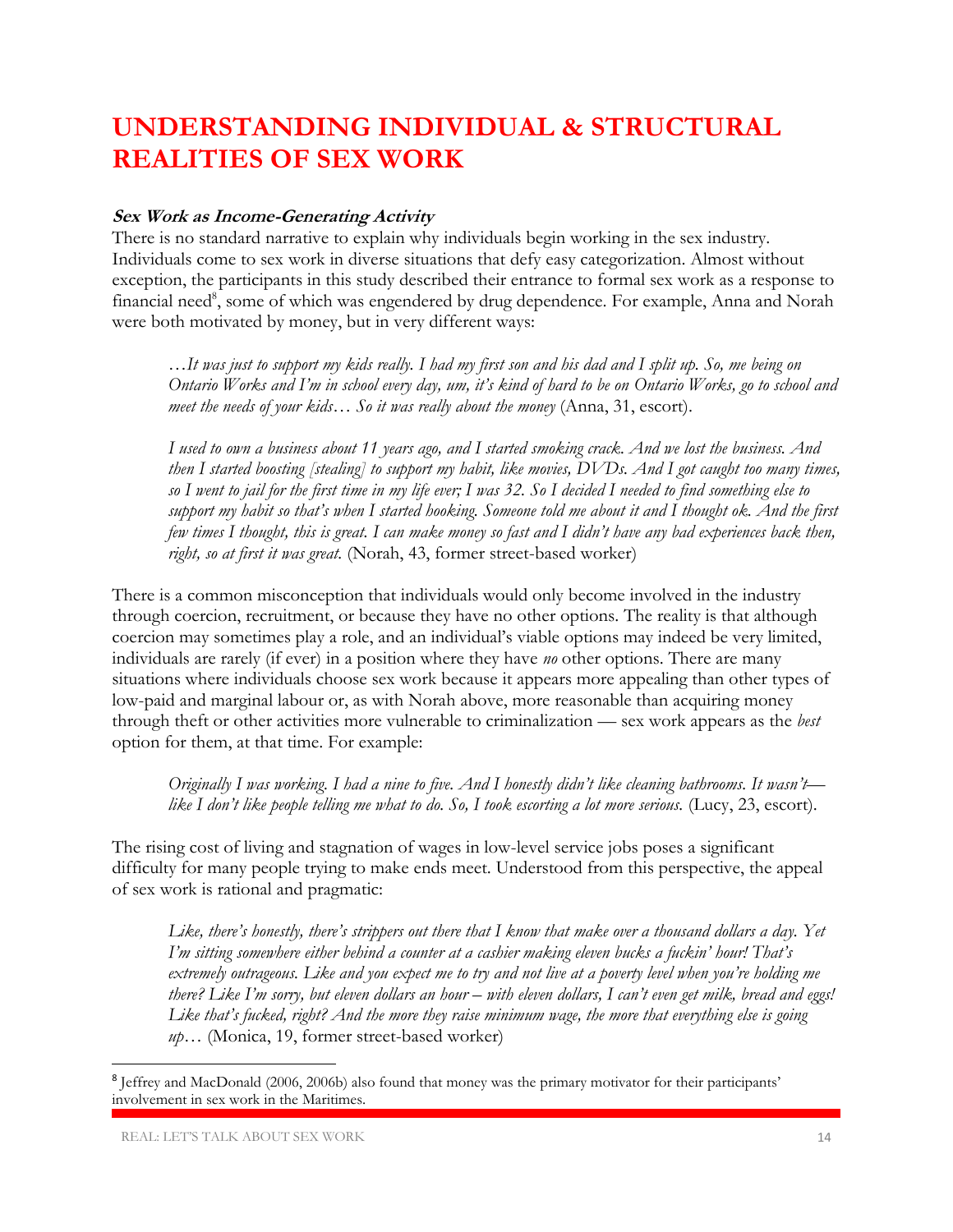# UNDERSTANDING INDIVIDUAL & STRUCTURAL REALITIES OF SEX WORK

***Sex Work as Income-Generating Activity***

There is no standard narrative to explain why individuals begin working in the sex industry. Individuals come to sex work in diverse situations that defy easy categorization. Almost without exception, the participants in this study described their entrance to formal sex work as a response to financial need[8], some of which was engendered by drug dependence. For example, Anna and Norah were both motivated by money, but in very different ways:

> *…It was just to support my kids really. I had my first son and his dad and I split up. So, me being on Ontario Works and I'm in school every day, um, it's kind of hard to be on Ontario Works, go to school and meet the needs of your kids… So it was really about the money* (Anna, 31, escort).

> *I used to own a business about 11 years ago, and I started smoking crack. And we lost the business. And then I started boosting [stealing] to support my habit, like movies, DVDs. And I got caught too many times, so I went to jail for the first time in my life ever; I was 32. So I decided I needed to find something else to support my habit so that's when I started hooking. Someone told me about it and I thought ok. And the first few times I thought, this is great. I can make money so fast and I didn't have any bad experiences back then, right, so at first it was great.* (Norah, 43, former street-based worker)

There is a common misconception that individuals would only become involved in the industry through coercion, recruitment, or because they have no other options. The reality is that although coercion may sometimes play a role, and an individual's viable options may indeed be very limited, individuals are rarely (if ever) in a position where they have *no* other options. There are many situations where individuals choose sex work because it appears more appealing than other types of low-paid and marginal labour or, as with Norah above, more reasonable than acquiring money through theft or other activities more vulnerable to criminalization — sex work appears as the *best* option for them, at that time. For example:

> *Originally I was working. I had a nine to five. And I honestly didn't like cleaning bathrooms. It wasn't— like I don't like people telling me what to do. So, I took escorting a lot more serious.* (Lucy, 23, escort).

The rising cost of living and stagnation of wages in low-level service jobs poses a significant difficulty for many people trying to make ends meet. Understood from this perspective, the appeal of sex work is rational and pragmatic:

> *Like, there's honestly, there's strippers out there that I know that make over a thousand dollars a day. Yet I'm sitting somewhere either behind a counter at a cashier making eleven bucks a fuckin' hour! That's extremely outrageous. Like and you expect me to try and not live at a poverty level when you're holding me there? Like I'm sorry, but eleven dollars an hour – with eleven dollars, I can't even get milk, bread and eggs! Like that's fucked, right? And the more they raise minimum wage, the more that everything else is going up…* (Monica, 19, former street-based worker)

---

[8] Jeffrey and MacDonald (2006, 2006b) also found that money was the primary motivator for their participants' involvement in sex work in the Maritimes.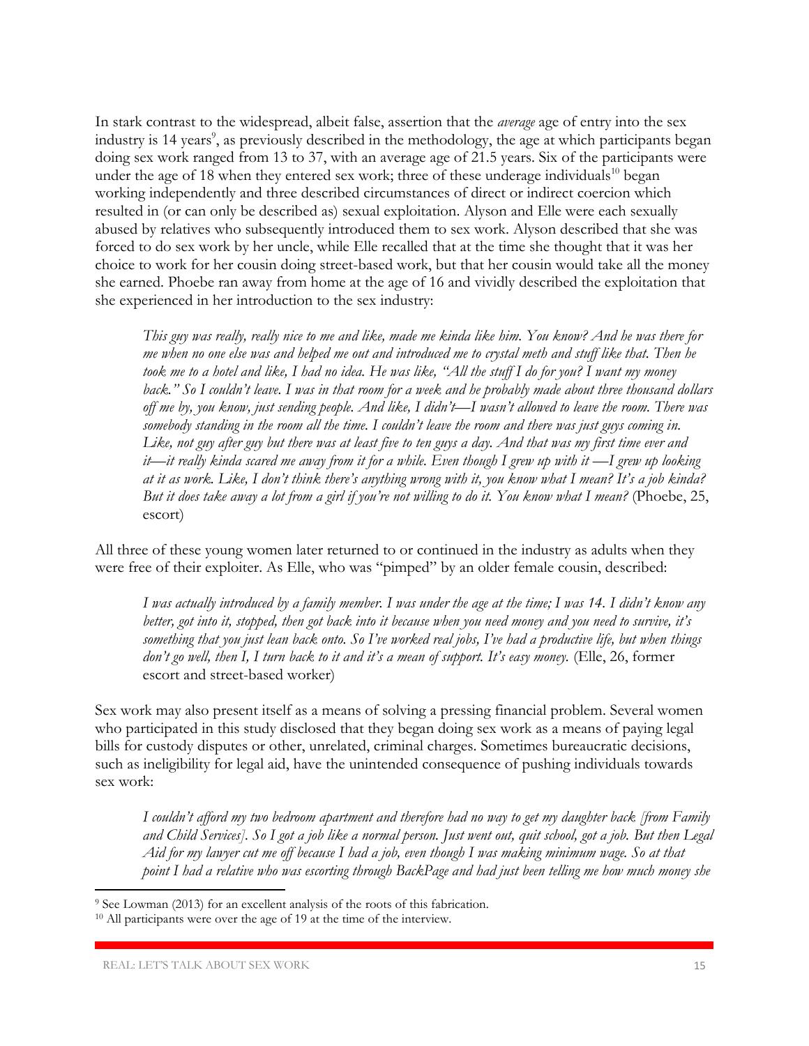In stark contrast to the widespread, albeit false, assertion that the *average* age of entry into the sex industry is 14 years[9], as previously described in the methodology, the age at which participants began doing sex work ranged from 13 to 37, with an average age of 21.5 years. Six of the participants were under the age of 18 when they entered sex work; three of these underage individuals[10] began working independently and three described circumstances of direct or indirect coercion which resulted in (or can only be described as) sexual exploitation. Alyson and Elle were each sexually abused by relatives who subsequently introduced them to sex work. Alyson described that she was forced to do sex work by her uncle, while Elle recalled that at the time she thought that it was her choice to work for her cousin doing street-based work, but that her cousin would take all the money she earned. Phoebe ran away from home at the age of 16 and vividly described the exploitation that she experienced in her introduction to the sex industry:

> *This guy was really, really nice to me and like, made me kinda like him. You know? And he was there for me when no one else was and helped me out and introduced me to crystal meth and stuff like that. Then he took me to a hotel and like, I had no idea. He was like, "All the stuff I do for you? I want my money back." So I couldn't leave. I was in that room for a week and he probably made about three thousand dollars off me by, you know, just sending people. And like, I didn't—I wasn't allowed to leave the room. There was somebody standing in the room all the time. I couldn't leave the room and there was just guys coming in. Like, not guy after guy but there was at least five to ten guys a day. And that was my first time ever and it—it really kinda scared me away from it for a while. Even though I grew up with it —I grew up looking at it as work. Like, I don't think there's anything wrong with it, you know what I mean? It's a job kinda? But it does take away a lot from a girl if you're not willing to do it. You know what I mean?* (Phoebe, 25, escort)

All three of these young women later returned to or continued in the industry as adults when they were free of their exploiter. As Elle, who was "pimped" by an older female cousin, described:

> *I was actually introduced by a family member. I was under the age at the time; I was 14. I didn't know any better, got into it, stopped, then got back into it because when you need money and you need to survive, it's something that you just lean back onto. So I've worked real jobs, I've had a productive life, but when things don't go well, then I, I turn back to it and it's a mean of support. It's easy money.* (Elle, 26, former escort and street-based worker)

Sex work may also present itself as a means of solving a pressing financial problem. Several women who participated in this study disclosed that they began doing sex work as a means of paying legal bills for custody disputes or other, unrelated, criminal charges. Sometimes bureaucratic decisions, such as ineligibility for legal aid, have the unintended consequence of pushing individuals towards sex work:

> *I couldn't afford my two bedroom apartment and therefore had no way to get my daughter back [from Family and Child Services]. So I got a job like a normal person. Just went out, quit school, got a job. But then Legal Aid for my lawyer cut me off because I had a job, even though I was making minimum wage. So at that point I had a relative who was escorting through BackPage and had just been telling me how much money she*

[9] See Lowman (2013) for an excellent analysis of the roots of this fabrication.

[10] All participants were over the age of 19 at the time of the interview.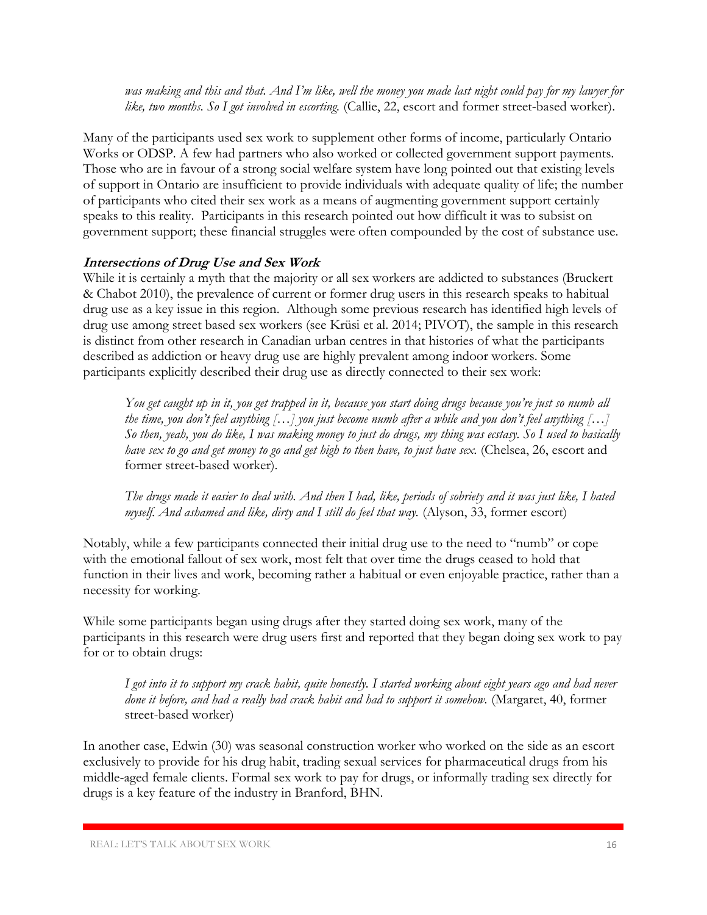*was making and this and that. And I'm like, well the money you made last night could pay for my lawyer for like, two months. So I got involved in escorting.* (Callie, 22, escort and former street-based worker).

Many of the participants used sex work to supplement other forms of income, particularly Ontario Works or ODSP. A few had partners who also worked or collected government support payments. Those who are in favour of a strong social welfare system have long pointed out that existing levels of support in Ontario are insufficient to provide individuals with adequate quality of life; the number of participants who cited their sex work as a means of augmenting government support certainly speaks to this reality. Participants in this research pointed out how difficult it was to subsist on government support; these financial struggles were often compounded by the cost of substance use.

### ***Intersections of Drug Use and Sex Work***

While it is certainly a myth that the majority or all sex workers are addicted to substances (Bruckert & Chabot 2010), the prevalence of current or former drug users in this research speaks to habitual drug use as a key issue in this region. Although some previous research has identified high levels of drug use among street based sex workers (see Krüsi et al. 2014; PIVOT), the sample in this research is distinct from other research in Canadian urban centres in that histories of what the participants described as addiction or heavy drug use are highly prevalent among indoor workers. Some participants explicitly described their drug use as directly connected to their sex work:

> *You get caught up in it, you get trapped in it, because you start doing drugs because you're just so numb all the time, you don't feel anything […] you just become numb after a while and you don't feel anything […] So then, yeah, you do like, I was making money to just do drugs, my thing was ecstasy. So I used to basically have sex to go and get money to go and get high to then have, to just have sex.* (Chelsea, 26, escort and former street-based worker).

> *The drugs made it easier to deal with. And then I had, like, periods of sobriety and it was just like, I hated myself. And ashamed and like, dirty and I still do feel that way.* (Alyson, 33, former escort)

Notably, while a few participants connected their initial drug use to the need to "numb" or cope with the emotional fallout of sex work, most felt that over time the drugs ceased to hold that function in their lives and work, becoming rather a habitual or even enjoyable practice, rather than a necessity for working.

While some participants began using drugs after they started doing sex work, many of the participants in this research were drug users first and reported that they began doing sex work to pay for or to obtain drugs:

> *I got into it to support my crack habit, quite honestly. I started working about eight years ago and had never done it before, and had a really bad crack habit and had to support it somehow.* (Margaret, 40, former street-based worker)

In another case, Edwin (30) was seasonal construction worker who worked on the side as an escort exclusively to provide for his drug habit, trading sexual services for pharmaceutical drugs from his middle-aged female clients. Formal sex work to pay for drugs, or informally trading sex directly for drugs is a key feature of the industry in Branford, BHN.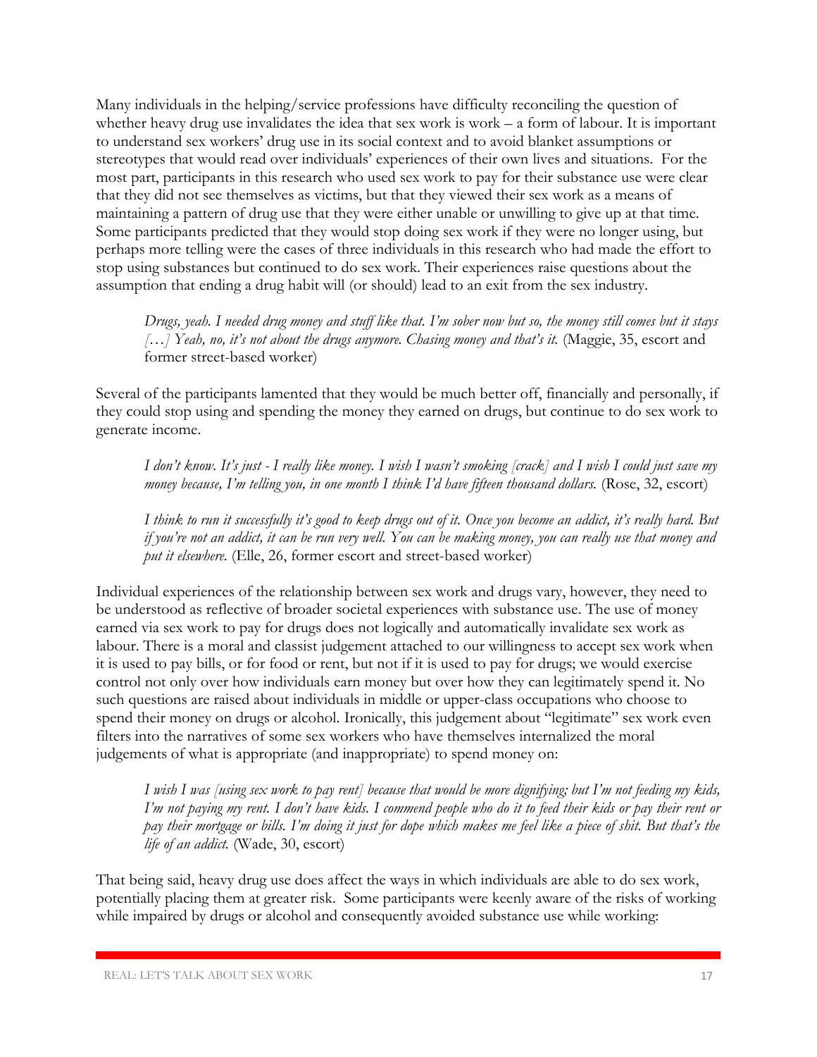Many individuals in the helping/service professions have difficulty reconciling the question of whether heavy drug use invalidates the idea that sex work is work – a form of labour. It is important to understand sex workers' drug use in its social context and to avoid blanket assumptions or stereotypes that would read over individuals' experiences of their own lives and situations. For the most part, participants in this research who used sex work to pay for their substance use were clear that they did not see themselves as victims, but that they viewed their sex work as a means of maintaining a pattern of drug use that they were either unable or unwilling to give up at that time. Some participants predicted that they would stop doing sex work if they were no longer using, but perhaps more telling were the cases of three individuals in this research who had made the effort to stop using substances but continued to do sex work. Their experiences raise questions about the assumption that ending a drug habit will (or should) lead to an exit from the sex industry.

> *Drugs, yeah. I needed drug money and stuff like that. I'm sober now but so, the money still comes but it stays […] Yeah, no, it's not about the drugs anymore. Chasing money and that's it.* (Maggie, 35, escort and former street-based worker)

Several of the participants lamented that they would be much better off, financially and personally, if they could stop using and spending the money they earned on drugs, but continue to do sex work to generate income.

> *I don't know. It's just - I really like money. I wish I wasn't smoking [crack] and I wish I could just save my money because, I'm telling you, in one month I think I'd have fifteen thousand dollars.* (Rose, 32, escort)

> *I think to run it successfully it's good to keep drugs out of it. Once you become an addict, it's really hard. But if you're not an addict, it can be run very well. You can be making money, you can really use that money and put it elsewhere.* (Elle, 26, former escort and street-based worker)

Individual experiences of the relationship between sex work and drugs vary, however, they need to be understood as reflective of broader societal experiences with substance use. The use of money earned via sex work to pay for drugs does not logically and automatically invalidate sex work as labour. There is a moral and classist judgement attached to our willingness to accept sex work when it is used to pay bills, or for food or rent, but not if it is used to pay for drugs; we would exercise control not only over how individuals earn money but over how they can legitimately spend it. No such questions are raised about individuals in middle or upper-class occupations who choose to spend their money on drugs or alcohol. Ironically, this judgement about "legitimate" sex work even filters into the narratives of some sex workers who have themselves internalized the moral judgements of what is appropriate (and inappropriate) to spend money on:

> *I wish I was [using sex work to pay rent] because that would be more dignifying; but I'm not feeding my kids, I'm not paying my rent. I don't have kids. I commend people who do it to feed their kids or pay their rent or pay their mortgage or bills. I'm doing it just for dope which makes me feel like a piece of shit. But that's the life of an addict.* (Wade, 30, escort)

That being said, heavy drug use does affect the ways in which individuals are able to do sex work, potentially placing them at greater risk. Some participants were keenly aware of the risks of working while impaired by drugs or alcohol and consequently avoided substance use while working: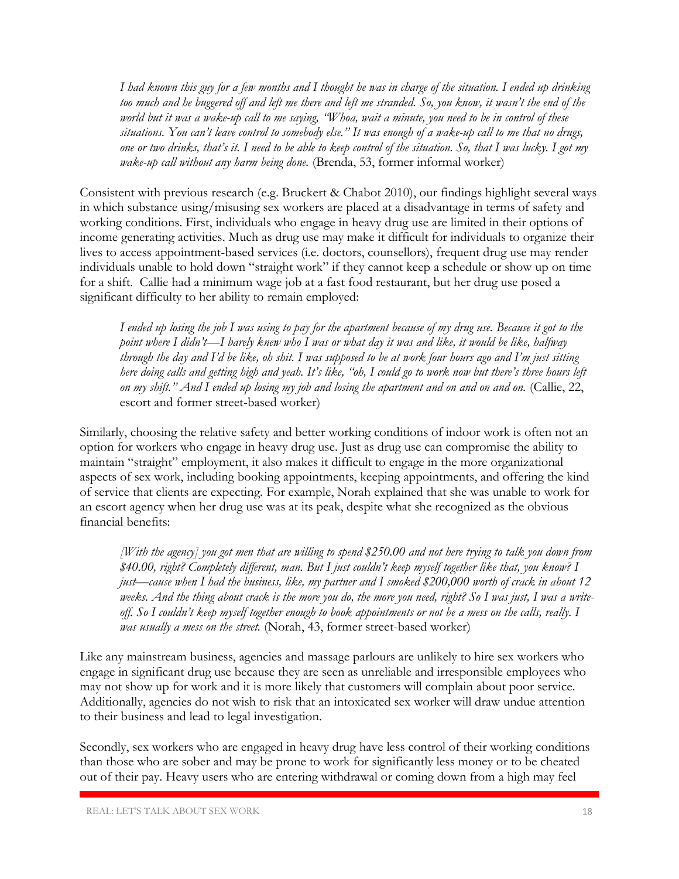> *I had known this guy for a few months and I thought he was in charge of the situation. I ended up drinking too much and he buggered off and left me there and left me stranded. So, you know, it wasn't the end of the world but it was a wake-up call to me saying, "Whoa, wait a minute, you need to be in control of these situations. You can't leave control to somebody else." It was enough of a wake-up call to me that no drugs, one or two drinks, that's it. I need to be able to keep control of the situation. So, that I was lucky. I got my wake-up call without any harm being done.* (Brenda, 53, former informal worker)

Consistent with previous research (e.g. Bruckert & Chabot 2010), our findings highlight several ways in which substance using/misusing sex workers are placed at a disadvantage in terms of safety and working conditions. First, individuals who engage in heavy drug use are limited in their options of income generating activities. Much as drug use may make it difficult for individuals to organize their lives to access appointment-based services (i.e. doctors, counsellors), frequent drug use may render individuals unable to hold down "straight work" if they cannot keep a schedule or show up on time for a shift. Callie had a minimum wage job at a fast food restaurant, but her drug use posed a significant difficulty to her ability to remain employed:

> *I ended up losing the job I was using to pay for the apartment because of my drug use. Because it got to the point where I didn't—I barely knew who I was or what day it was and like, it would be like, halfway through the day and I'd be like, oh shit. I was supposed to be at work four hours ago and I'm just sitting here doing calls and getting high and yeah. It's like, "oh, I could go to work now but there's three hours left on my shift." And I ended up losing my job and losing the apartment and on and on and on.* (Callie, 22, escort and former street-based worker)

Similarly, choosing the relative safety and better working conditions of indoor work is often not an option for workers who engage in heavy drug use. Just as drug use can compromise the ability to maintain "straight" employment, it also makes it difficult to engage in the more organizational aspects of sex work, including booking appointments, keeping appointments, and offering the kind of service that clients are expecting. For example, Norah explained that she was unable to work for an escort agency when her drug use was at its peak, despite what she recognized as the obvious financial benefits:

> *[With the agency] you got men that are willing to spend $250.00 and not here trying to talk you down from $40.00, right? Completely different, man. But I just couldn't keep myself together like that, you know? I just—cause when I had the business, like, my partner and I smoked $200,000 worth of crack in about 12 weeks. And the thing about crack is the more you do, the more you need, right? So I was just, I was a write-off. So I couldn't keep myself together enough to book appointments or not be a mess on the calls, really. I was usually a mess on the street.* (Norah, 43, former street-based worker)

Like any mainstream business, agencies and massage parlours are unlikely to hire sex workers who engage in significant drug use because they are seen as unreliable and irresponsible employees who may not show up for work and it is more likely that customers will complain about poor service. Additionally, agencies do not wish to risk that an intoxicated sex worker will draw undue attention to their business and lead to legal investigation.

Secondly, sex workers who are engaged in heavy drug have less control of their working conditions than those who are sober and may be prone to work for significantly less money or to be cheated out of their pay. Heavy users who are entering withdrawal or coming down from a high may feel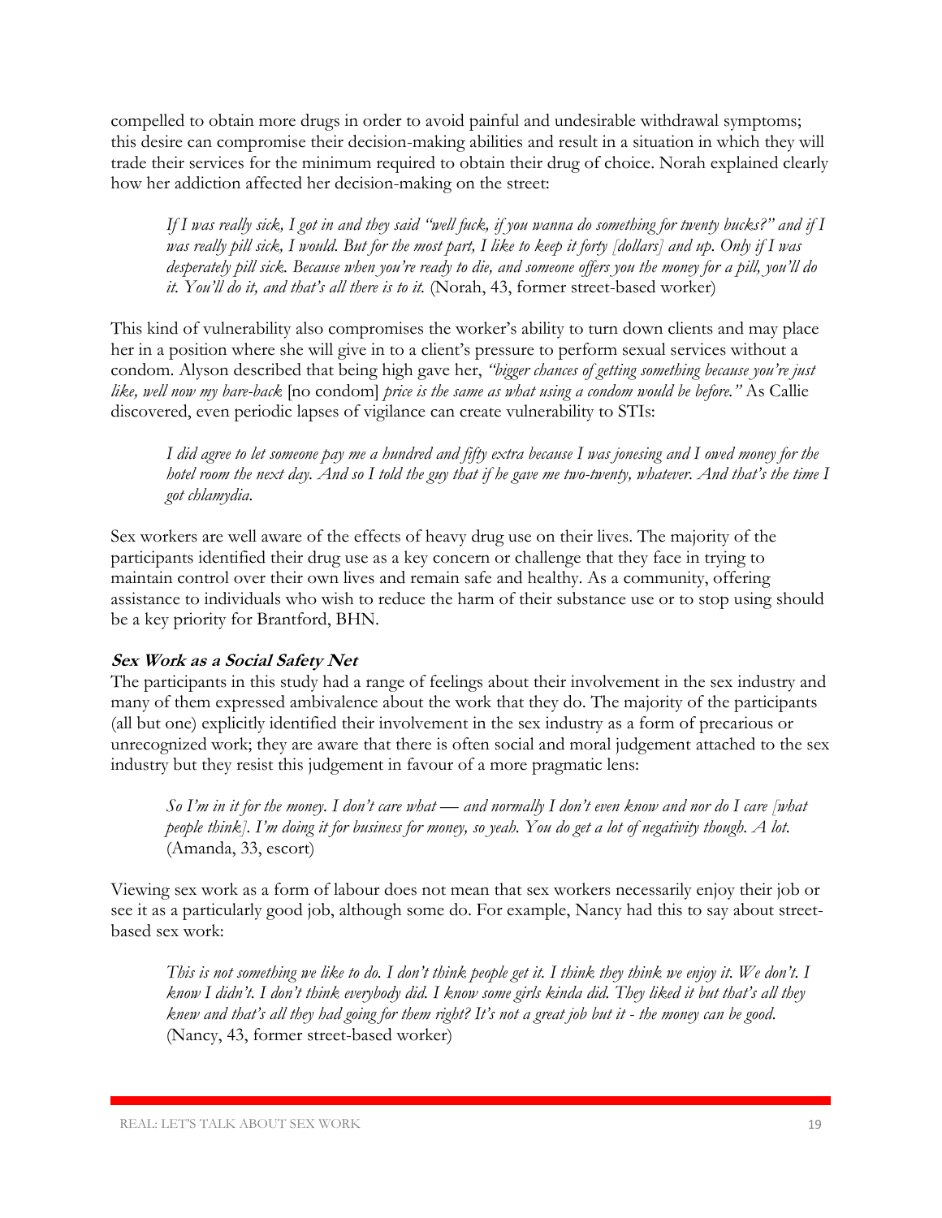compelled to obtain more drugs in order to avoid painful and undesirable withdrawal symptoms; this desire can compromise their decision-making abilities and result in a situation in which they will trade their services for the minimum required to obtain their drug of choice. Norah explained clearly how her addiction affected her decision-making on the street:

> *If I was really sick, I got in and they said "well fuck, if you wanna do something for twenty bucks?" and if I was really pill sick, I would. But for the most part, I like to keep it forty [dollars] and up. Only if I was desperately pill sick. Because when you're ready to die, and someone offers you the money for a pill, you'll do it. You'll do it, and that's all there is to it.* (Norah, 43, former street-based worker)

This kind of vulnerability also compromises the worker's ability to turn down clients and may place her in a position where she will give in to a client's pressure to perform sexual services without a condom. Alyson described that being high gave her, *"bigger chances of getting something because you're just like, well now my bare-back* [no condom] *price is the same as what using a condom would be before."* As Callie discovered, even periodic lapses of vigilance can create vulnerability to STIs:

> *I did agree to let someone pay me a hundred and fifty extra because I was jonesing and I owed money for the hotel room the next day. And so I told the guy that if he gave me two-twenty, whatever. And that's the time I got chlamydia.*

Sex workers are well aware of the effects of heavy drug use on their lives. The majority of the participants identified their drug use as a key concern or challenge that they face in trying to maintain control over their own lives and remain safe and healthy. As a community, offering assistance to individuals who wish to reduce the harm of their substance use or to stop using should be a key priority for Brantford, BHN.

#### Sex Work as a Social Safety Net

The participants in this study had a range of feelings about their involvement in the sex industry and many of them expressed ambivalence about the work that they do. The majority of the participants (all but one) explicitly identified their involvement in the sex industry as a form of precarious or unrecognized work; they are aware that there is often social and moral judgement attached to the sex industry but they resist this judgement in favour of a more pragmatic lens:

> *So I'm in it for the money. I don't care what — and normally I don't even know and nor do I care [what people think]. I'm doing it for business for money, so yeah. You do get a lot of negativity though. A lot.* (Amanda, 33, escort)

Viewing sex work as a form of labour does not mean that sex workers necessarily enjoy their job or see it as a particularly good job, although some do. For example, Nancy had this to say about street-based sex work:

> *This is not something we like to do. I don't think people get it. I think they think we enjoy it. We don't. I know I didn't. I don't think everybody did. I know some girls kinda did. They liked it but that's all they knew and that's all they had going for them right? It's not a great job but it - the money can be good.* (Nancy, 43, former street-based worker)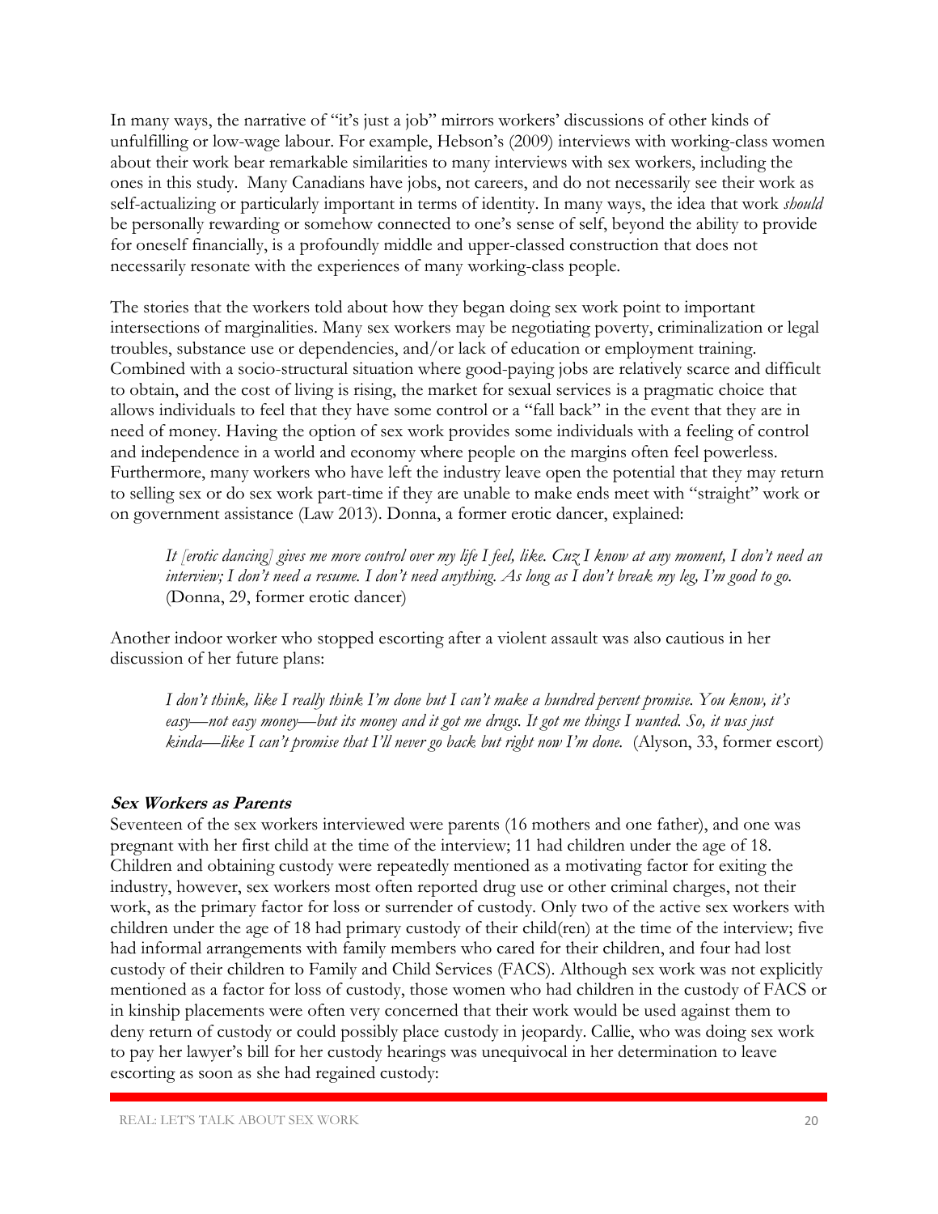In many ways, the narrative of "it's just a job" mirrors workers' discussions of other kinds of unfulfilling or low-wage labour. For example, Hebson's (2009) interviews with working-class women about their work bear remarkable similarities to many interviews with sex workers, including the ones in this study. Many Canadians have jobs, not careers, and do not necessarily see their work as self-actualizing or particularly important in terms of identity. In many ways, the idea that work *should* be personally rewarding or somehow connected to one's sense of self, beyond the ability to provide for oneself financially, is a profoundly middle and upper-classed construction that does not necessarily resonate with the experiences of many working-class people.

The stories that the workers told about how they began doing sex work point to important intersections of marginalities. Many sex workers may be negotiating poverty, criminalization or legal troubles, substance use or dependencies, and/or lack of education or employment training. Combined with a socio-structural situation where good-paying jobs are relatively scarce and difficult to obtain, and the cost of living is rising, the market for sexual services is a pragmatic choice that allows individuals to feel that they have some control or a "fall back" in the event that they are in need of money. Having the option of sex work provides some individuals with a feeling of control and independence in a world and economy where people on the margins often feel powerless. Furthermore, many workers who have left the industry leave open the potential that they may return to selling sex or do sex work part-time if they are unable to make ends meet with "straight" work or on government assistance (Law 2013). Donna, a former erotic dancer, explained:

> *It [erotic dancing] gives me more control over my life I feel, like. Cuz I know at any moment, I don't need an interview; I don't need a resume. I don't need anything. As long as I don't break my leg, I'm good to go.* (Donna, 29, former erotic dancer)

Another indoor worker who stopped escorting after a violent assault was also cautious in her discussion of her future plans:

> *I don't think, like I really think I'm done but I can't make a hundred percent promise. You know, it's easy—not easy money—but its money and it got me drugs. It got me things I wanted. So, it was just kinda—like I can't promise that I'll never go back but right now I'm done.* (Alyson, 33, former escort)

### Sex Workers as Parents

Seventeen of the sex workers interviewed were parents (16 mothers and one father), and one was pregnant with her first child at the time of the interview; 11 had children under the age of 18. Children and obtaining custody were repeatedly mentioned as a motivating factor for exiting the industry, however, sex workers most often reported drug use or other criminal charges, not their work, as the primary factor for loss or surrender of custody. Only two of the active sex workers with children under the age of 18 had primary custody of their child(ren) at the time of the interview; five had informal arrangements with family members who cared for their children, and four had lost custody of their children to Family and Child Services (FACS). Although sex work was not explicitly mentioned as a factor for loss of custody, those women who had children in the custody of FACS or in kinship placements were often very concerned that their work would be used against them to deny return of custody or could possibly place custody in jeopardy. Callie, who was doing sex work to pay her lawyer's bill for her custody hearings was unequivocal in her determination to leave escorting as soon as she had regained custody: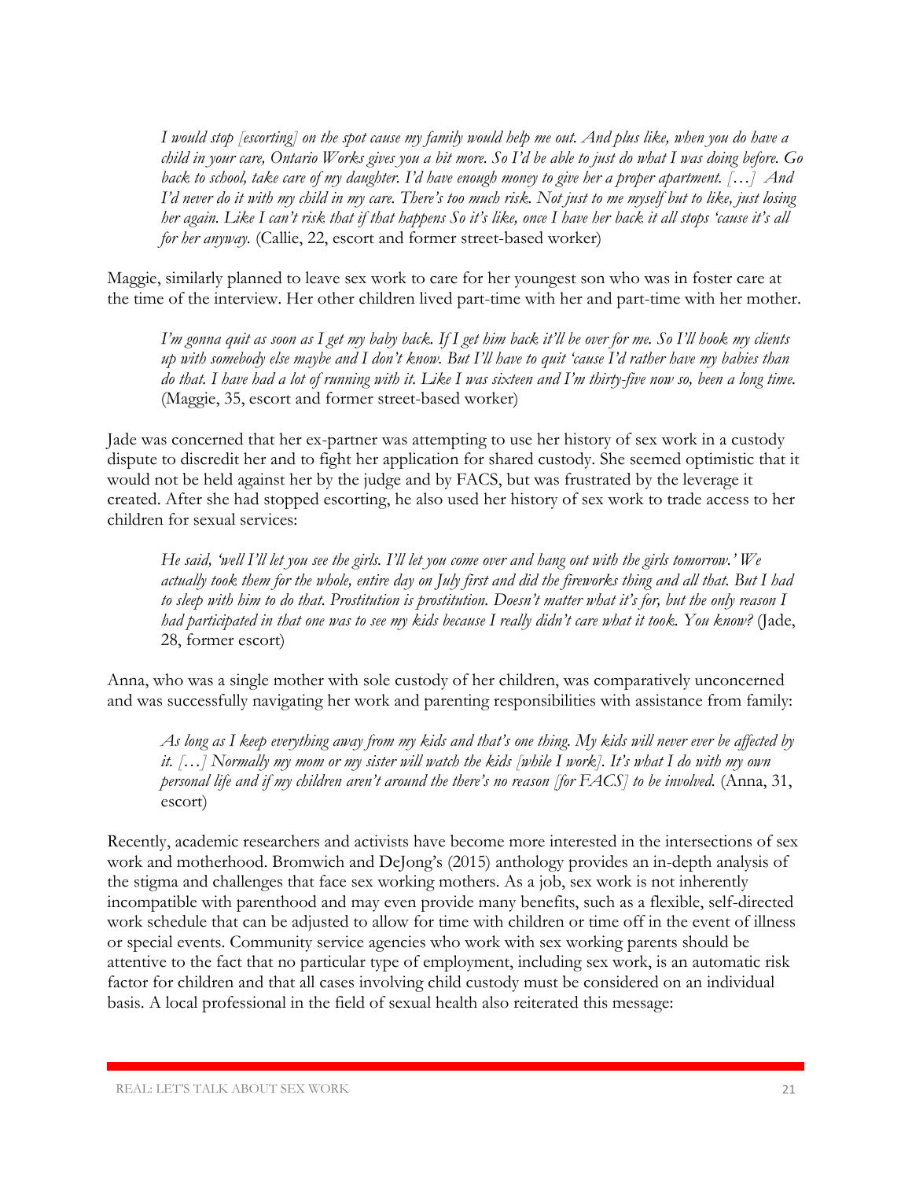> *I would stop [escorting] on the spot cause my family would help me out. And plus like, when you do have a child in your care, Ontario Works gives you a bit more. So I'd be able to just do what I was doing before. Go back to school, take care of my daughter. I'd have enough money to give her a proper apartment. […] And I'd never do it with my child in my care. There's too much risk. Not just to me myself but to like, just losing her again. Like I can't risk that if that happens So it's like, once I have her back it all stops 'cause it's all for her anyway.* (Callie, 22, escort and former street-based worker)

Maggie, similarly planned to leave sex work to care for her youngest son who was in foster care at the time of the interview. Her other children lived part-time with her and part-time with her mother.

> *I'm gonna quit as soon as I get my baby back. If I get him back it'll be over for me. So I'll hook my clients up with somebody else maybe and I don't know. But I'll have to quit 'cause I'd rather have my babies than do that. I have had a lot of running with it. Like I was sixteen and I'm thirty-five now so, been a long time.* (Maggie, 35, escort and former street-based worker)

Jade was concerned that her ex-partner was attempting to use her history of sex work in a custody dispute to discredit her and to fight her application for shared custody. She seemed optimistic that it would not be held against her by the judge and by FACS, but was frustrated by the leverage it created. After she had stopped escorting, he also used her history of sex work to trade access to her children for sexual services:

> *He said, 'well I'll let you see the girls. I'll let you come over and hang out with the girls tomorrow.' We actually took them for the whole, entire day on July first and did the fireworks thing and all that. But I had to sleep with him to do that. Prostitution is prostitution. Doesn't matter what it's for, but the only reason I had participated in that one was to see my kids because I really didn't care what it took. You know?* (Jade, 28, former escort)

Anna, who was a single mother with sole custody of her children, was comparatively unconcerned and was successfully navigating her work and parenting responsibilities with assistance from family:

> *As long as I keep everything away from my kids and that's one thing. My kids will never ever be affected by it. […] Normally my mom or my sister will watch the kids [while I work]. It's what I do with my own personal life and if my children aren't around the there's no reason [for FACS] to be involved.* (Anna, 31, escort)

Recently, academic researchers and activists have become more interested in the intersections of sex work and motherhood. Bromwich and DeJong's (2015) anthology provides an in-depth analysis of the stigma and challenges that face sex working mothers. As a job, sex work is not inherently incompatible with parenthood and may even provide many benefits, such as a flexible, self-directed work schedule that can be adjusted to allow for time with children or time off in the event of illness or special events. Community service agencies who work with sex working parents should be attentive to the fact that no particular type of employment, including sex work, is an automatic risk factor for children and that all cases involving child custody must be considered on an individual basis. A local professional in the field of sexual health also reiterated this message: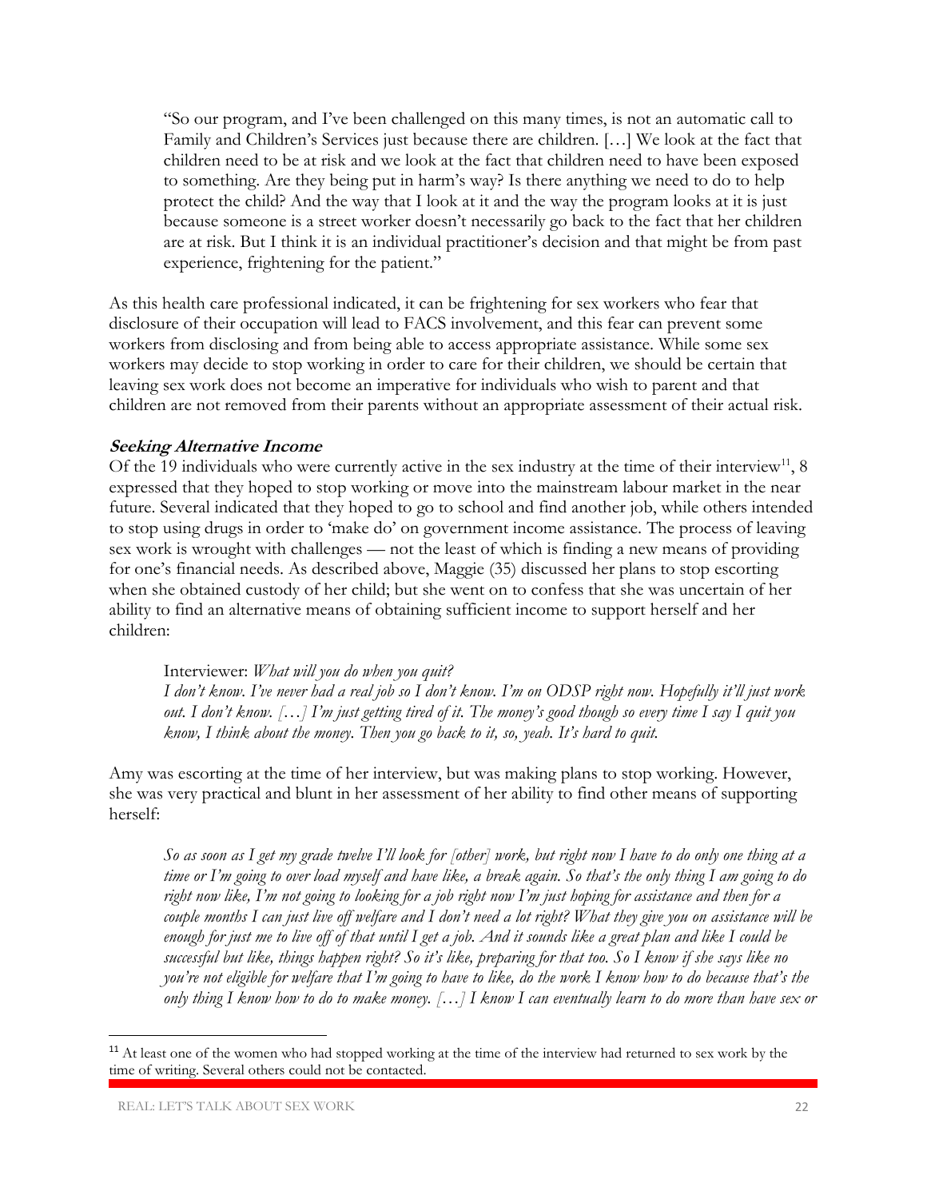> "So our program, and I've been challenged on this many times, is not an automatic call to Family and Children's Services just because there are children. […] We look at the fact that children need to be at risk and we look at the fact that children need to have been exposed to something. Are they being put in harm's way? Is there anything we need to do to help protect the child? And the way that I look at it and the way the program looks at it is just because someone is a street worker doesn't necessarily go back to the fact that her children are at risk. But I think it is an individual practitioner's decision and that might be from past experience, frightening for the patient."

As this health care professional indicated, it can be frightening for sex workers who fear that disclosure of their occupation will lead to FACS involvement, and this fear can prevent some workers from disclosing and from being able to access appropriate assistance. While some sex workers may decide to stop working in order to care for their children, we should be certain that leaving sex work does not become an imperative for individuals who wish to parent and that children are not removed from their parents without an appropriate assessment of their actual risk.

### ***Seeking Alternative Income***

Of the 19 individuals who were currently active in the sex industry at the time of their interview[11], 8 expressed that they hoped to stop working or move into the mainstream labour market in the near future. Several indicated that they hoped to go to school and find another job, while others intended to stop using drugs in order to 'make do' on government income assistance. The process of leaving sex work is wrought with challenges — not the least of which is finding a new means of providing for one's financial needs. As described above, Maggie (35) discussed her plans to stop escorting when she obtained custody of her child; but she went on to confess that she was uncertain of her ability to find an alternative means of obtaining sufficient income to support herself and her children:

> Interviewer: *What will you do when you quit?*
> *I don't know. I've never had a real job so I don't know. I'm on ODSP right now. Hopefully it'll just work out. I don't know. […] I'm just getting tired of it. The money's good though so every time I say I quit you know, I think about the money. Then you go back to it, so, yeah. It's hard to quit.*

Amy was escorting at the time of her interview, but was making plans to stop working. However, she was very practical and blunt in her assessment of her ability to find other means of supporting herself:

> *So as soon as I get my grade twelve I'll look for [other] work, but right now I have to do only one thing at a time or I'm going to over load myself and have like, a break again. So that's the only thing I am going to do right now like, I'm not going to looking for a job right now I'm just hoping for assistance and then for a couple months I can just live off welfare and I don't need a lot right? What they give you on assistance will be enough for just me to live off of that until I get a job. And it sounds like a great plan and like I could be successful but like, things happen right? So it's like, preparing for that too. So I know if she says like no you're not eligible for welfare that I'm going to have to like, do the work I know how to do because that's the only thing I know how to do to make money. […] I know I can eventually learn to do more than have sex or*

---

[11] At least one of the women who had stopped working at the time of the interview had returned to sex work by the time of writing. Several others could not be contacted.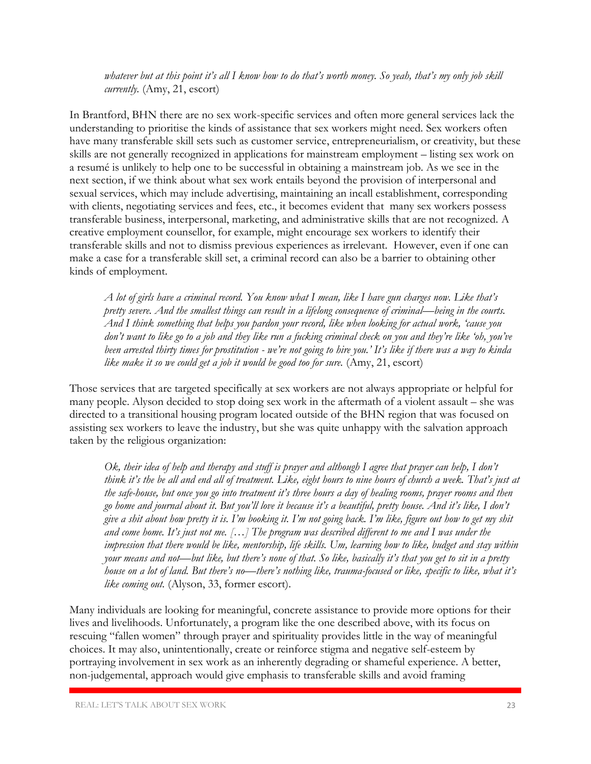*whatever but at this point it's all I know how to do that's worth money. So yeah, that's my only job skill currently.* (Amy, 21, escort)

In Brantford, BHN there are no sex work-specific services and often more general services lack the understanding to prioritise the kinds of assistance that sex workers might need. Sex workers often have many transferable skill sets such as customer service, entrepreneurialism, or creativity, but these skills are not generally recognized in applications for mainstream employment – listing sex work on a resumé is unlikely to help one to be successful in obtaining a mainstream job. As we see in the next section, if we think about what sex work entails beyond the provision of interpersonal and sexual services, which may include advertising, maintaining an incall establishment, corresponding with clients, negotiating services and fees, etc., it becomes evident that many sex workers possess transferable business, interpersonal, marketing, and administrative skills that are not recognized. A creative employment counsellor, for example, might encourage sex workers to identify their transferable skills and not to dismiss previous experiences as irrelevant. However, even if one can make a case for a transferable skill set, a criminal record can also be a barrier to obtaining other kinds of employment.

> *A lot of girls have a criminal record. You know what I mean, like I have gun charges now. Like that's pretty severe. And the smallest things can result in a lifelong consequence of criminal—being in the courts. And I think something that helps you pardon your record, like when looking for actual work, 'cause you don't want to like go to a job and they like run a fucking criminal check on you and they're like 'oh, you've been arrested thirty times for prostitution - we're not going to hire you.' It's like if there was a way to kinda like make it so we could get a job it would be good too for sure.* (Amy, 21, escort)

Those services that are targeted specifically at sex workers are not always appropriate or helpful for many people. Alyson decided to stop doing sex work in the aftermath of a violent assault – she was directed to a transitional housing program located outside of the BHN region that was focused on assisting sex workers to leave the industry, but she was quite unhappy with the salvation approach taken by the religious organization:

> *Ok, their idea of help and therapy and stuff is prayer and although I agree that prayer can help, I don't think it's the be all and end all of treatment. Like, eight hours to nine hours of church a week. That's just at the safe-house, but once you go into treatment it's three hours a day of healing rooms, prayer rooms and then go home and journal about it. But you'll love it because it's a beautiful, pretty house. And it's like, I don't give a shit about how pretty it is. I'm booking it. I'm not going back. I'm like, figure out how to get my shit and come home. It's just not me. […] The program was described different to me and I was under the impression that there would be like, mentorship, life skills. Um, learning how to like, budget and stay within your means and not—but like, but there's none of that. So like, basically it's that you get to sit in a pretty house on a lot of land. But there's no—there's nothing like, trauma-focused or like, specific to like, what it's like coming out.* (Alyson, 33, former escort).

Many individuals are looking for meaningful, concrete assistance to provide more options for their lives and livelihoods. Unfortunately, a program like the one described above, with its focus on rescuing "fallen women" through prayer and spirituality provides little in the way of meaningful choices. It may also, unintentionally, create or reinforce stigma and negative self-esteem by portraying involvement in sex work as an inherently degrading or shameful experience. A better, non-judgemental, approach would give emphasis to transferable skills and avoid framing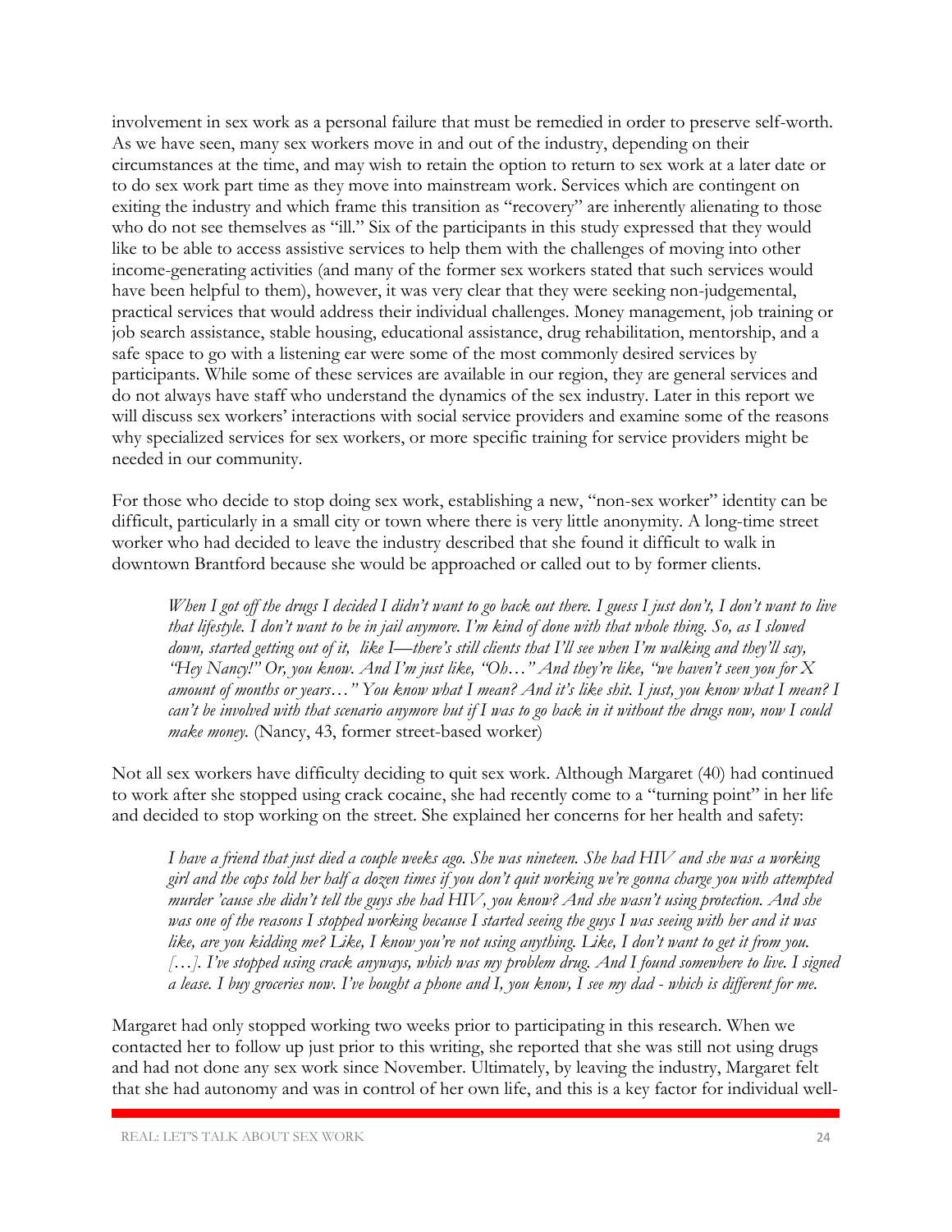involvement in sex work as a personal failure that must be remedied in order to preserve self-worth. As we have seen, many sex workers move in and out of the industry, depending on their circumstances at the time, and may wish to retain the option to return to sex work at a later date or to do sex work part time as they move into mainstream work. Services which are contingent on exiting the industry and which frame this transition as "recovery" are inherently alienating to those who do not see themselves as "ill." Six of the participants in this study expressed that they would like to be able to access assistive services to help them with the challenges of moving into other income-generating activities (and many of the former sex workers stated that such services would have been helpful to them), however, it was very clear that they were seeking non-judgemental, practical services that would address their individual challenges. Money management, job training or job search assistance, stable housing, educational assistance, drug rehabilitation, mentorship, and a safe space to go with a listening ear were some of the most commonly desired services by participants. While some of these services are available in our region, they are general services and do not always have staff who understand the dynamics of the sex industry. Later in this report we will discuss sex workers' interactions with social service providers and examine some of the reasons why specialized services for sex workers, or more specific training for service providers might be needed in our community.

For those who decide to stop doing sex work, establishing a new, "non-sex worker" identity can be difficult, particularly in a small city or town where there is very little anonymity. A long-time street worker who had decided to leave the industry described that she found it difficult to walk in downtown Brantford because she would be approached or called out to by former clients.

> *When I got off the drugs I decided I didn't want to go back out there. I guess I just don't, I don't want to live that lifestyle. I don't want to be in jail anymore. I'm kind of done with that whole thing. So, as I slowed down, started getting out of it, like I—there's still clients that I'll see when I'm walking and they'll say, "Hey Nancy!" Or, you know. And I'm just like, "Oh…" And they're like, "we haven't seen you for X amount of months or years…" You know what I mean? And it's like shit. I just, you know what I mean? I can't be involved with that scenario anymore but if I was to go back in it without the drugs now, now I could make money.* (Nancy, 43, former street-based worker)

Not all sex workers have difficulty deciding to quit sex work. Although Margaret (40) had continued to work after she stopped using crack cocaine, she had recently come to a "turning point" in her life and decided to stop working on the street. She explained her concerns for her health and safety:

> *I have a friend that just died a couple weeks ago. She was nineteen. She had HIV and she was a working girl and the cops told her half a dozen times if you don't quit working we're gonna charge you with attempted murder 'cause she didn't tell the guys she had HIV, you know? And she wasn't using protection. And she was one of the reasons I stopped working because I started seeing the guys I was seeing with her and it was like, are you kidding me? Like, I know you're not using anything. Like, I don't want to get it from you. […]. I've stopped using crack anyways, which was my problem drug. And I found somewhere to live. I signed a lease. I buy groceries now. I've bought a phone and I, you know, I see my dad - which is different for me.*

Margaret had only stopped working two weeks prior to participating in this research. When we contacted her to follow up just prior to this writing, she reported that she was still not using drugs and had not done any sex work since November. Ultimately, by leaving the industry, Margaret felt that she had autonomy and was in control of her own life, and this is a key factor for individual well-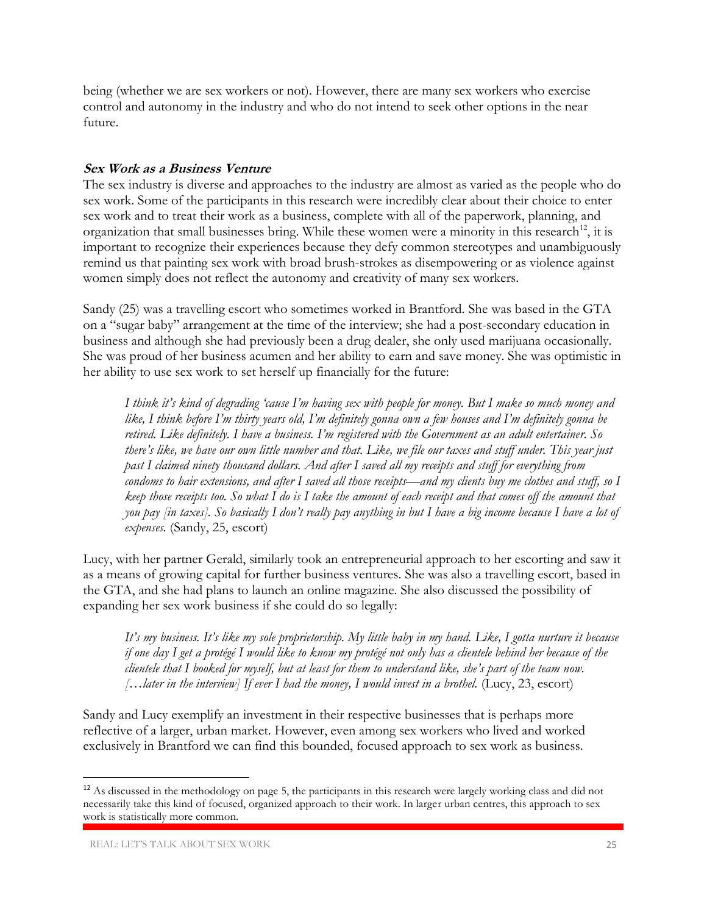being (whether we are sex workers or not). However, there are many sex workers who exercise control and autonomy in the industry and who do not intend to seek other options in the near future.

### ***Sex Work as a Business Venture***

The sex industry is diverse and approaches to the industry are almost as varied as the people who do sex work. Some of the participants in this research were incredibly clear about their choice to enter sex work and to treat their work as a business, complete with all of the paperwork, planning, and organization that small businesses bring. While these women were a minority in this research[12], it is important to recognize their experiences because they defy common stereotypes and unambiguously remind us that painting sex work with broad brush-strokes as disempowering or as violence against women simply does not reflect the autonomy and creativity of many sex workers.

Sandy (25) was a travelling escort who sometimes worked in Brantford. She was based in the GTA on a "sugar baby" arrangement at the time of the interview; she had a post-secondary education in business and although she had previously been a drug dealer, she only used marijuana occasionally. She was proud of her business acumen and her ability to earn and save money. She was optimistic in her ability to use sex work to set herself up financially for the future:

> *I think it's kind of degrading 'cause I'm having sex with people for money. But I make so much money and like, I think before I'm thirty years old, I'm definitely gonna own a few houses and I'm definitely gonna be retired. Like definitely. I have a business. I'm registered with the Government as an adult entertainer. So there's like, we have our own little number and that. Like, we file our taxes and stuff under. This year just past I claimed ninety thousand dollars. And after I saved all my receipts and stuff for everything from condoms to hair extensions, and after I saved all those receipts—and my clients buy me clothes and stuff, so I keep those receipts too. So what I do is I take the amount of each receipt and that comes off the amount that you pay [in taxes]. So basically I don't really pay anything in but I have a big income because I have a lot of expenses.* (Sandy, 25, escort)

Lucy, with her partner Gerald, similarly took an entrepreneurial approach to her escorting and saw it as a means of growing capital for further business ventures. She was also a travelling escort, based in the GTA, and she had plans to launch an online magazine. She also discussed the possibility of expanding her sex work business if she could do so legally:

> *It's my business. It's like my sole proprietorship. My little baby in my hand. Like, I gotta nurture it because if one day I get a protégé I would like to know my protégé not only has a clientele behind her because of the clientele that I booked for myself, but at least for them to understand like, she's part of the team now. […later in the interview] If ever I had the money, I would invest in a brothel.* (Lucy, 23, escort)

Sandy and Lucy exemplify an investment in their respective businesses that is perhaps more reflective of a larger, urban market. However, even among sex workers who lived and worked exclusively in Brantford we can find this bounded, focused approach to sex work as business.

---

[12] As discussed in the methodology on page 5, the participants in this research were largely working class and did not necessarily take this kind of focused, organized approach to their work. In larger urban centres, this approach to sex work is statistically more common.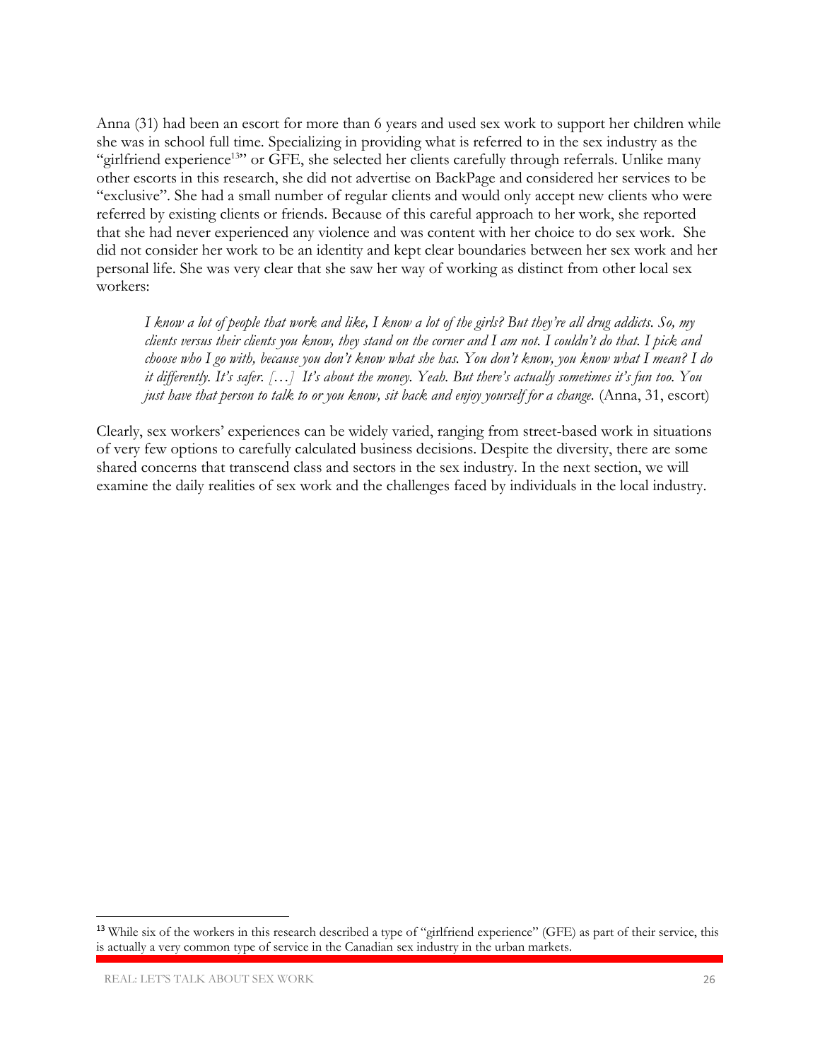Anna (31) had been an escort for more than 6 years and used sex work to support her children while she was in school full time. Specializing in providing what is referred to in the sex industry as the "girlfriend experience[13]" or GFE, she selected her clients carefully through referrals. Unlike many other escorts in this research, she did not advertise on BackPage and considered her services to be "exclusive". She had a small number of regular clients and would only accept new clients who were referred by existing clients or friends. Because of this careful approach to her work, she reported that she had never experienced any violence and was content with her choice to do sex work. She did not consider her work to be an identity and kept clear boundaries between her sex work and her personal life. She was very clear that she saw her way of working as distinct from other local sex workers:

> *I know a lot of people that work and like, I know a lot of the girls? But they're all drug addicts. So, my clients versus their clients you know, they stand on the corner and I am not. I couldn't do that. I pick and choose who I go with, because you don't know what she has. You don't know, you know what I mean? I do it differently. It's safer. […] It's about the money. Yeah. But there's actually sometimes it's fun too. You just have that person to talk to or you know, sit back and enjoy yourself for a change.* (Anna, 31, escort)

Clearly, sex workers' experiences can be widely varied, ranging from street-based work in situations of very few options to carefully calculated business decisions. Despite the diversity, there are some shared concerns that transcend class and sectors in the sex industry. In the next section, we will examine the daily realities of sex work and the challenges faced by individuals in the local industry.

[13] While six of the workers in this research described a type of "girlfriend experience" (GFE) as part of their service, this is actually a very common type of service in the Canadian sex industry in the urban markets.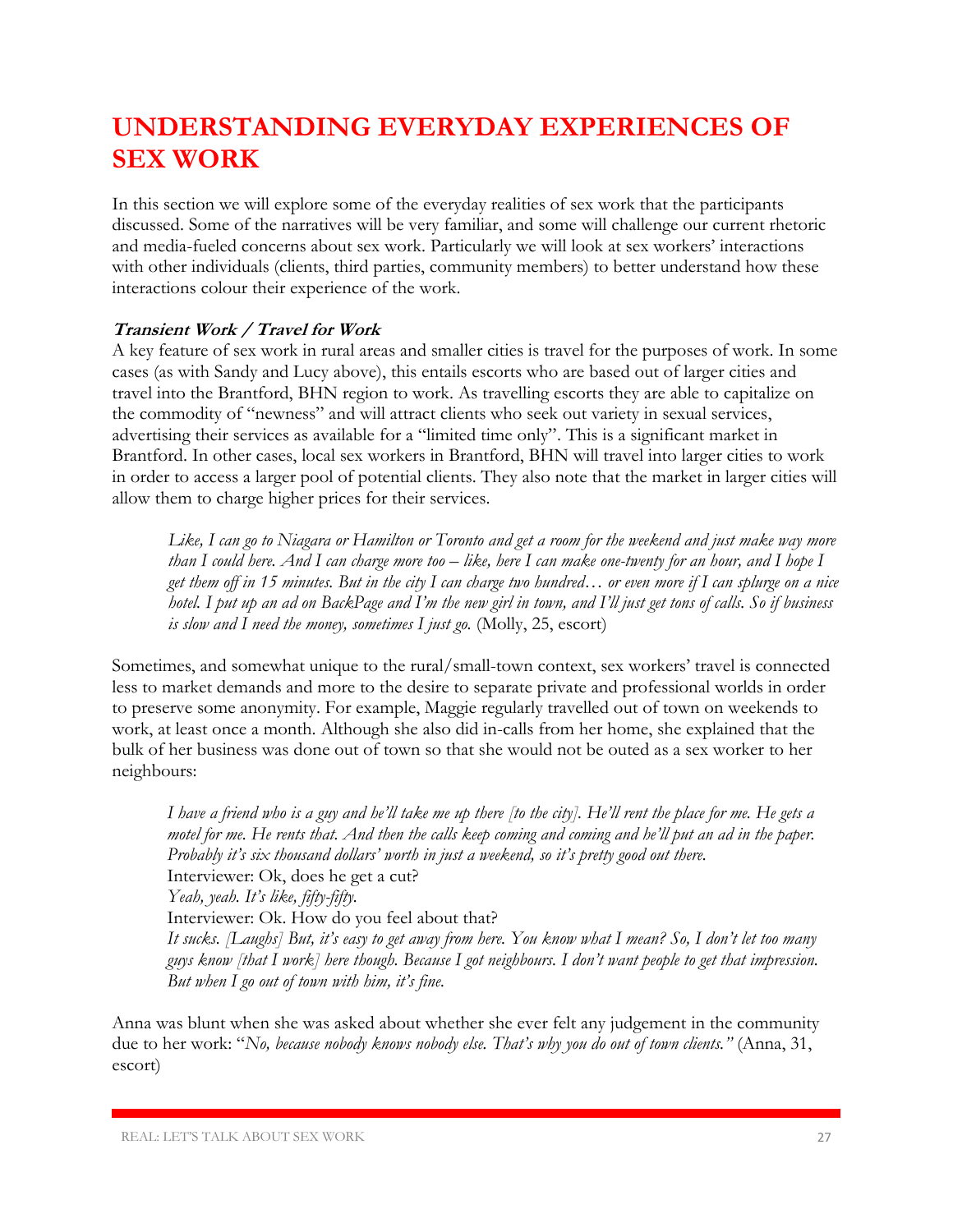# UNDERSTANDING EVERYDAY EXPERIENCES OF SEX WORK

In this section we will explore some of the everyday realities of sex work that the participants discussed. Some of the narratives will be very familiar, and some will challenge our current rhetoric and media-fueled concerns about sex work. Particularly we will look at sex workers' interactions with other individuals (clients, third parties, community members) to better understand how these interactions colour their experience of the work.

### *Transient Work / Travel for Work*

A key feature of sex work in rural areas and smaller cities is travel for the purposes of work. In some cases (as with Sandy and Lucy above), this entails escorts who are based out of larger cities and travel into the Brantford, BHN region to work. As travelling escorts they are able to capitalize on the commodity of "newness" and will attract clients who seek out variety in sexual services, advertising their services as available for a "limited time only". This is a significant market in Brantford. In other cases, local sex workers in Brantford, BHN will travel into larger cities to work in order to access a larger pool of potential clients. They also note that the market in larger cities will allow them to charge higher prices for their services.

> *Like, I can go to Niagara or Hamilton or Toronto and get a room for the weekend and just make way more than I could here. And I can charge more too – like, here I can make one-twenty for an hour, and I hope I get them off in 15 minutes. But in the city I can charge two hundred… or even more if I can splurge on a nice hotel. I put up an ad on BackPage and I'm the new girl in town, and I'll just get tons of calls. So if business is slow and I need the money, sometimes I just go.* (Molly, 25, escort)

Sometimes, and somewhat unique to the rural/small-town context, sex workers' travel is connected less to market demands and more to the desire to separate private and professional worlds in order to preserve some anonymity. For example, Maggie regularly travelled out of town on weekends to work, at least once a month. Although she also did in-calls from her home, she explained that the bulk of her business was done out of town so that she would not be outed as a sex worker to her neighbours:

> *I have a friend who is a guy and he'll take me up there [to the city]. He'll rent the place for me. He gets a motel for me. He rents that. And then the calls keep coming and coming and he'll put an ad in the paper. Probably it's six thousand dollars' worth in just a weekend, so it's pretty good out there.*
> Interviewer: Ok, does he get a cut?
> *Yeah, yeah. It's like, fifty-fifty.*
> Interviewer: Ok. How do you feel about that?
> *It sucks. [Laughs] But, it's easy to get away from here. You know what I mean? So, I don't let too many guys know [that I work] here though. Because I got neighbours. I don't want people to get that impression. But when I go out of town with him, it's fine.*

Anna was blunt when she was asked about whether she ever felt any judgement in the community due to her work: "*No, because nobody knows nobody else. That's why you do out of town clients.*" (Anna, 31, escort)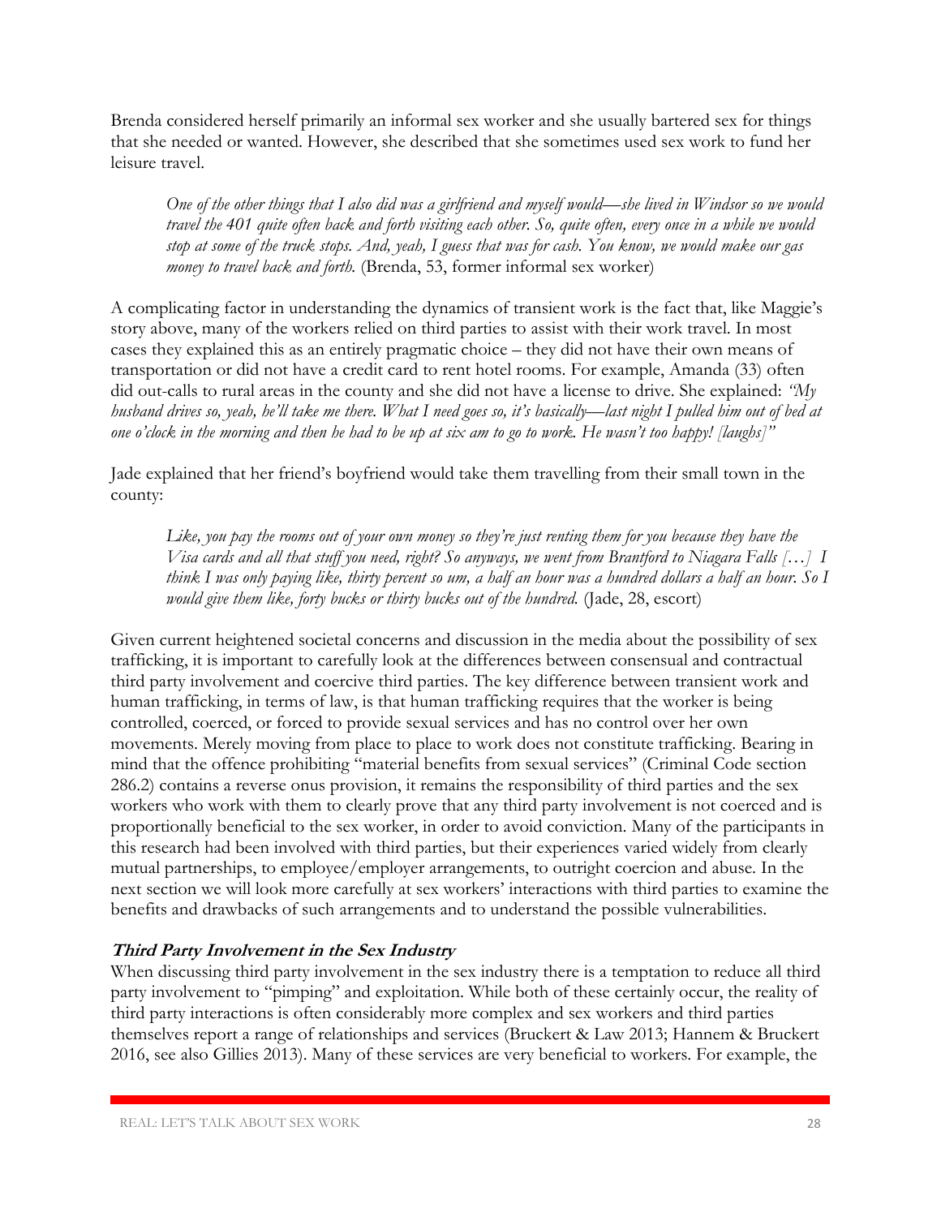Brenda considered herself primarily an informal sex worker and she usually bartered sex for things that she needed or wanted. However, she described that she sometimes used sex work to fund her leisure travel.

> *One of the other things that I also did was a girlfriend and myself would—she lived in Windsor so we would travel the 401 quite often back and forth visiting each other. So, quite often, every once in a while we would stop at some of the truck stops. And, yeah, I guess that was for cash. You know, we would make our gas money to travel back and forth.* (Brenda, 53, former informal sex worker)

A complicating factor in understanding the dynamics of transient work is the fact that, like Maggie's story above, many of the workers relied on third parties to assist with their work travel. In most cases they explained this as an entirely pragmatic choice – they did not have their own means of transportation or did not have a credit card to rent hotel rooms. For example, Amanda (33) often did out-calls to rural areas in the county and she did not have a license to drive. She explained: *"My husband drives so, yeah, he'll take me there. What I need goes so, it's basically—last night I pulled him out of bed at one o'clock in the morning and then he had to be up at six am to go to work. He wasn't too happy! [laughs]"*

Jade explained that her friend's boyfriend would take them travelling from their small town in the county:

> *Like, you pay the rooms out of your own money so they're just renting them for you because they have the Visa cards and all that stuff you need, right? So anyways, we went from Brantford to Niagara Falls […] I think I was only paying like, thirty percent so um, a half an hour was a hundred dollars a half an hour. So I would give them like, forty bucks or thirty bucks out of the hundred.* (Jade, 28, escort)

Given current heightened societal concerns and discussion in the media about the possibility of sex trafficking, it is important to carefully look at the differences between consensual and contractual third party involvement and coercive third parties. The key difference between transient work and human trafficking, in terms of law, is that human trafficking requires that the worker is being controlled, coerced, or forced to provide sexual services and has no control over her own movements. Merely moving from place to place to work does not constitute trafficking. Bearing in mind that the offence prohibiting "material benefits from sexual services" (Criminal Code section 286.2) contains a reverse onus provision, it remains the responsibility of third parties and the sex workers who work with them to clearly prove that any third party involvement is not coerced and is proportionally beneficial to the sex worker, in order to avoid conviction. Many of the participants in this research had been involved with third parties, but their experiences varied widely from clearly mutual partnerships, to employee/employer arrangements, to outright coercion and abuse. In the next section we will look more carefully at sex workers' interactions with third parties to examine the benefits and drawbacks of such arrangements and to understand the possible vulnerabilities.

### Third Party Involvement in the Sex Industry

When discussing third party involvement in the sex industry there is a temptation to reduce all third party involvement to "pimping" and exploitation. While both of these certainly occur, the reality of third party interactions is often considerably more complex and sex workers and third parties themselves report a range of relationships and services (Bruckert & Law 2013; Hannem & Bruckert 2016, see also Gillies 2013). Many of these services are very beneficial to workers. For example, the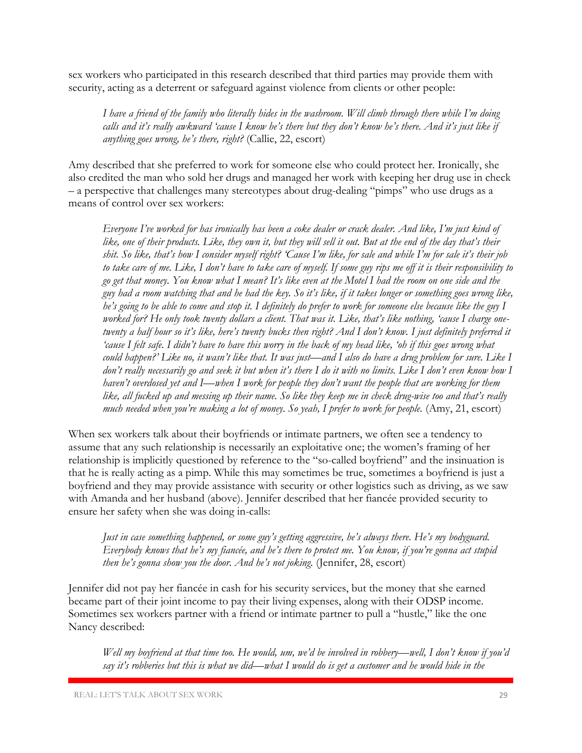sex workers who participated in this research described that third parties may provide them with security, acting as a deterrent or safeguard against violence from clients or other people:

> *I have a friend of the family who literally hides in the washroom. Will climb through there while I'm doing calls and it's really awkward 'cause I know he's there but they don't know he's there. And it's just like if anything goes wrong, he's there, right?* (Callie, 22, escort)

Amy described that she preferred to work for someone else who could protect her. Ironically, she also credited the man who sold her drugs and managed her work with keeping her drug use in check – a perspective that challenges many stereotypes about drug-dealing "pimps" who use drugs as a means of control over sex workers:

> *Everyone I've worked for has ironically has been a coke dealer or crack dealer. And like, I'm just kind of like, one of their products. Like, they own it, but they will sell it out. But at the end of the day that's their shit. So like, that's how I consider myself right? 'Cause I'm like, for sale and while I'm for sale it's their job to take care of me. Like, I don't have to take care of myself. If some guy rips me off it is their responsibility to go get that money. You know what I mean? It's like even at the Motel I had the room on one side and the guy had a room watching that and he had the key. So it's like, if it takes longer or something goes wrong like, he's going to be able to come and stop it. I definitely do prefer to work for someone else because like the guy I worked for? He only took twenty dollars a client. That was it. Like, that's like nothing, 'cause I charge one-twenty a half hour so it's like, here's twenty bucks then right? And I don't know. I just definitely preferred it 'cause I felt safe. I didn't have to have this worry in the back of my head like, 'oh if this goes wrong what could happen?' Like no, it wasn't like that. It was just—and I also do have a drug problem for sure. Like I don't really necessarily go and seek it but when it's there I do it with no limits. Like I don't even know how I haven't overdosed yet and I—when I work for people they don't want the people that are working for them like, all fucked up and messing up their name. So like they keep me in check drug-wise too and that's really much needed when you're making a lot of money. So yeah, I prefer to work for people.* (Amy, 21, escort)

When sex workers talk about their boyfriends or intimate partners, we often see a tendency to assume that any such relationship is necessarily an exploitative one; the women's framing of her relationship is implicitly questioned by reference to the "so-called boyfriend" and the insinuation is that he is really acting as a pimp. While this may sometimes be true, sometimes a boyfriend is just a boyfriend and they may provide assistance with security or other logistics such as driving, as we saw with Amanda and her husband (above). Jennifer described that her fiancée provided security to ensure her safety when she was doing in-calls:

> *Just in case something happened, or some guy's getting aggressive, he's always there. He's my bodyguard. Everybody knows that he's my fiancée, and he's there to protect me. You know, if you're gonna act stupid then he's gonna show you the door. And he's not joking.* (Jennifer, 28, escort)

Jennifer did not pay her fiancée in cash for his security services, but the money that she earned became part of their joint income to pay their living expenses, along with their ODSP income. Sometimes sex workers partner with a friend or intimate partner to pull a "hustle," like the one Nancy described:

> *Well my boyfriend at that time too. He would, um, we'd be involved in robbery—well, I don't know if you'd say it's robberies but this is what we did—what I would do is get a customer and he would hide in the*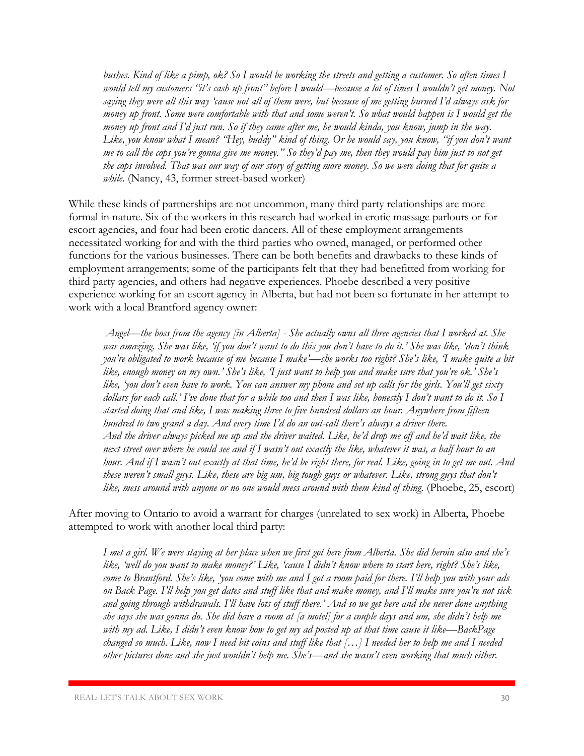*bushes. Kind of like a pimp, ok? So I would be working the streets and getting a customer. So often times I would tell my customers "it's cash up front" before I would—because a lot of times I wouldn't get money. Not saying they were all this way 'cause not all of them were, but because of me getting burned I'd always ask for money up front. Some were comfortable with that and some weren't. So what would happen is I would get the money up front and I'd just run. So if they came after me, he would kinda, you know, jump in the way. Like, you know what I mean? "Hey, buddy" kind of thing. Or he would say, you know, "if you don't want me to call the cops you're gonna give me money." So they'd pay me, then they would pay him just to not get the cops involved. That was our way of our story of getting more money. So we were doing that for quite a while.* (Nancy, 43, former street-based worker)

While these kinds of partnerships are not uncommon, many third party relationships are more formal in nature. Six of the workers in this research had worked in erotic massage parlours or for escort agencies, and four had been erotic dancers. All of these employment arrangements necessitated working for and with the third parties who owned, managed, or performed other functions for the various businesses. There can be both benefits and drawbacks to these kinds of employment arrangements; some of the participants felt that they had benefitted from working for third party agencies, and others had negative experiences. Phoebe described a very positive experience working for an escort agency in Alberta, but had not been so fortunate in her attempt to work with a local Brantford agency owner:

*Angel—the boss from the agency [in Alberta] - She actually owns all three agencies that I worked at. She was amazing. She was like, 'if you don't want to do this you don't have to do it.' She was like, 'don't think you're obligated to work because of me because I make'—she works too right? She's like, 'I make quite a bit like, enough money on my own.' She's like, 'I just want to help you and make sure that you're ok.' She's like, 'you don't even have to work. You can answer my phone and set up calls for the girls. You'll get sixty dollars for each call.' I've done that for a while too and then I was like, honestly I don't want to do it. So I started doing that and like, I was making three to five hundred dollars an hour. Anywhere from fifteen hundred to two grand a day. And every time I'd do an out-call there's always a driver there. And the driver always picked me up and the driver waited. Like, he'd drop me off and he'd wait like, the next street over where he could see and if I wasn't out exactly the like, whatever it was, a half hour to an hour. And if I wasn't out exactly at that time, he'd be right there, for real. Like, going in to get me out. And these weren't small guys. Like, these are big um, big tough guys or whatever. Like, strong guys that don't like, mess around with anyone or no one would mess around with them kind of thing.* (Phoebe, 25, escort)

After moving to Ontario to avoid a warrant for charges (unrelated to sex work) in Alberta, Phoebe attempted to work with another local third party:

*I met a girl. We were staying at her place when we first got here from Alberta. She did heroin also and she's like, 'well do you want to make money?' Like, 'cause I didn't know where to start here, right? She's like, come to Brantford. She's like, 'you come with me and I got a room paid for there. I'll help you with your ads on Back Page. I'll help you get dates and stuff like that and make money, and I'll make sure you're not sick and going through withdrawals. I'll have lots of stuff there.' And so we get here and she never done anything she says she was gonna do. She did have a room at [a motel] for a couple days and um, she didn't help me with my ad. Like, I didn't even know how to get my ad posted up at that time cause it like—BackPage changed so much. Like, now I need bit coins and stuff like that […] I needed her to help me and I needed other pictures done and she just wouldn't help me. She's—and she wasn't even working that much either.*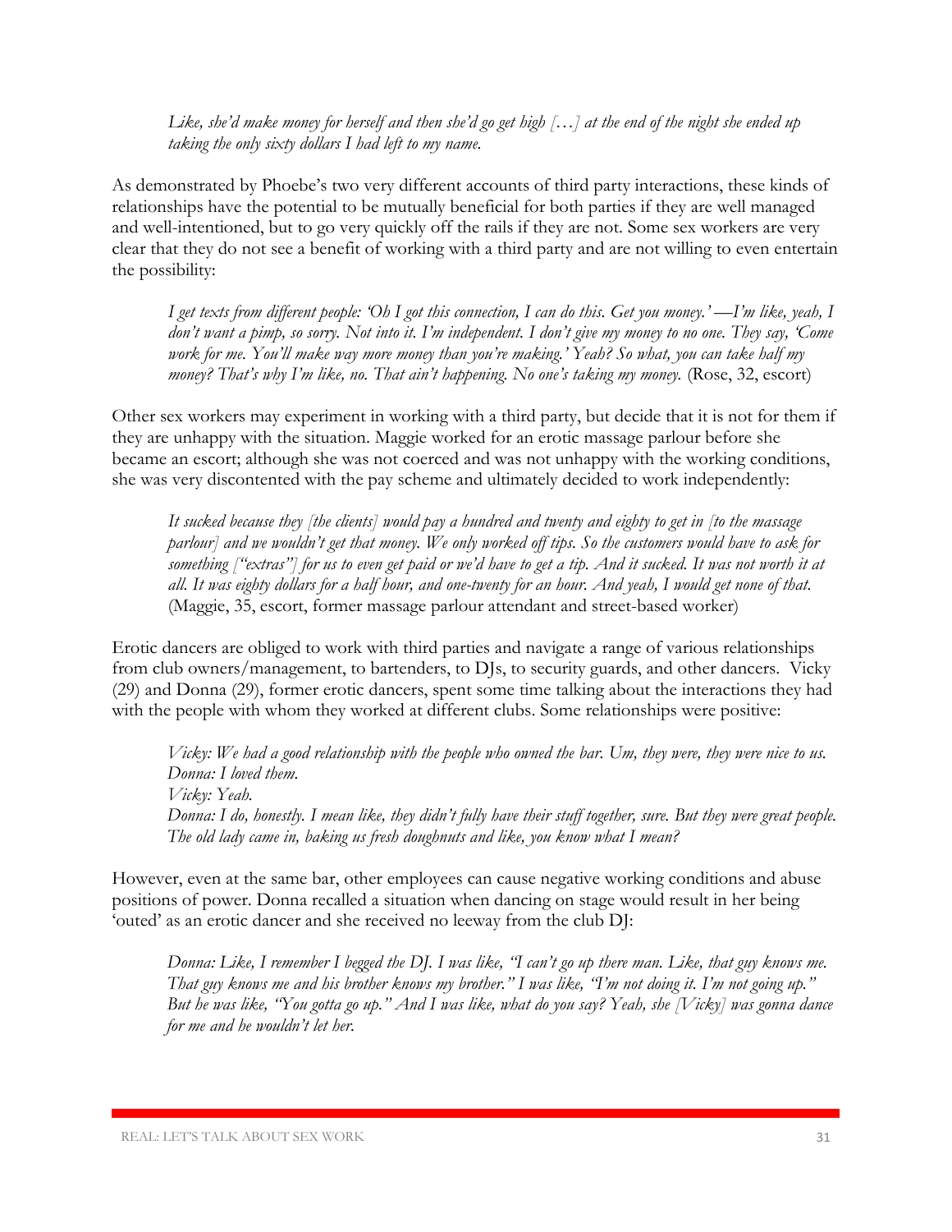*Like, she'd make money for herself and then she'd go get high […] at the end of the night she ended up taking the only sixty dollars I had left to my name.*

As demonstrated by Phoebe's two very different accounts of third party interactions, these kinds of relationships have the potential to be mutually beneficial for both parties if they are well managed and well-intentioned, but to go very quickly off the rails if they are not. Some sex workers are very clear that they do not see a benefit of working with a third party and are not willing to even entertain the possibility:

> *I get texts from different people: 'Oh I got this connection, I can do this. Get you money.' —I'm like, yeah, I don't want a pimp, so sorry. Not into it. I'm independent. I don't give my money to no one. They say, 'Come work for me. You'll make way more money than you're making.' Yeah? So what, you can take half my money? That's why I'm like, no. That ain't happening. No one's taking my money.* (Rose, 32, escort)

Other sex workers may experiment in working with a third party, but decide that it is not for them if they are unhappy with the situation. Maggie worked for an erotic massage parlour before she became an escort; although she was not coerced and was not unhappy with the working conditions, she was very discontented with the pay scheme and ultimately decided to work independently:

> *It sucked because they [the clients] would pay a hundred and twenty and eighty to get in [to the massage parlour] and we wouldn't get that money. We only worked off tips. So the customers would have to ask for something ["extras"] for us to even get paid or we'd have to get a tip. And it sucked. It was not worth it at all. It was eighty dollars for a half hour, and one-twenty for an hour. And yeah, I would get none of that.* (Maggie, 35, escort, former massage parlour attendant and street-based worker)

Erotic dancers are obliged to work with third parties and navigate a range of various relationships from club owners/management, to bartenders, to DJs, to security guards, and other dancers. Vicky (29) and Donna (29), former erotic dancers, spent some time talking about the interactions they had with the people with whom they worked at different clubs. Some relationships were positive:

> *Vicky: We had a good relationship with the people who owned the bar. Um, they were, they were nice to us.*
> *Donna: I loved them.*
> *Vicky: Yeah.*
> *Donna: I do, honestly. I mean like, they didn't fully have their stuff together, sure. But they were great people. The old lady came in, baking us fresh doughnuts and like, you know what I mean?*

However, even at the same bar, other employees can cause negative working conditions and abuse positions of power. Donna recalled a situation when dancing on stage would result in her being 'outed' as an erotic dancer and she received no leeway from the club DJ:

> *Donna: Like, I remember I begged the DJ. I was like, "I can't go up there man. Like, that guy knows me. That guy knows me and his brother knows my brother." I was like, "I'm not doing it. I'm not going up." But he was like, "You gotta go up." And I was like, what do you say? Yeah, she [Vicky] was gonna dance for me and he wouldn't let her.*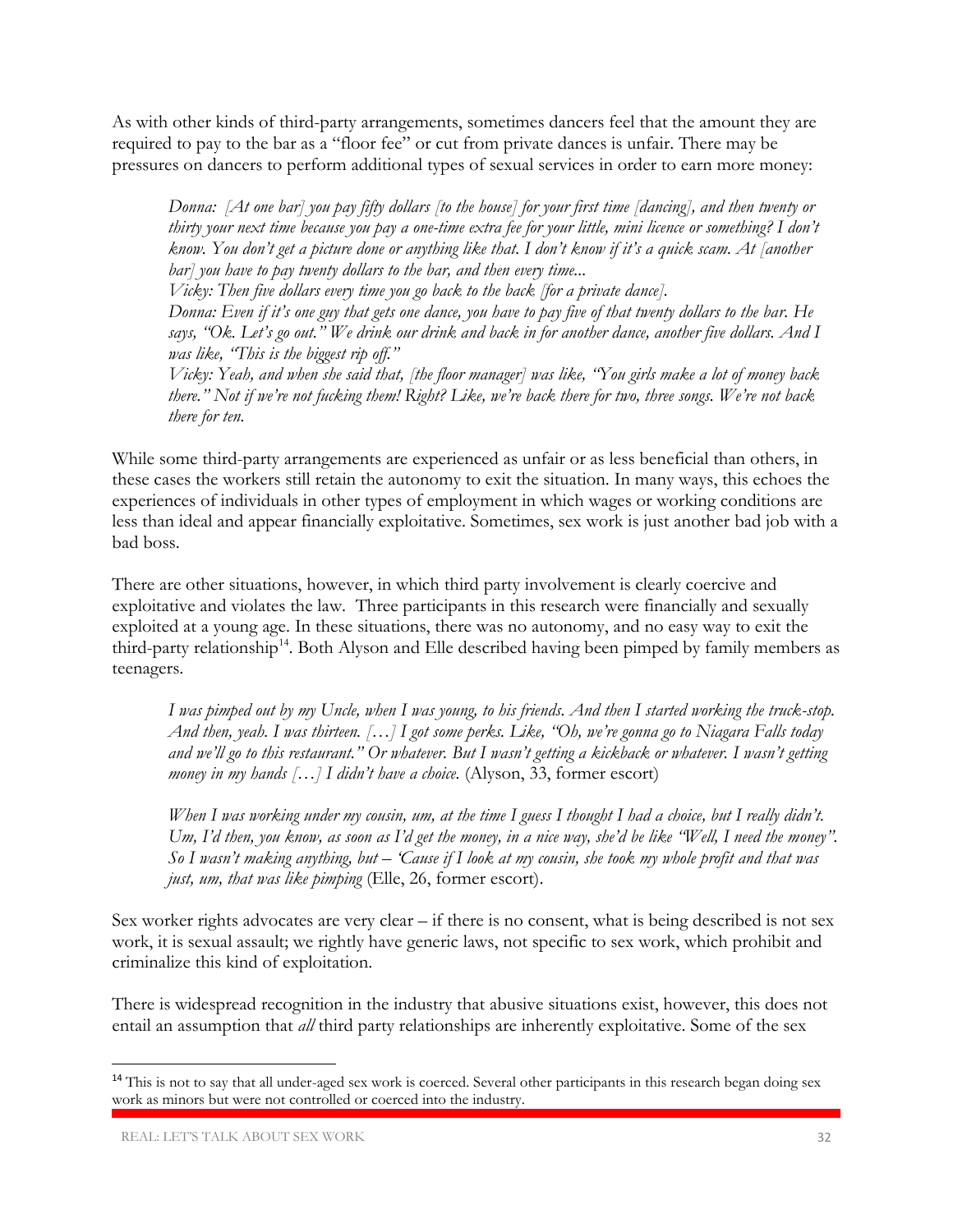As with other kinds of third-party arrangements, sometimes dancers feel that the amount they are required to pay to the bar as a "floor fee" or cut from private dances is unfair. There may be pressures on dancers to perform additional types of sexual services in order to earn more money:

> *Donna: [At one bar] you pay fifty dollars [to the house] for your first time [dancing], and then twenty or thirty your next time because you pay a one-time extra fee for your little, mini licence or something? I don't know. You don't get a picture done or anything like that. I don't know if it's a quick scam. At [another bar] you have to pay twenty dollars to the bar, and then every time...*
>
> *Vicky: Then five dollars every time you go back to the back [for a private dance].*
>
> *Donna: Even if it's one guy that gets one dance, you have to pay five of that twenty dollars to the bar. He says, "Ok. Let's go out." We drink our drink and back in for another dance, another five dollars. And I was like, "This is the biggest rip off."*
>
> *Vicky: Yeah, and when she said that, [the floor manager] was like, "You girls make a lot of money back there." Not if we're not fucking them! Right? Like, we're back there for two, three songs. We're not back there for ten.*

While some third-party arrangements are experienced as unfair or as less beneficial than others, in these cases the workers still retain the autonomy to exit the situation. In many ways, this echoes the experiences of individuals in other types of employment in which wages or working conditions are less than ideal and appear financially exploitative. Sometimes, sex work is just another bad job with a bad boss.

There are other situations, however, in which third party involvement is clearly coercive and exploitative and violates the law. Three participants in this research were financially and sexually exploited at a young age. In these situations, there was no autonomy, and no easy way to exit the third-party relationship[14]. Both Alyson and Elle described having been pimped by family members as teenagers.

> *I was pimped out by my Uncle, when I was young, to his friends. And then I started working the truck-stop. And then, yeah. I was thirteen. […] I got some perks. Like, "Oh, we're gonna go to Niagara Falls today and we'll go to this restaurant." Or whatever. But I wasn't getting a kickback or whatever. I wasn't getting money in my hands […] I didn't have a choice.* (Alyson, 33, former escort)

> *When I was working under my cousin, um, at the time I guess I thought I had a choice, but I really didn't. Um, I'd then, you know, as soon as I'd get the money, in a nice way, she'd be like "Well, I need the money". So I wasn't making anything, but – 'Cause if I look at my cousin, she took my whole profit and that was just, um, that was like pimping* (Elle, 26, former escort).

Sex worker rights advocates are very clear – if there is no consent, what is being described is not sex work, it is sexual assault; we rightly have generic laws, not specific to sex work, which prohibit and criminalize this kind of exploitation.

There is widespread recognition in the industry that abusive situations exist, however, this does not entail an assumption that *all* third party relationships are inherently exploitative. Some of the sex

---

[14] This is not to say that all under-aged sex work is coerced. Several other participants in this research began doing sex work as minors but were not controlled or coerced into the industry.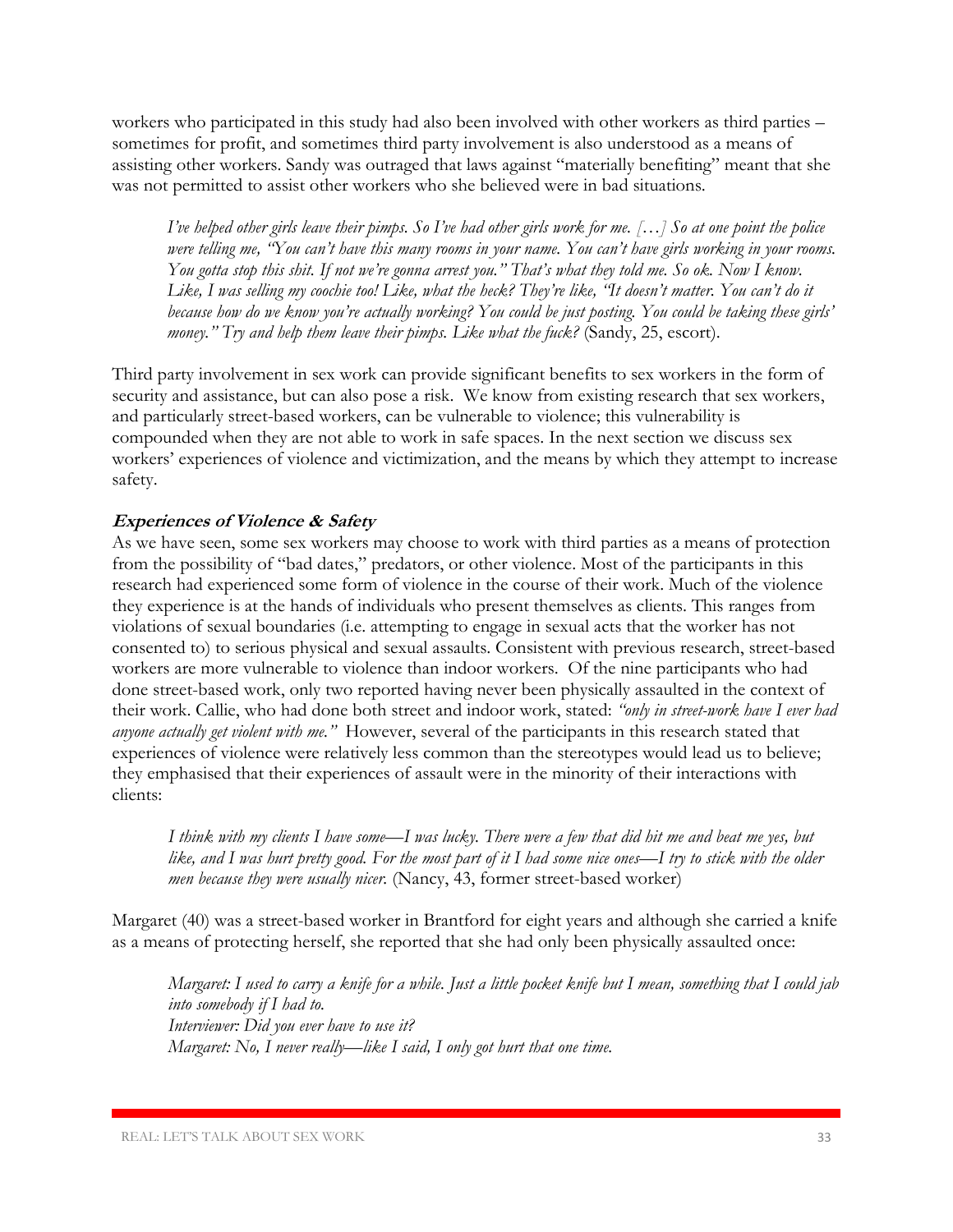workers who participated in this study had also been involved with other workers as third parties – sometimes for profit, and sometimes third party involvement is also understood as a means of assisting other workers. Sandy was outraged that laws against "materially benefiting" meant that she was not permitted to assist other workers who she believed were in bad situations.

> *I've helped other girls leave their pimps. So I've had other girls work for me. […] So at one point the police were telling me, "You can't have this many rooms in your name. You can't have girls working in your rooms. You gotta stop this shit. If not we're gonna arrest you." That's what they told me. So ok. Now I know. Like, I was selling my coochie too! Like, what the heck? They're like, "It doesn't matter. You can't do it because how do we know you're actually working? You could be just posting. You could be taking these girls' money." Try and help them leave their pimps. Like what the fuck?* (Sandy, 25, escort).

Third party involvement in sex work can provide significant benefits to sex workers in the form of security and assistance, but can also pose a risk. We know from existing research that sex workers, and particularly street-based workers, can be vulnerable to violence; this vulnerability is compounded when they are not able to work in safe spaces. In the next section we discuss sex workers' experiences of violence and victimization, and the means by which they attempt to increase safety.

### *Experiences of Violence & Safety*

As we have seen, some sex workers may choose to work with third parties as a means of protection from the possibility of "bad dates," predators, or other violence. Most of the participants in this research had experienced some form of violence in the course of their work. Much of the violence they experience is at the hands of individuals who present themselves as clients. This ranges from violations of sexual boundaries (i.e. attempting to engage in sexual acts that the worker has not consented to) to serious physical and sexual assaults. Consistent with previous research, street-based workers are more vulnerable to violence than indoor workers. Of the nine participants who had done street-based work, only two reported having never been physically assaulted in the context of their work. Callie, who had done both street and indoor work, stated: *"only in street-work have I ever had anyone actually get violent with me."* However, several of the participants in this research stated that experiences of violence were relatively less common than the stereotypes would lead us to believe; they emphasised that their experiences of assault were in the minority of their interactions with clients:

> *I think with my clients I have some—I was lucky. There were a few that did hit me and beat me yes, but like, and I was hurt pretty good. For the most part of it I had some nice ones—I try to stick with the older men because they were usually nicer.* (Nancy, 43, former street-based worker)

Margaret (40) was a street-based worker in Brantford for eight years and although she carried a knife as a means of protecting herself, she reported that she had only been physically assaulted once:

> *Margaret: I used to carry a knife for a while. Just a little pocket knife but I mean, something that I could jab into somebody if I had to.*
> *Interviewer: Did you ever have to use it?*
> *Margaret: No, I never really—like I said, I only got hurt that one time.*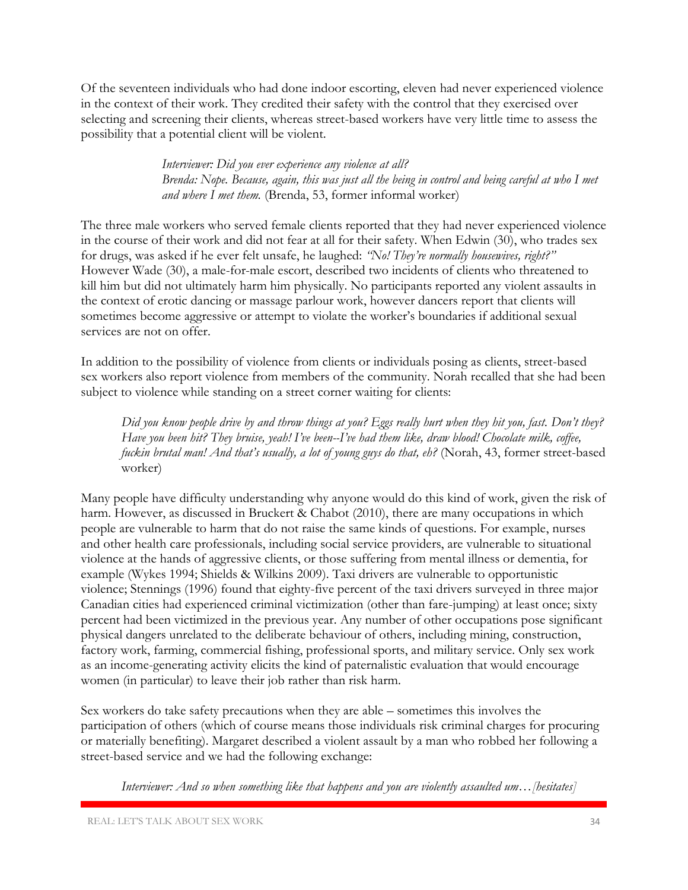Of the seventeen individuals who had done indoor escorting, eleven had never experienced violence in the context of their work. They credited their safety with the control that they exercised over selecting and screening their clients, whereas street-based workers have very little time to assess the possibility that a potential client will be violent.

> *Interviewer: Did you ever experience any violence at all?*
> *Brenda: Nope. Because, again, this was just all the being in control and being careful at who I met and where I met them.* (Brenda, 53, former informal worker)

The three male workers who served female clients reported that they had never experienced violence in the course of their work and did not fear at all for their safety. When Edwin (30), who trades sex for drugs, was asked if he ever felt unsafe, he laughed: *"No! They're normally housewives, right?"* However Wade (30), a male-for-male escort, described two incidents of clients who threatened to kill him but did not ultimately harm him physically. No participants reported any violent assaults in the context of erotic dancing or massage parlour work, however dancers report that clients will sometimes become aggressive or attempt to violate the worker's boundaries if additional sexual services are not on offer.

In addition to the possibility of violence from clients or individuals posing as clients, street-based sex workers also report violence from members of the community. Norah recalled that she had been subject to violence while standing on a street corner waiting for clients:

> *Did you know people drive by and throw things at you? Eggs really hurt when they hit you, fast. Don't they? Have you been hit? They bruise, yeah! I've been--I've had them like, draw blood! Chocolate milk, coffee, fuckin brutal man! And that's usually, a lot of young guys do that, eh?* (Norah, 43, former street-based worker)

Many people have difficulty understanding why anyone would do this kind of work, given the risk of harm. However, as discussed in Bruckert & Chabot (2010), there are many occupations in which people are vulnerable to harm that do not raise the same kinds of questions. For example, nurses and other health care professionals, including social service providers, are vulnerable to situational violence at the hands of aggressive clients, or those suffering from mental illness or dementia, for example (Wykes 1994; Shields & Wilkins 2009). Taxi drivers are vulnerable to opportunistic violence; Stennings (1996) found that eighty-five percent of the taxi drivers surveyed in three major Canadian cities had experienced criminal victimization (other than fare-jumping) at least once; sixty percent had been victimized in the previous year. Any number of other occupations pose significant physical dangers unrelated to the deliberate behaviour of others, including mining, construction, factory work, farming, commercial fishing, professional sports, and military service. Only sex work as an income-generating activity elicits the kind of paternalistic evaluation that would encourage women (in particular) to leave their job rather than risk harm.

Sex workers do take safety precautions when they are able – sometimes this involves the participation of others (which of course means those individuals risk criminal charges for procuring or materially benefiting). Margaret described a violent assault by a man who robbed her following a street-based service and we had the following exchange:

> *Interviewer: And so when something like that happens and you are violently assaulted um…[hesitates]*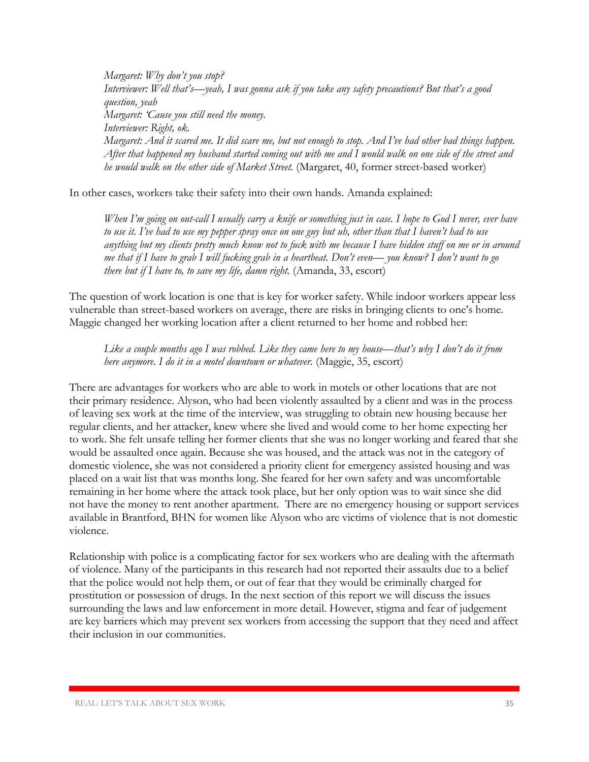*Margaret: Why don't you stop?*
*Interviewer: Well that's—yeah, I was gonna ask if you take any safety precautions? But that's a good question, yeah*
*Margaret: 'Cause you still need the money.*
*Interviewer: Right, ok.*
*Margaret: And it scared me. It did scare me, but not enough to stop. And I've had other bad things happen. After that happened my husband started coming out with me and I would walk on one side of the street and he would walk on the other side of Market Street.* (Margaret, 40, former street-based worker)

In other cases, workers take their safety into their own hands. Amanda explained:

> *When I'm going on out-call I usually carry a knife or something just in case. I hope to God I never, ever have to use it. I've had to use my pepper spray once on one guy but uh, other than that I haven't had to use anything but my clients pretty much know not to fuck with me because I have hidden stuff on me or in around me that if I have to grab I will fucking grab in a heartbeat. Don't even— you know? I don't want to go there but if I have to, to save my life, damn right.* (Amanda, 33, escort)

The question of work location is one that is key for worker safety. While indoor workers appear less vulnerable than street-based workers on average, there are risks in bringing clients to one's home. Maggie changed her working location after a client returned to her home and robbed her:

> *Like a couple months ago I was robbed. Like they came here to my house—that's why I don't do it from here anymore. I do it in a motel downtown or whatever.* (Maggie, 35, escort)

There are advantages for workers who are able to work in motels or other locations that are not their primary residence. Alyson, who had been violently assaulted by a client and was in the process of leaving sex work at the time of the interview, was struggling to obtain new housing because her regular clients, and her attacker, knew where she lived and would come to her home expecting her to work. She felt unsafe telling her former clients that she was no longer working and feared that she would be assaulted once again. Because she was housed, and the attack was not in the category of domestic violence, she was not considered a priority client for emergency assisted housing and was placed on a wait list that was months long. She feared for her own safety and was uncomfortable remaining in her home where the attack took place, but her only option was to wait since she did not have the money to rent another apartment. There are no emergency housing or support services available in Brantford, BHN for women like Alyson who are victims of violence that is not domestic violence.

Relationship with police is a complicating factor for sex workers who are dealing with the aftermath of violence. Many of the participants in this research had not reported their assaults due to a belief that the police would not help them, or out of fear that they would be criminally charged for prostitution or possession of drugs. In the next section of this report we will discuss the issues surrounding the laws and law enforcement in more detail. However, stigma and fear of judgement are key barriers which may prevent sex workers from accessing the support that they need and affect their inclusion in our communities.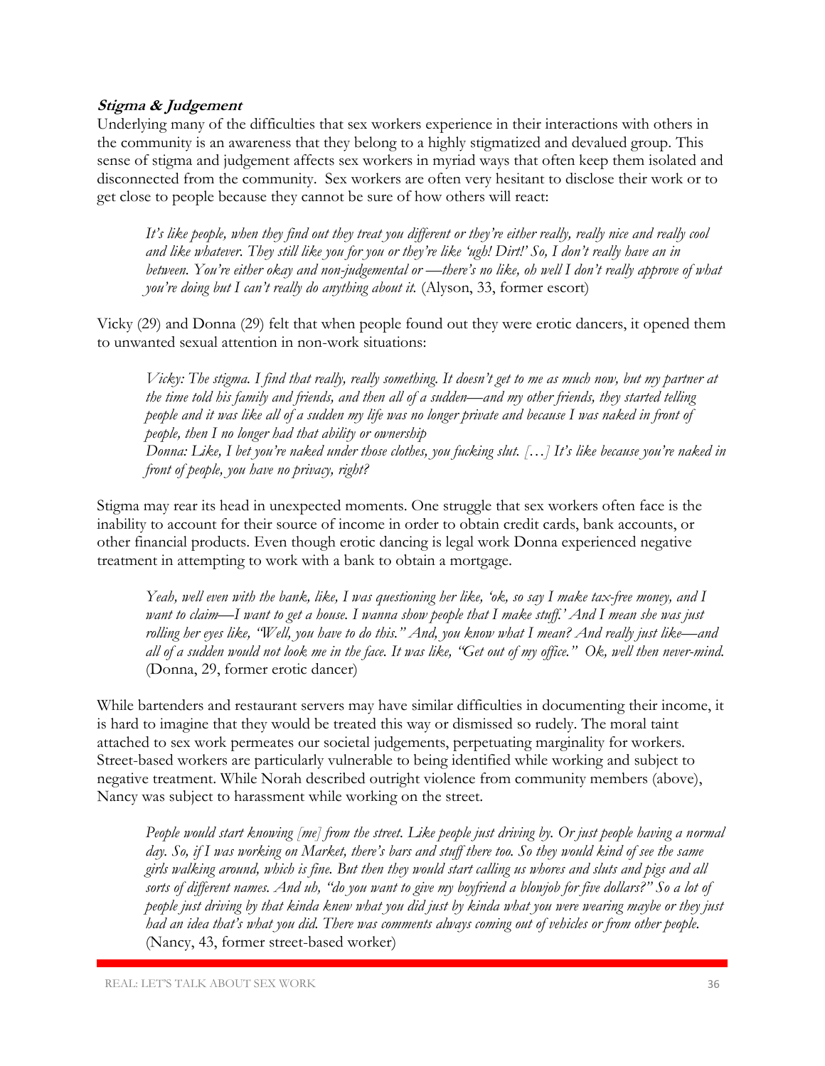### ***Stigma & Judgement***

Underlying many of the difficulties that sex workers experience in their interactions with others in the community is an awareness that they belong to a highly stigmatized and devalued group. This sense of stigma and judgement affects sex workers in myriad ways that often keep them isolated and disconnected from the community. Sex workers are often very hesitant to disclose their work or to get close to people because they cannot be sure of how others will react:

> *It's like people, when they find out they treat you different or they're either really, really nice and really cool and like whatever. They still like you for you or they're like 'ugh! Dirt!' So, I don't really have an in between. You're either okay and non-judgemental or —there's no like, oh well I don't really approve of what you're doing but I can't really do anything about it.* (Alyson, 33, former escort)

Vicky (29) and Donna (29) felt that when people found out they were erotic dancers, it opened them to unwanted sexual attention in non-work situations:

> *Vicky: The stigma. I find that really, really something. It doesn't get to me as much now, but my partner at the time told his family and friends, and then all of a sudden—and my other friends, they started telling people and it was like all of a sudden my life was no longer private and because I was naked in front of people, then I no longer had that ability or ownership*
> *Donna: Like, I bet you're naked under those clothes, you fucking slut. […] It's like because you're naked in front of people, you have no privacy, right?*

Stigma may rear its head in unexpected moments. One struggle that sex workers often face is the inability to account for their source of income in order to obtain credit cards, bank accounts, or other financial products. Even though erotic dancing is legal work Donna experienced negative treatment in attempting to work with a bank to obtain a mortgage.

> *Yeah, well even with the bank, like, I was questioning her like, 'ok, so say I make tax-free money, and I want to claim—I want to get a house. I wanna show people that I make stuff.' And I mean she was just rolling her eyes like, "Well, you have to do this." And, you know what I mean? And really just like—and all of a sudden would not look me in the face. It was like, "Get out of my office." Ok, well then never-mind.* (Donna, 29, former erotic dancer)

While bartenders and restaurant servers may have similar difficulties in documenting their income, it is hard to imagine that they would be treated this way or dismissed so rudely. The moral taint attached to sex work permeates our societal judgements, perpetuating marginality for workers. Street-based workers are particularly vulnerable to being identified while working and subject to negative treatment. While Norah described outright violence from community members (above), Nancy was subject to harassment while working on the street.

> *People would start knowing [me] from the street. Like people just driving by. Or just people having a normal day. So, if I was working on Market, there's bars and stuff there too. So they would kind of see the same girls walking around, which is fine. But then they would start calling us whores and sluts and pigs and all sorts of different names. And uh, "do you want to give my boyfriend a blowjob for five dollars?" So a lot of people just driving by that kinda knew what you did just by kinda what you were wearing maybe or they just had an idea that's what you did. There was comments always coming out of vehicles or from other people.* (Nancy, 43, former street-based worker)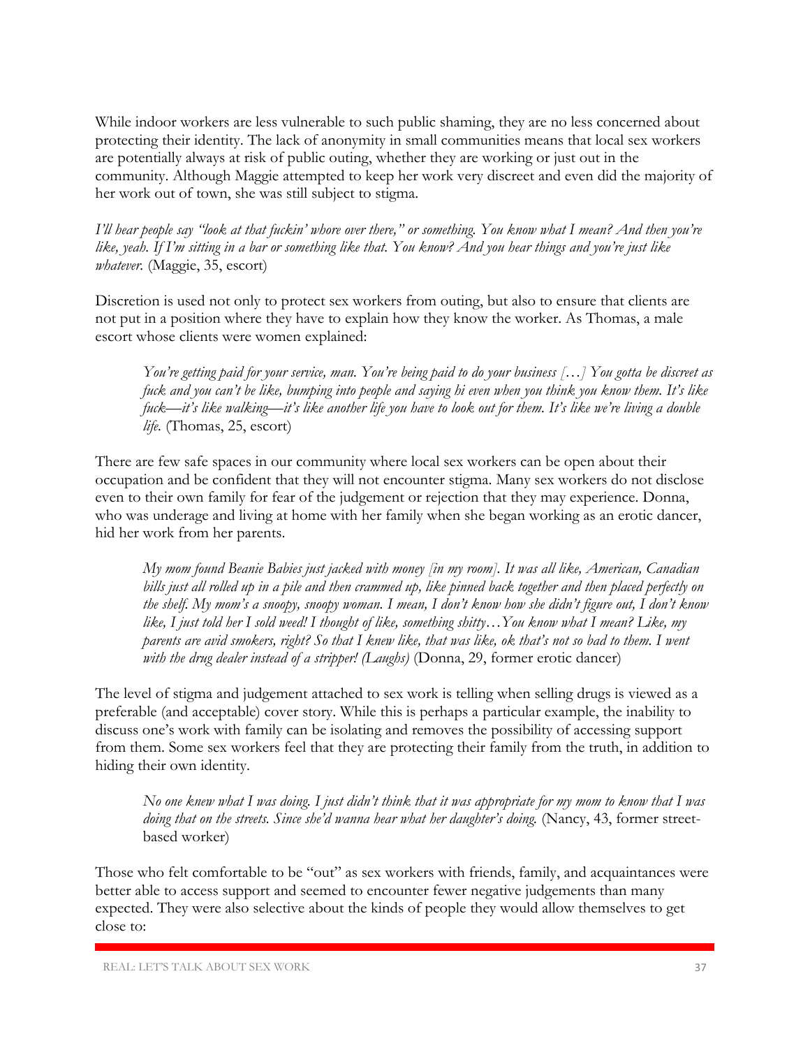While indoor workers are less vulnerable to such public shaming, they are no less concerned about protecting their identity. The lack of anonymity in small communities means that local sex workers are potentially always at risk of public outing, whether they are working or just out in the community. Although Maggie attempted to keep her work very discreet and even did the majority of her work out of town, she was still subject to stigma.

*I'll hear people say "look at that fuckin' whore over there," or something. You know what I mean? And then you're like, yeah. If I'm sitting in a bar or something like that. You know? And you hear things and you're just like whatever.* (Maggie, 35, escort)

Discretion is used not only to protect sex workers from outing, but also to ensure that clients are not put in a position where they have to explain how they know the worker. As Thomas, a male escort whose clients were women explained:

> *You're getting paid for your service, man. You're being paid to do your business […] You gotta be discreet as fuck and you can't be like, bumping into people and saying hi even when you think you know them. It's like fuck—it's like walking—it's like another life you have to look out for them. It's like we're living a double life.* (Thomas, 25, escort)

There are few safe spaces in our community where local sex workers can be open about their occupation and be confident that they will not encounter stigma. Many sex workers do not disclose even to their own family for fear of the judgement or rejection that they may experience. Donna, who was underage and living at home with her family when she began working as an erotic dancer, hid her work from her parents.

> *My mom found Beanie Babies just jacked with money [in my room]. It was all like, American, Canadian bills just all rolled up in a pile and then crammed up, like pinned back together and then placed perfectly on the shelf. My mom's a snoopy, snoopy woman. I mean, I don't know how she didn't figure out, I don't know like, I just told her I sold weed! I thought of like, something shitty…You know what I mean? Like, my parents are avid smokers, right? So that I knew like, that was like, ok that's not so bad to them. I went with the drug dealer instead of a stripper! (Laughs)* (Donna, 29, former erotic dancer)

The level of stigma and judgement attached to sex work is telling when selling drugs is viewed as a preferable (and acceptable) cover story. While this is perhaps a particular example, the inability to discuss one's work with family can be isolating and removes the possibility of accessing support from them. Some sex workers feel that they are protecting their family from the truth, in addition to hiding their own identity.

> *No one knew what I was doing. I just didn't think that it was appropriate for my mom to know that I was doing that on the streets. Since she'd wanna hear what her daughter's doing.* (Nancy, 43, former street-based worker)

Those who felt comfortable to be "out" as sex workers with friends, family, and acquaintances were better able to access support and seemed to encounter fewer negative judgements than many expected. They were also selective about the kinds of people they would allow themselves to get close to: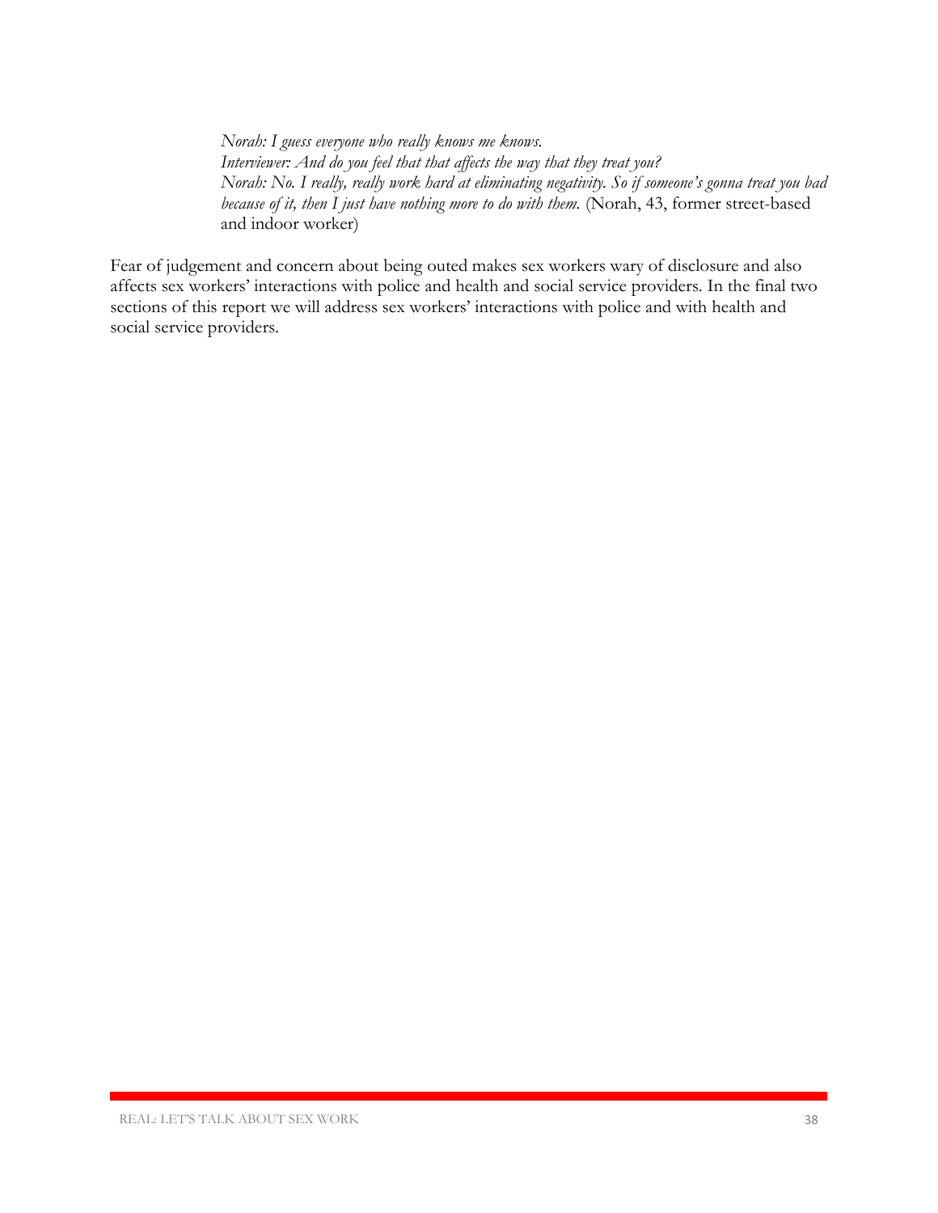> *Norah: I guess everyone who really knows me knows.*
> *Interviewer: And do you feel that that affects the way that they treat you?*
> *Norah: No. I really, really work hard at eliminating negativity. So if someone's gonna treat you bad because of it, then I just have nothing more to do with them.* (Norah, 43, former street-based and indoor worker)

Fear of judgement and concern about being outed makes sex workers wary of disclosure and also affects sex workers' interactions with police and health and social service providers. In the final two sections of this report we will address sex workers' interactions with police and with health and social service providers.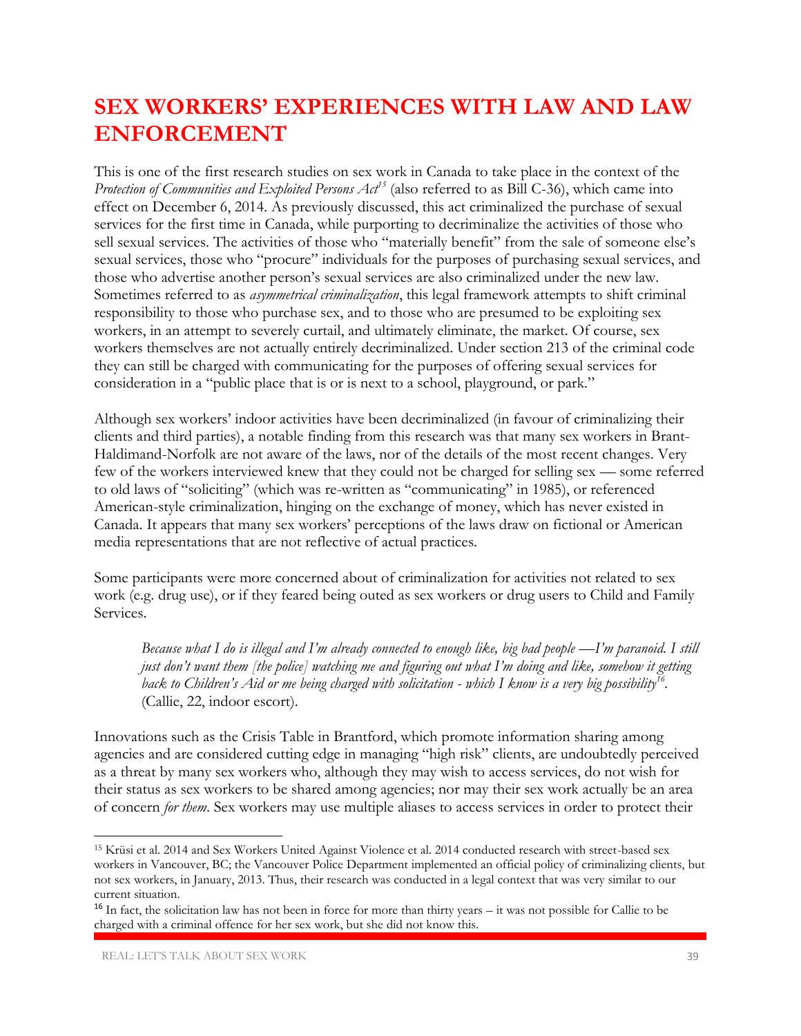# SEX WORKERS' EXPERIENCES WITH LAW AND LAW ENFORCEMENT

This is one of the first research studies on sex work in Canada to take place in the context of the *Protection of Communities and Exploited Persons Act*[15] (also referred to as Bill C-36), which came into effect on December 6, 2014. As previously discussed, this act criminalized the purchase of sexual services for the first time in Canada, while purporting to decriminalize the activities of those who sell sexual services. The activities of those who "materially benefit" from the sale of someone else's sexual services, those who "procure" individuals for the purposes of purchasing sexual services, and those who advertise another person's sexual services are also criminalized under the new law. Sometimes referred to as *asymmetrical criminalization*, this legal framework attempts to shift criminal responsibility to those who purchase sex, and to those who are presumed to be exploiting sex workers, in an attempt to severely curtail, and ultimately eliminate, the market. Of course, sex workers themselves are not actually entirely decriminalized. Under section 213 of the criminal code they can still be charged with communicating for the purposes of offering sexual services for consideration in a "public place that is or is next to a school, playground, or park."

Although sex workers' indoor activities have been decriminalized (in favour of criminalizing their clients and third parties), a notable finding from this research was that many sex workers in Brant-Haldimand-Norfolk are not aware of the laws, nor of the details of the most recent changes. Very few of the workers interviewed knew that they could not be charged for selling sex — some referred to old laws of "soliciting" (which was re-written as "communicating" in 1985), or referenced American-style criminalization, hinging on the exchange of money, which has never existed in Canada. It appears that many sex workers' perceptions of the laws draw on fictional or American media representations that are not reflective of actual practices.

Some participants were more concerned about of criminalization for activities not related to sex work (e.g. drug use), or if they feared being outed as sex workers or drug users to Child and Family Services.

> *Because what I do is illegal and I'm already connected to enough like, big bad people —I'm paranoid. I still just don't want them [the police] watching me and figuring out what I'm doing and like, somehow it getting back to Children's Aid or me being charged with solicitation - which I know is a very big possibility*[16]. (Callie, 22, indoor escort).

Innovations such as the Crisis Table in Brantford, which promote information sharing among agencies and are considered cutting edge in managing "high risk" clients, are undoubtedly perceived as a threat by many sex workers who, although they may wish to access services, do not wish for their status as sex workers to be shared among agencies; nor may their sex work actually be an area of concern *for them*. Sex workers may use multiple aliases to access services in order to protect their

---

[15] Krüsi et al. 2014 and Sex Workers United Against Violence et al. 2014 conducted research with street-based sex workers in Vancouver, BC; the Vancouver Police Department implemented an official policy of criminalizing clients, but not sex workers, in January, 2013. Thus, their research was conducted in a legal context that was very similar to our current situation.

[16] In fact, the solicitation law has not been in force for more than thirty years – it was not possible for Callie to be charged with a criminal offence for her sex work, but she did not know this.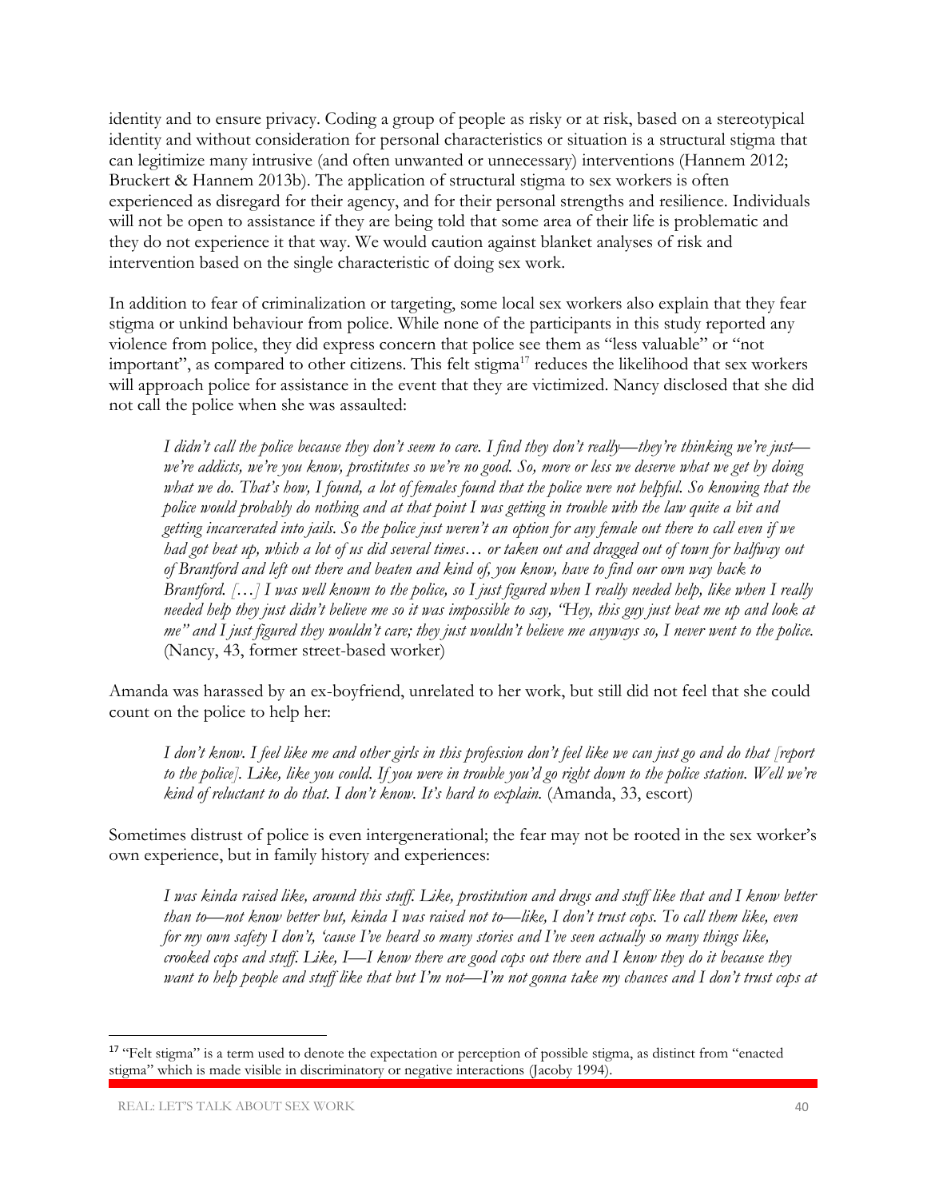identity and to ensure privacy. Coding a group of people as risky or at risk, based on a stereotypical identity and without consideration for personal characteristics or situation is a structural stigma that can legitimize many intrusive (and often unwanted or unnecessary) interventions (Hannem 2012; Bruckert & Hannem 2013b). The application of structural stigma to sex workers is often experienced as disregard for their agency, and for their personal strengths and resilience. Individuals will not be open to assistance if they are being told that some area of their life is problematic and they do not experience it that way. We would caution against blanket analyses of risk and intervention based on the single characteristic of doing sex work.

In addition to fear of criminalization or targeting, some local sex workers also explain that they fear stigma or unkind behaviour from police. While none of the participants in this study reported any violence from police, they did express concern that police see them as "less valuable" or "not important", as compared to other citizens. This felt stigma[17] reduces the likelihood that sex workers will approach police for assistance in the event that they are victimized. Nancy disclosed that she did not call the police when she was assaulted:

> *I didn't call the police because they don't seem to care. I find they don't really—they're thinking we're just—we're addicts, we're you know, prostitutes so we're no good. So, more or less we deserve what we get by doing what we do. That's how, I found, a lot of females found that the police were not helpful. So knowing that the police would probably do nothing and at that point I was getting in trouble with the law quite a bit and getting incarcerated into jails. So the police just weren't an option for any female out there to call even if we had got beat up, which a lot of us did several times… or taken out and dragged out of town for halfway out of Brantford and left out there and beaten and kind of, you know, have to find our own way back to Brantford. […] I was well known to the police, so I just figured when I really needed help, like when I really needed help they just didn't believe me so it was impossible to say, "Hey, this guy just beat me up and look at me" and I just figured they wouldn't care; they just wouldn't believe me anyways so, I never went to the police.* (Nancy, 43, former street-based worker)

Amanda was harassed by an ex-boyfriend, unrelated to her work, but still did not feel that she could count on the police to help her:

> *I don't know. I feel like me and other girls in this profession don't feel like we can just go and do that [report to the police]. Like, like you could. If you were in trouble you'd go right down to the police station. Well we're kind of reluctant to do that. I don't know. It's hard to explain.* (Amanda, 33, escort)

Sometimes distrust of police is even intergenerational; the fear may not be rooted in the sex worker's own experience, but in family history and experiences:

> *I was kinda raised like, around this stuff. Like, prostitution and drugs and stuff like that and I know better than to—not know better but, kinda I was raised not to—like, I don't trust cops. To call them like, even for my own safety I don't, 'cause I've heard so many stories and I've seen actually so many things like, crooked cops and stuff. Like, I—I know there are good cops out there and I know they do it because they want to help people and stuff like that but I'm not—I'm not gonna take my chances and I don't trust cops at*

[17] "Felt stigma" is a term used to denote the expectation or perception of possible stigma, as distinct from "enacted stigma" which is made visible in discriminatory or negative interactions (Jacoby 1994).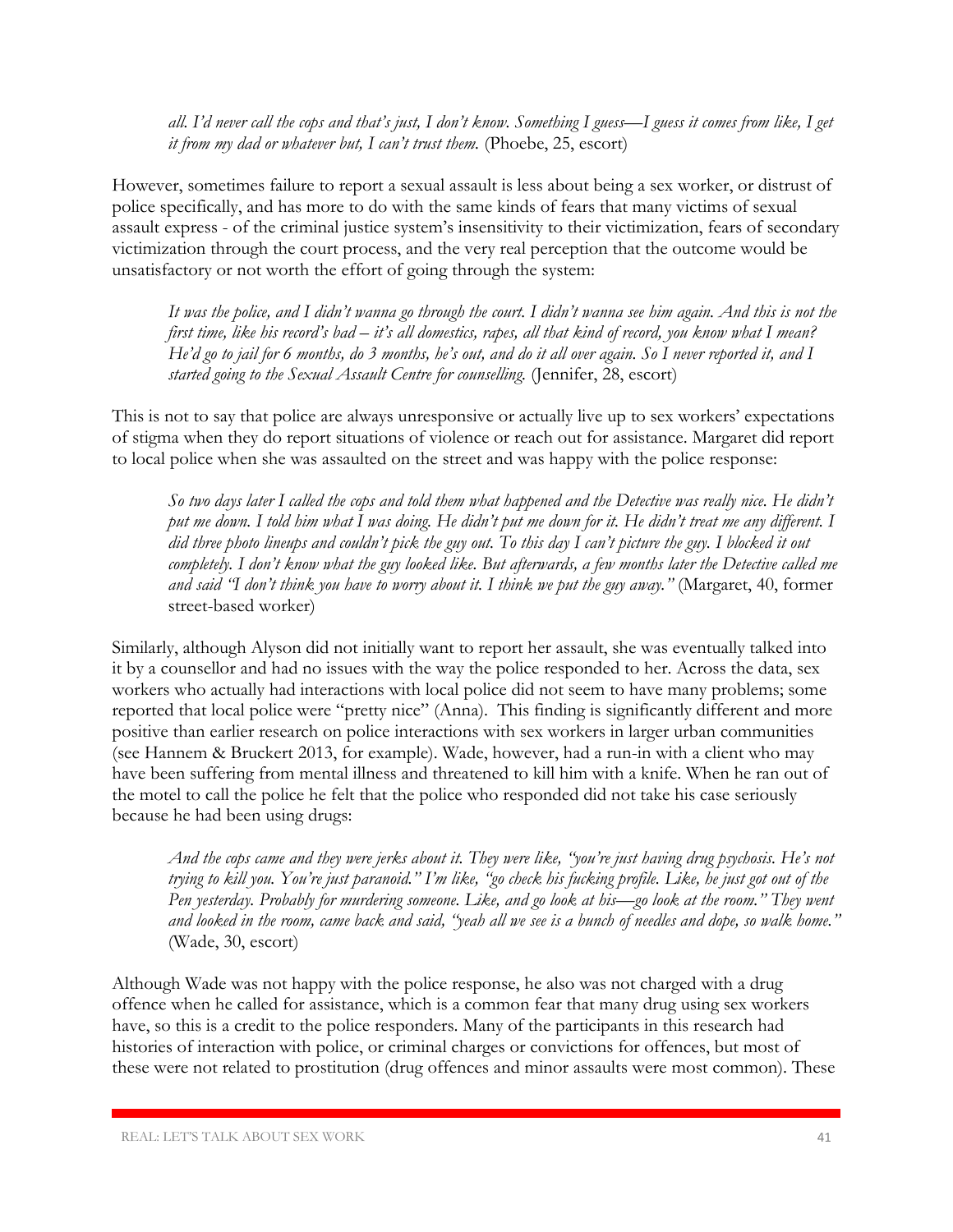*all. I'd never call the cops and that's just, I don't know. Something I guess—I guess it comes from like, I get it from my dad or whatever but, I can't trust them.* (Phoebe, 25, escort)

However, sometimes failure to report a sexual assault is less about being a sex worker, or distrust of police specifically, and has more to do with the same kinds of fears that many victims of sexual assault express - of the criminal justice system's insensitivity to their victimization, fears of secondary victimization through the court process, and the very real perception that the outcome would be unsatisfactory or not worth the effort of going through the system:

> *It was the police, and I didn't wanna go through the court. I didn't wanna see him again. And this is not the first time, like his record's bad – it's all domestics, rapes, all that kind of record, you know what I mean? He'd go to jail for 6 months, do 3 months, he's out, and do it all over again. So I never reported it, and I started going to the Sexual Assault Centre for counselling.* (Jennifer, 28, escort)

This is not to say that police are always unresponsive or actually live up to sex workers' expectations of stigma when they do report situations of violence or reach out for assistance. Margaret did report to local police when she was assaulted on the street and was happy with the police response:

> *So two days later I called the cops and told them what happened and the Detective was really nice. He didn't put me down. I told him what I was doing. He didn't put me down for it. He didn't treat me any different. I did three photo lineups and couldn't pick the guy out. To this day I can't picture the guy. I blocked it out completely. I don't know what the guy looked like. But afterwards, a few months later the Detective called me and said "I don't think you have to worry about it. I think we put the guy away."* (Margaret, 40, former street-based worker)

Similarly, although Alyson did not initially want to report her assault, she was eventually talked into it by a counsellor and had no issues with the way the police responded to her. Across the data, sex workers who actually had interactions with local police did not seem to have many problems; some reported that local police were "pretty nice" (Anna). This finding is significantly different and more positive than earlier research on police interactions with sex workers in larger urban communities (see Hannem & Bruckert 2013, for example). Wade, however, had a run-in with a client who may have been suffering from mental illness and threatened to kill him with a knife. When he ran out of the motel to call the police he felt that the police who responded did not take his case seriously because he had been using drugs:

> *And the cops came and they were jerks about it. They were like, "you're just having drug psychosis. He's not trying to kill you. You're just paranoid." I'm like, "go check his fucking profile. Like, he just got out of the Pen yesterday. Probably for murdering someone. Like, and go look at his—go look at the room." They went and looked in the room, came back and said, "yeah all we see is a bunch of needles and dope, so walk home."* (Wade, 30, escort)

Although Wade was not happy with the police response, he also was not charged with a drug offence when he called for assistance, which is a common fear that many drug using sex workers have, so this is a credit to the police responders. Many of the participants in this research had histories of interaction with police, or criminal charges or convictions for offences, but most of these were not related to prostitution (drug offences and minor assaults were most common). These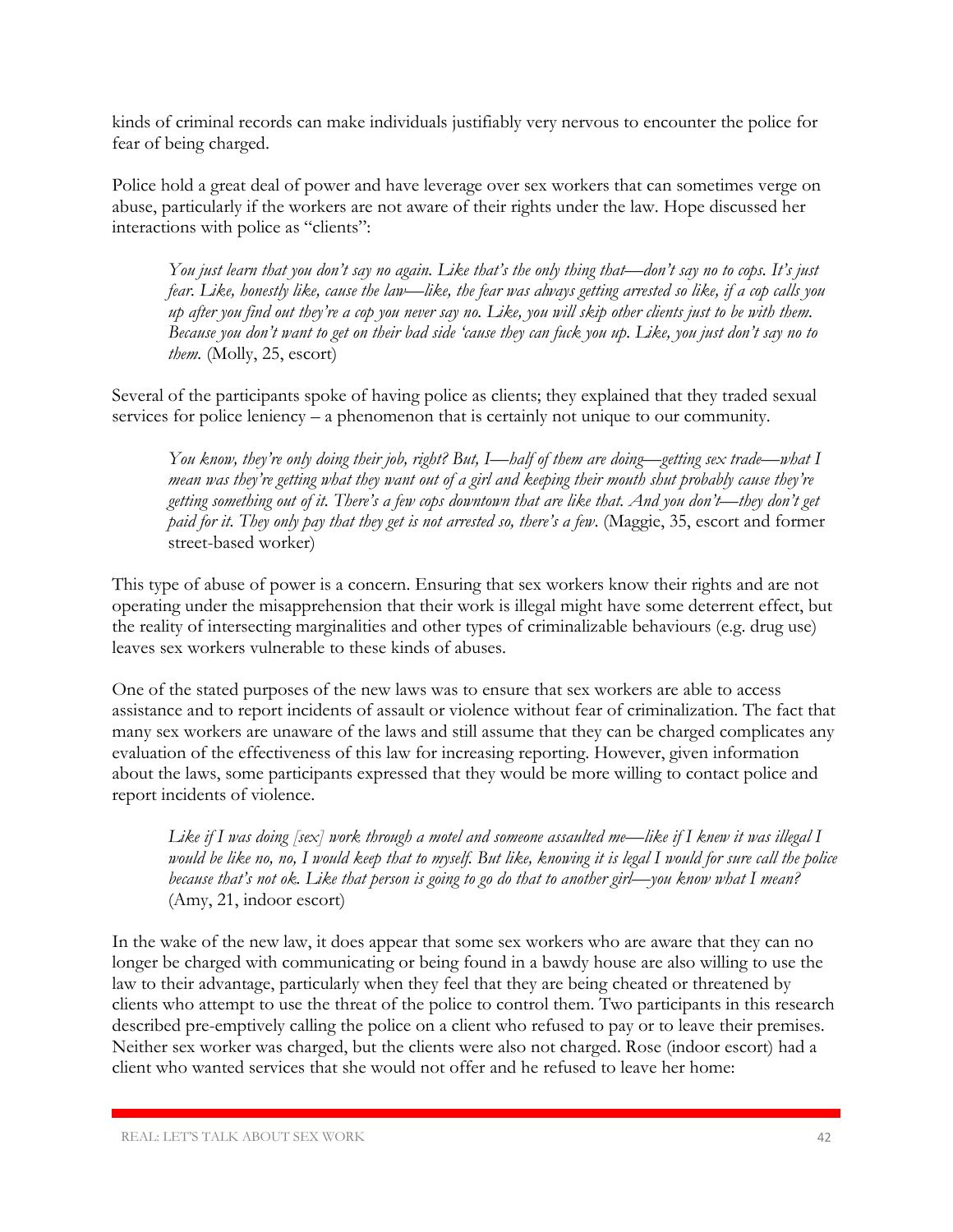kinds of criminal records can make individuals justifiably very nervous to encounter the police for fear of being charged.

Police hold a great deal of power and have leverage over sex workers that can sometimes verge on abuse, particularly if the workers are not aware of their rights under the law. Hope discussed her interactions with police as "clients":

> *You just learn that you don't say no again. Like that's the only thing that—don't say no to cops. It's just fear. Like, honestly like, cause the law—like, the fear was always getting arrested so like, if a cop calls you up after you find out they're a cop you never say no. Like, you will skip other clients just to be with them. Because you don't want to get on their bad side 'cause they can fuck you up. Like, you just don't say no to them.* (Molly, 25, escort)

Several of the participants spoke of having police as clients; they explained that they traded sexual services for police leniency – a phenomenon that is certainly not unique to our community.

> *You know, they're only doing their job, right? But, I—half of them are doing—getting sex trade—what I mean was they're getting what they want out of a girl and keeping their mouth shut probably cause they're getting something out of it. There's a few cops downtown that are like that. And you don't—they don't get paid for it. They only pay that they get is not arrested so, there's a few.* (Maggie, 35, escort and former street-based worker)

This type of abuse of power is a concern. Ensuring that sex workers know their rights and are not operating under the misapprehension that their work is illegal might have some deterrent effect, but the reality of intersecting marginalities and other types of criminalizable behaviours (e.g. drug use) leaves sex workers vulnerable to these kinds of abuses.

One of the stated purposes of the new laws was to ensure that sex workers are able to access assistance and to report incidents of assault or violence without fear of criminalization. The fact that many sex workers are unaware of the laws and still assume that they can be charged complicates any evaluation of the effectiveness of this law for increasing reporting. However, given information about the laws, some participants expressed that they would be more willing to contact police and report incidents of violence.

> *Like if I was doing [sex] work through a motel and someone assaulted me—like if I knew it was illegal I would be like no, no, I would keep that to myself. But like, knowing it is legal I would for sure call the police because that's not ok. Like that person is going to go do that to another girl—you know what I mean?* (Amy, 21, indoor escort)

In the wake of the new law, it does appear that some sex workers who are aware that they can no longer be charged with communicating or being found in a bawdy house are also willing to use the law to their advantage, particularly when they feel that they are being cheated or threatened by clients who attempt to use the threat of the police to control them. Two participants in this research described pre-emptively calling the police on a client who refused to pay or to leave their premises. Neither sex worker was charged, but the clients were also not charged. Rose (indoor escort) had a client who wanted services that she would not offer and he refused to leave her home: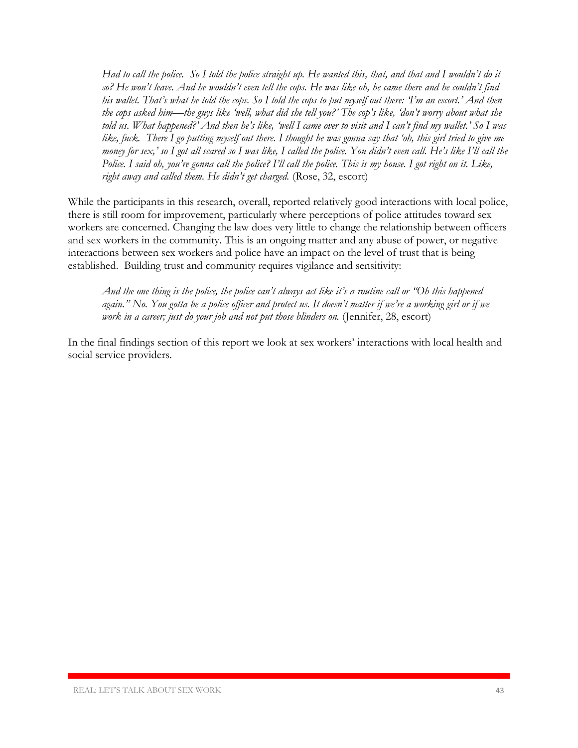> *Had to call the police. So I told the police straight up. He wanted this, that, and that and I wouldn't do it so? He won't leave. And he wouldn't even tell the cops. He was like oh, he came there and he couldn't find his wallet. That's what he told the cops. So I told the cops to put myself out there: 'I'm an escort.' And then the cops asked him—the guys like 'well, what did she tell you?' The cop's like, 'don't worry about what she told us. What happened?' And then he's like, 'well I came over to visit and I can't find my wallet.' So I was like, fuck. There I go putting myself out there. I thought he was gonna say that 'oh, this girl tried to give me money for sex,' so I got all scared so I was like, I called the police. You didn't even call. He's like I'll call the Police. I said oh, you're gonna call the police? I'll call the police. This is my house. I got right on it. Like, right away and called them. He didn't get charged.* (Rose, 32, escort)

While the participants in this research, overall, reported relatively good interactions with local police, there is still room for improvement, particularly where perceptions of police attitudes toward sex workers are concerned. Changing the law does very little to change the relationship between officers and sex workers in the community. This is an ongoing matter and any abuse of power, or negative interactions between sex workers and police have an impact on the level of trust that is being established. Building trust and community requires vigilance and sensitivity:

> *And the one thing is the police, the police can't always act like it's a routine call or "Oh this happened again." No. You gotta be a police officer and protect us. It doesn't matter if we're a working girl or if we work in a career; just do your job and not put those blinders on.* (Jennifer, 28, escort)

In the final findings section of this report we look at sex workers' interactions with local health and social service providers.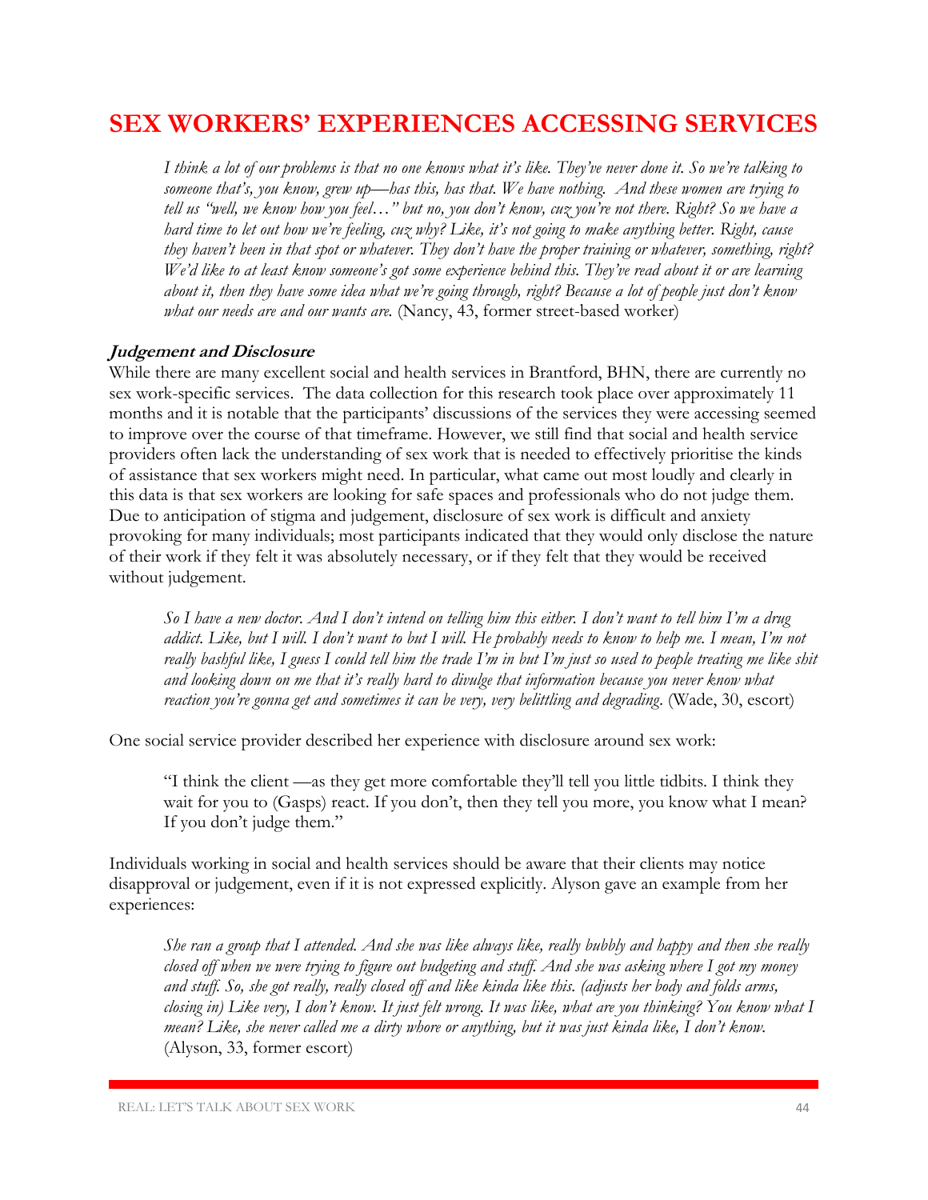# SEX WORKERS' EXPERIENCES ACCESSING SERVICES

> *I think a lot of our problems is that no one knows what it's like. They've never done it. So we're talking to someone that's, you know, grew up—has this, has that. We have nothing. And these women are trying to tell us "well, we know how you feel…" but no, you don't know, cuz you're not there. Right? So we have a hard time to let out how we're feeling, cuz why? Like, it's not going to make anything better. Right, cause they haven't been in that spot or whatever. They don't have the proper training or whatever, something, right? We'd like to at least know someone's got some experience behind this. They've read about it or are learning about it, then they have some idea what we're going through, right? Because a lot of people just don't know what our needs are and our wants are.* (Nancy, 43, former street-based worker)

### *Judgement and Disclosure*

While there are many excellent social and health services in Brantford, BHN, there are currently no sex work-specific services. The data collection for this research took place over approximately 11 months and it is notable that the participants' discussions of the services they were accessing seemed to improve over the course of that timeframe. However, we still find that social and health service providers often lack the understanding of sex work that is needed to effectively prioritise the kinds of assistance that sex workers might need. In particular, what came out most loudly and clearly in this data is that sex workers are looking for safe spaces and professionals who do not judge them. Due to anticipation of stigma and judgement, disclosure of sex work is difficult and anxiety provoking for many individuals; most participants indicated that they would only disclose the nature of their work if they felt it was absolutely necessary, or if they felt that they would be received without judgement.

> *So I have a new doctor. And I don't intend on telling him this either. I don't want to tell him I'm a drug addict. Like, but I will. I don't want to but I will. He probably needs to know to help me. I mean, I'm not really bashful like, I guess I could tell him the trade I'm in but I'm just so used to people treating me like shit and looking down on me that it's really hard to divulge that information because you never know what reaction you're gonna get and sometimes it can be very, very belittling and degrading.* (Wade, 30, escort)

One social service provider described her experience with disclosure around sex work:

> "I think the client —as they get more comfortable they'll tell you little tidbits. I think they wait for you to (Gasps) react. If you don't, then they tell you more, you know what I mean? If you don't judge them."

Individuals working in social and health services should be aware that their clients may notice disapproval or judgement, even if it is not expressed explicitly. Alyson gave an example from her experiences:

> *She ran a group that I attended. And she was like always like, really bubbly and happy and then she really closed off when we were trying to figure out budgeting and stuff. And she was asking where I got my money and stuff. So, she got really, really closed off and like kinda like this. (adjusts her body and folds arms, closing in) Like very, I don't know. It just felt wrong. It was like, what are you thinking? You know what I mean? Like, she never called me a dirty whore or anything, but it was just kinda like, I don't know.* (Alyson, 33, former escort)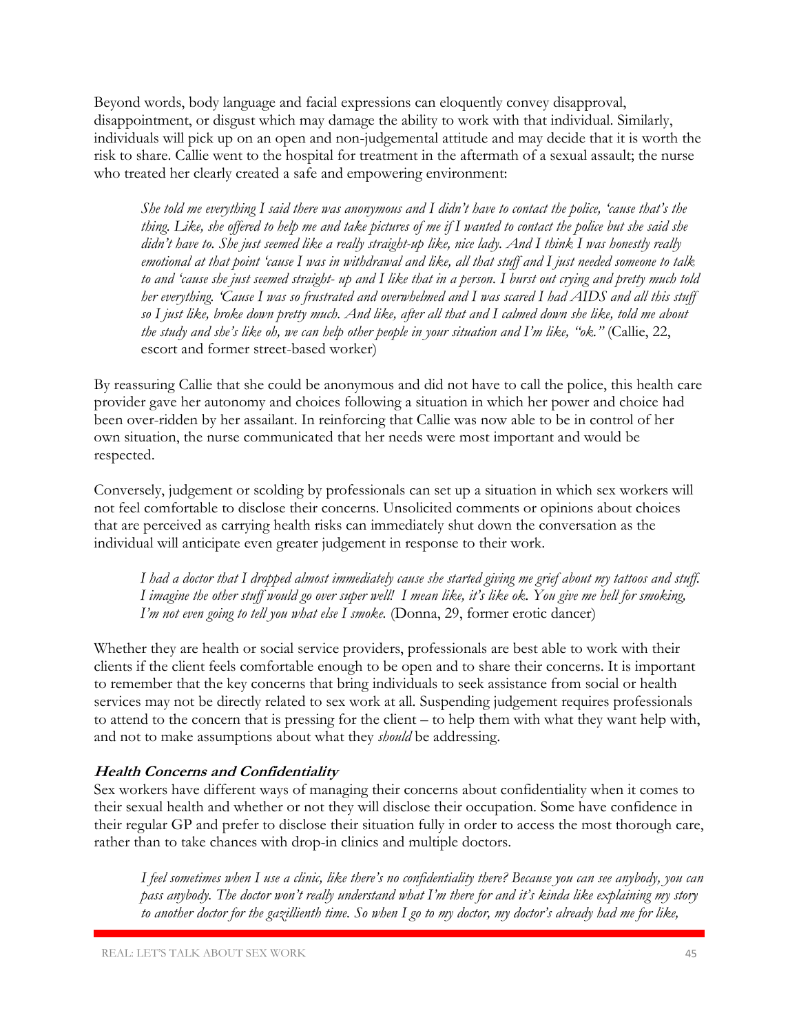Beyond words, body language and facial expressions can eloquently convey disapproval, disappointment, or disgust which may damage the ability to work with that individual. Similarly, individuals will pick up on an open and non-judgemental attitude and may decide that it is worth the risk to share. Callie went to the hospital for treatment in the aftermath of a sexual assault; the nurse who treated her clearly created a safe and empowering environment:

> *She told me everything I said there was anonymous and I didn't have to contact the police, 'cause that's the thing. Like, she offered to help me and take pictures of me if I wanted to contact the police but she said she didn't have to. She just seemed like a really straight-up like, nice lady. And I think I was honestly really emotional at that point 'cause I was in withdrawal and like, all that stuff and I just needed someone to talk to and 'cause she just seemed straight- up and I like that in a person. I burst out crying and pretty much told her everything. 'Cause I was so frustrated and overwhelmed and I was scared I had AIDS and all this stuff so I just like, broke down pretty much. And like, after all that and I calmed down she like, told me about the study and she's like oh, we can help other people in your situation and I'm like, "ok."* (Callie, 22, escort and former street-based worker)

By reassuring Callie that she could be anonymous and did not have to call the police, this health care provider gave her autonomy and choices following a situation in which her power and choice had been over-ridden by her assailant. In reinforcing that Callie was now able to be in control of her own situation, the nurse communicated that her needs were most important and would be respected.

Conversely, judgement or scolding by professionals can set up a situation in which sex workers will not feel comfortable to disclose their concerns. Unsolicited comments or opinions about choices that are perceived as carrying health risks can immediately shut down the conversation as the individual will anticipate even greater judgement in response to their work.

> *I had a doctor that I dropped almost immediately cause she started giving me grief about my tattoos and stuff. I imagine the other stuff would go over super well! I mean like, it's like ok. You give me hell for smoking, I'm not even going to tell you what else I smoke.* (Donna, 29, former erotic dancer)

Whether they are health or social service providers, professionals are best able to work with their clients if the client feels comfortable enough to be open and to share their concerns. It is important to remember that the key concerns that bring individuals to seek assistance from social or health services may not be directly related to sex work at all. Suspending judgement requires professionals to attend to the concern that is pressing for the client – to help them with what they want help with, and not to make assumptions about what they *should* be addressing.

### Health Concerns and Confidentiality

Sex workers have different ways of managing their concerns about confidentiality when it comes to their sexual health and whether or not they will disclose their occupation. Some have confidence in their regular GP and prefer to disclose their situation fully in order to access the most thorough care, rather than to take chances with drop-in clinics and multiple doctors.

> *I feel sometimes when I use a clinic, like there's no confidentiality there? Because you can see anybody, you can pass anybody. The doctor won't really understand what I'm there for and it's kinda like explaining my story to another doctor for the gazillienth time. So when I go to my doctor, my doctor's already had me for like,*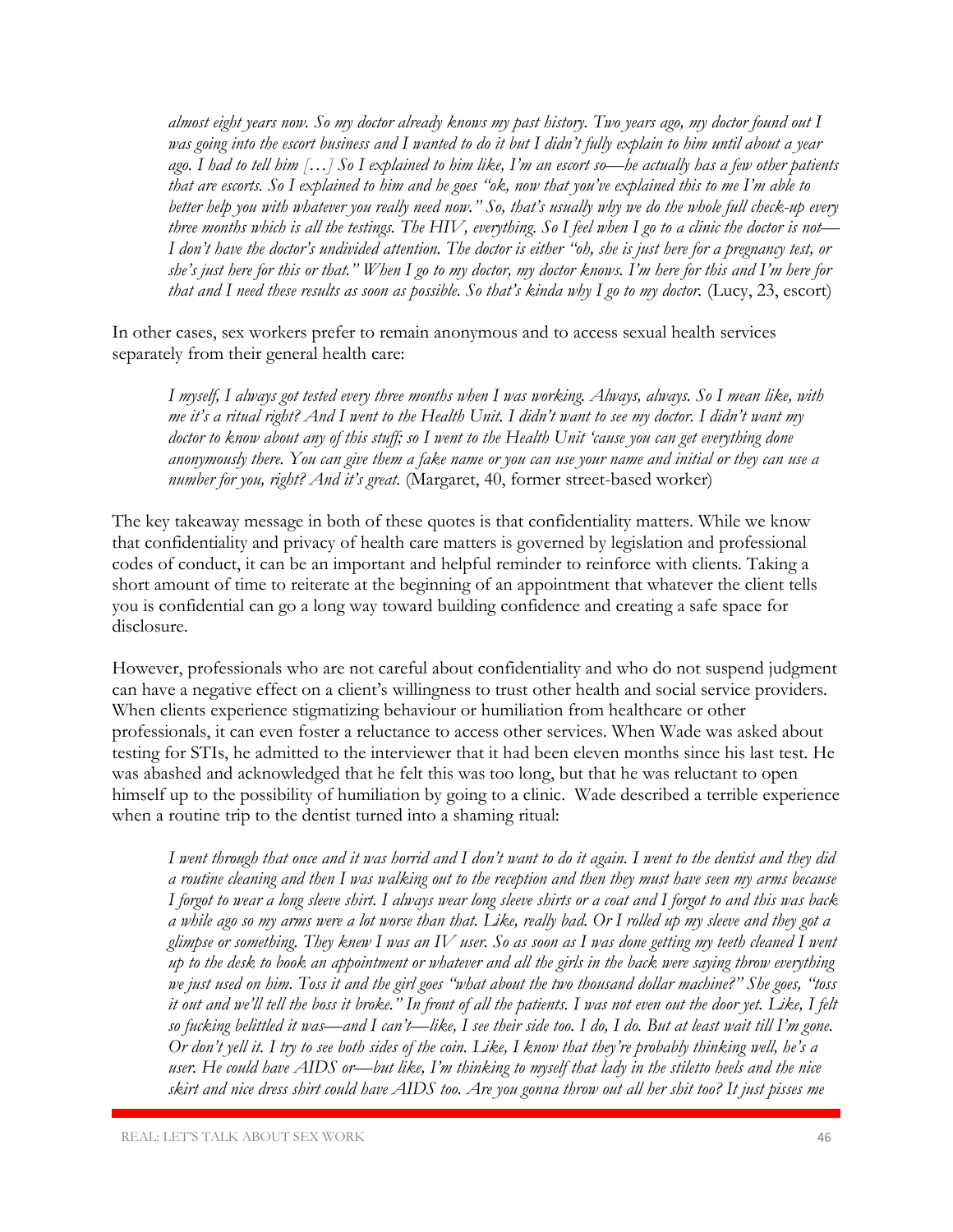*almost eight years now. So my doctor already knows my past history. Two years ago, my doctor found out I was going into the escort business and I wanted to do it but I didn't fully explain to him until about a year ago. I had to tell him […] So I explained to him like, I'm an escort so—he actually has a few other patients that are escorts. So I explained to him and he goes "ok, now that you've explained this to me I'm able to better help you with whatever you really need now." So, that's usually why we do the whole full check-up every three months which is all the testings. The HIV, everything. So I feel when I go to a clinic the doctor is not—I don't have the doctor's undivided attention. The doctor is either "oh, she is just here for a pregnancy test, or she's just here for this or that." When I go to my doctor, my doctor knows. I'm here for this and I'm here for that and I need these results as soon as possible. So that's kinda why I go to my doctor.* (Lucy, 23, escort)

In other cases, sex workers prefer to remain anonymous and to access sexual health services separately from their general health care:

> *I myself, I always got tested every three months when I was working. Always, always. So I mean like, with me it's a ritual right? And I went to the Health Unit. I didn't want to see my doctor. I didn't want my doctor to know about any of this stuff; so I went to the Health Unit 'cause you can get everything done anonymously there. You can give them a fake name or you can use your name and initial or they can use a number for you, right? And it's great.* (Margaret, 40, former street-based worker)

The key takeaway message in both of these quotes is that confidentiality matters. While we know that confidentiality and privacy of health care matters is governed by legislation and professional codes of conduct, it can be an important and helpful reminder to reinforce with clients. Taking a short amount of time to reiterate at the beginning of an appointment that whatever the client tells you is confidential can go a long way toward building confidence and creating a safe space for disclosure.

However, professionals who are not careful about confidentiality and who do not suspend judgment can have a negative effect on a client's willingness to trust other health and social service providers. When clients experience stigmatizing behaviour or humiliation from healthcare or other professionals, it can even foster a reluctance to access other services. When Wade was asked about testing for STIs, he admitted to the interviewer that it had been eleven months since his last test. He was abashed and acknowledged that he felt this was too long, but that he was reluctant to open himself up to the possibility of humiliation by going to a clinic. Wade described a terrible experience when a routine trip to the dentist turned into a shaming ritual:

> *I went through that once and it was horrid and I don't want to do it again. I went to the dentist and they did a routine cleaning and then I was walking out to the reception and then they must have seen my arms because I forgot to wear a long sleeve shirt. I always wear long sleeve shirts or a coat and I forgot to and this was back a while ago so my arms were a lot worse than that. Like, really bad. Or I rolled up my sleeve and they got a glimpse or something. They knew I was an IV user. So as soon as I was done getting my teeth cleaned I went up to the desk to book an appointment or whatever and all the girls in the back were saying throw everything we just used on him. Toss it and the girl goes "what about the two thousand dollar machine?" She goes, "toss it out and we'll tell the boss it broke." In front of all the patients. I was not even out the door yet. Like, I felt so fucking belittled it was—and I can't—like, I see their side too. I do, I do. But at least wait till I'm gone. Or don't yell it. I try to see both sides of the coin. Like, I know that they're probably thinking well, he's a user. He could have AIDS or—but like, I'm thinking to myself that lady in the stiletto heels and the nice skirt and nice dress shirt could have AIDS too. Are you gonna throw out all her shit too? It just pisses me*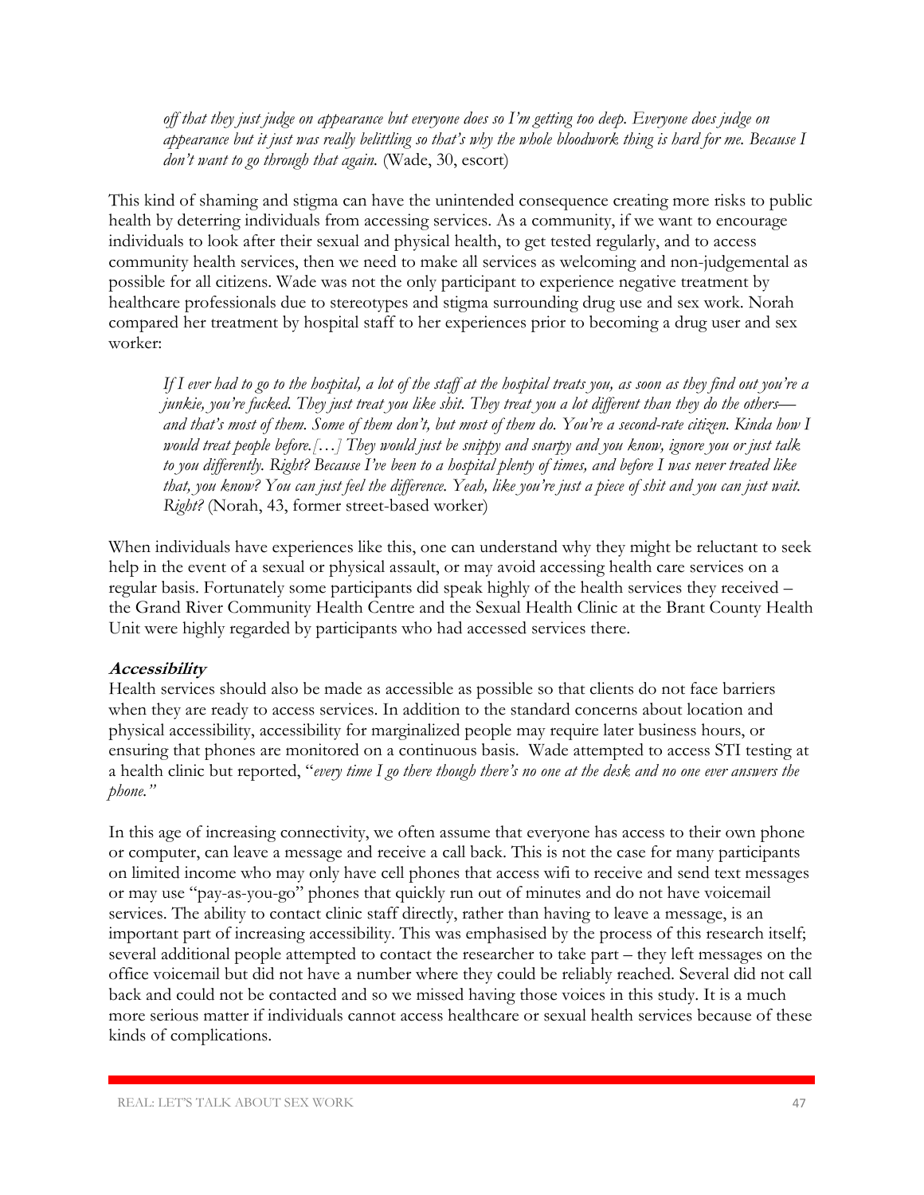*off that they just judge on appearance but everyone does so I'm getting too deep. Everyone does judge on appearance but it just was really belittling so that's why the whole bloodwork thing is hard for me. Because I don't want to go through that again.* (Wade, 30, escort)

This kind of shaming and stigma can have the unintended consequence creating more risks to public health by deterring individuals from accessing services. As a community, if we want to encourage individuals to look after their sexual and physical health, to get tested regularly, and to access community health services, then we need to make all services as welcoming and non-judgemental as possible for all citizens. Wade was not the only participant to experience negative treatment by healthcare professionals due to stereotypes and stigma surrounding drug use and sex work. Norah compared her treatment by hospital staff to her experiences prior to becoming a drug user and sex worker:

> *If I ever had to go to the hospital, a lot of the staff at the hospital treats you, as soon as they find out you're a junkie, you're fucked. They just treat you like shit. They treat you a lot different than they do the others—and that's most of them. Some of them don't, but most of them do. You're a second-rate citizen. Kinda how I would treat people before.[…] They would just be snippy and snarpy and you know, ignore you or just talk to you differently. Right? Because I've been to a hospital plenty of times, and before I was never treated like that, you know? You can just feel the difference. Yeah, like you're just a piece of shit and you can just wait. Right?* (Norah, 43, former street-based worker)

When individuals have experiences like this, one can understand why they might be reluctant to seek help in the event of a sexual or physical assault, or may avoid accessing health care services on a regular basis. Fortunately some participants did speak highly of the health services they received – the Grand River Community Health Centre and the Sexual Health Clinic at the Brant County Health Unit were highly regarded by participants who had accessed services there.

***Accessibility***

Health services should also be made as accessible as possible so that clients do not face barriers when they are ready to access services. In addition to the standard concerns about location and physical accessibility, accessibility for marginalized people may require later business hours, or ensuring that phones are monitored on a continuous basis. Wade attempted to access STI testing at a health clinic but reported, "*every time I go there though there's no one at the desk and no one ever answers the phone."*

In this age of increasing connectivity, we often assume that everyone has access to their own phone or computer, can leave a message and receive a call back. This is not the case for many participants on limited income who may only have cell phones that access wifi to receive and send text messages or may use "pay-as-you-go" phones that quickly run out of minutes and do not have voicemail services. The ability to contact clinic staff directly, rather than having to leave a message, is an important part of increasing accessibility. This was emphasised by the process of this research itself; several additional people attempted to contact the researcher to take part – they left messages on the office voicemail but did not have a number where they could be reliably reached. Several did not call back and could not be contacted and so we missed having those voices in this study. It is a much more serious matter if individuals cannot access healthcare or sexual health services because of these kinds of complications.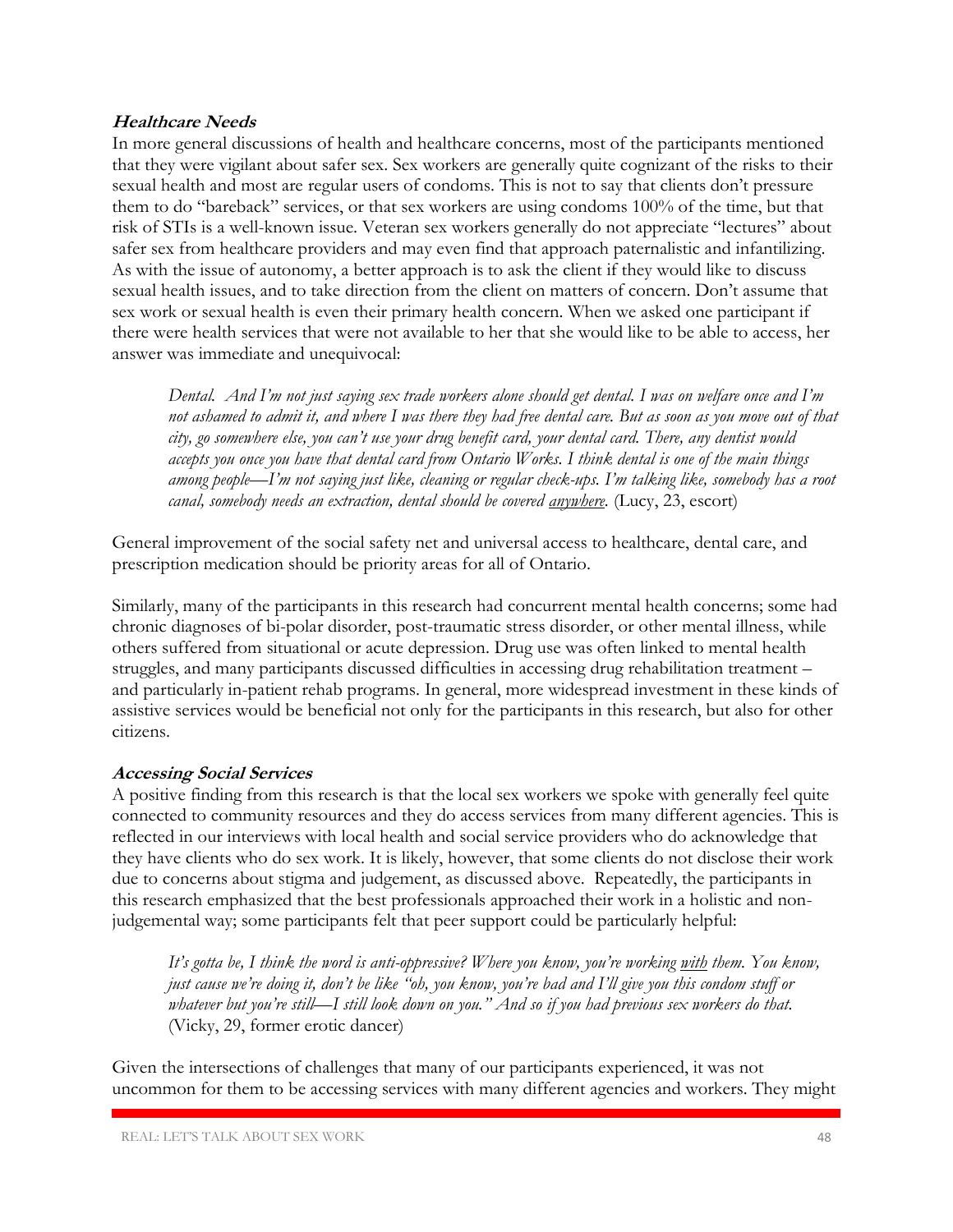### ***Healthcare Needs***

In more general discussions of health and healthcare concerns, most of the participants mentioned that they were vigilant about safer sex. Sex workers are generally quite cognizant of the risks to their sexual health and most are regular users of condoms. This is not to say that clients don't pressure them to do "bareback" services, or that sex workers are using condoms 100% of the time, but that risk of STIs is a well-known issue. Veteran sex workers generally do not appreciate "lectures" about safer sex from healthcare providers and may even find that approach paternalistic and infantilizing. As with the issue of autonomy, a better approach is to ask the client if they would like to discuss sexual health issues, and to take direction from the client on matters of concern. Don't assume that sex work or sexual health is even their primary health concern. When we asked one participant if there were health services that were not available to her that she would like to be able to access, her answer was immediate and unequivocal:

> *Dental. And I'm not just saying sex trade workers alone should get dental. I was on welfare once and I'm not ashamed to admit it, and where I was there they had free dental care. But as soon as you move out of that city, go somewhere else, you can't use your drug benefit card, your dental card. There, any dentist would accepts you once you have that dental card from Ontario Works. I think dental is one of the main things among people—I'm not saying just like, cleaning or regular check-ups. I'm talking like, somebody has a root canal, somebody needs an extraction, dental should be covered <u>anywhere</u>.* (Lucy, 23, escort)

General improvement of the social safety net and universal access to healthcare, dental care, and prescription medication should be priority areas for all of Ontario.

Similarly, many of the participants in this research had concurrent mental health concerns; some had chronic diagnoses of bi-polar disorder, post-traumatic stress disorder, or other mental illness, while others suffered from situational or acute depression. Drug use was often linked to mental health struggles, and many participants discussed difficulties in accessing drug rehabilitation treatment – and particularly in-patient rehab programs. In general, more widespread investment in these kinds of assistive services would be beneficial not only for the participants in this research, but also for other citizens.

### ***Accessing Social Services***

A positive finding from this research is that the local sex workers we spoke with generally feel quite connected to community resources and they do access services from many different agencies. This is reflected in our interviews with local health and social service providers who do acknowledge that they have clients who do sex work. It is likely, however, that some clients do not disclose their work due to concerns about stigma and judgement, as discussed above. Repeatedly, the participants in this research emphasized that the best professionals approached their work in a holistic and non-judgemental way; some participants felt that peer support could be particularly helpful:

> *It's gotta be, I think the word is anti-oppressive? Where you know, you're working <u>with</u> them. You know, just cause we're doing it, don't be like "oh, you know, you're bad and I'll give you this condom stuff or whatever but you're still—I still look down on you." And so if you had previous sex workers do that.* (Vicky, 29, former erotic dancer)

Given the intersections of challenges that many of our participants experienced, it was not uncommon for them to be accessing services with many different agencies and workers. They might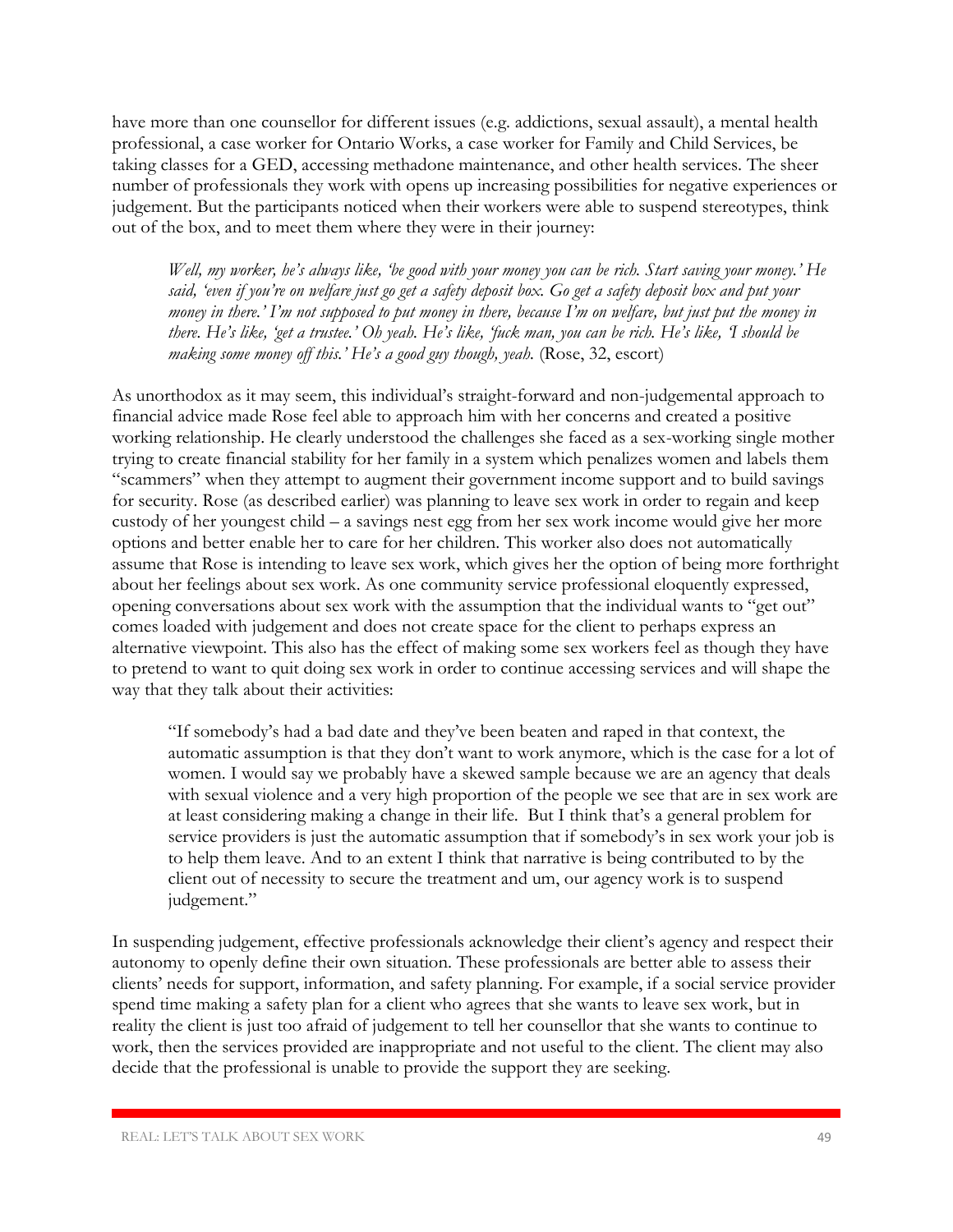have more than one counsellor for different issues (e.g. addictions, sexual assault), a mental health professional, a case worker for Ontario Works, a case worker for Family and Child Services, be taking classes for a GED, accessing methadone maintenance, and other health services. The sheer number of professionals they work with opens up increasing possibilities for negative experiences or judgement. But the participants noticed when their workers were able to suspend stereotypes, think out of the box, and to meet them where they were in their journey:

> *Well, my worker, he's always like, 'be good with your money you can be rich. Start saving your money.' He said, 'even if you're on welfare just go get a safety deposit box. Go get a safety deposit box and put your money in there.' I'm not supposed to put money in there, because I'm on welfare, but just put the money in there. He's like, 'get a trustee.' Oh yeah. He's like, 'fuck man, you can be rich. He's like, 'I should be making some money off this.' He's a good guy though, yeah.* (Rose, 32, escort)

As unorthodox as it may seem, this individual's straight-forward and non-judgemental approach to financial advice made Rose feel able to approach him with her concerns and created a positive working relationship. He clearly understood the challenges she faced as a sex-working single mother trying to create financial stability for her family in a system which penalizes women and labels them "scammers" when they attempt to augment their government income support and to build savings for security. Rose (as described earlier) was planning to leave sex work in order to regain and keep custody of her youngest child – a savings nest egg from her sex work income would give her more options and better enable her to care for her children. This worker also does not automatically assume that Rose is intending to leave sex work, which gives her the option of being more forthright about her feelings about sex work. As one community service professional eloquently expressed, opening conversations about sex work with the assumption that the individual wants to "get out" comes loaded with judgement and does not create space for the client to perhaps express an alternative viewpoint. This also has the effect of making some sex workers feel as though they have to pretend to want to quit doing sex work in order to continue accessing services and will shape the way that they talk about their activities:

> "If somebody's had a bad date and they've been beaten and raped in that context, the automatic assumption is that they don't want to work anymore, which is the case for a lot of women. I would say we probably have a skewed sample because we are an agency that deals with sexual violence and a very high proportion of the people we see that are in sex work are at least considering making a change in their life. But I think that's a general problem for service providers is just the automatic assumption that if somebody's in sex work your job is to help them leave. And to an extent I think that narrative is being contributed to by the client out of necessity to secure the treatment and um, our agency work is to suspend judgement."

In suspending judgement, effective professionals acknowledge their client's agency and respect their autonomy to openly define their own situation. These professionals are better able to assess their clients' needs for support, information, and safety planning. For example, if a social service provider spend time making a safety plan for a client who agrees that she wants to leave sex work, but in reality the client is just too afraid of judgement to tell her counsellor that she wants to continue to work, then the services provided are inappropriate and not useful to the client. The client may also decide that the professional is unable to provide the support they are seeking.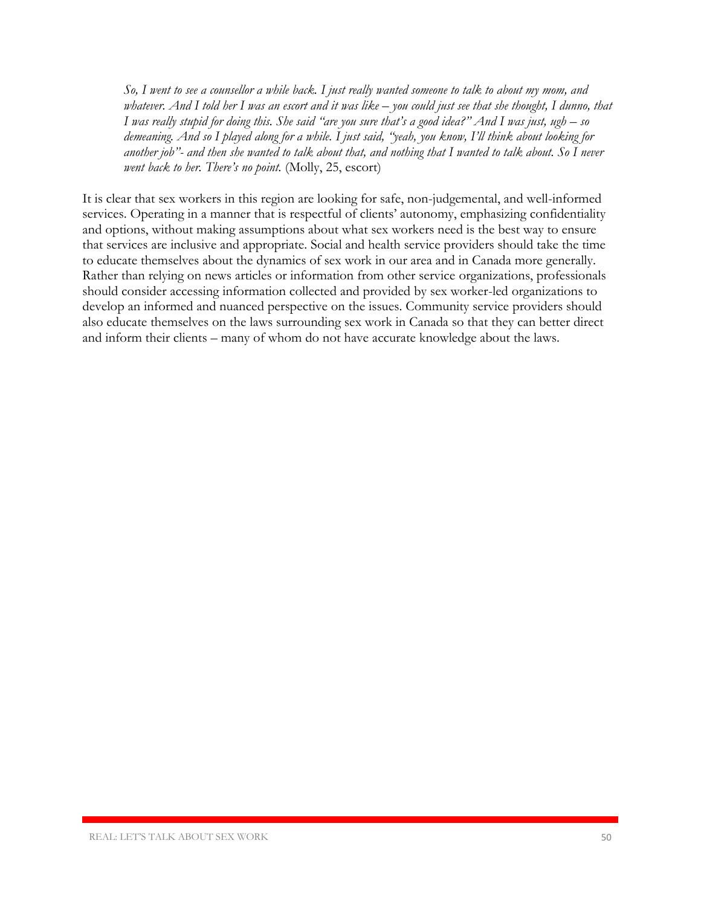*So, I went to see a counsellor a while back. I just really wanted someone to talk to about my mom, and whatever. And I told her I was an escort and it was like – you could just see that she thought, I dunno, that I was really stupid for doing this. She said "are you sure that's a good idea?" And I was just, ugh – so demeaning. And so I played along for a while. I just said, "yeah, you know, I'll think about looking for another job"- and then she wanted to talk about that, and nothing that I wanted to talk about. So I never went back to her. There's no point.* (Molly, 25, escort)

It is clear that sex workers in this region are looking for safe, non-judgemental, and well-informed services. Operating in a manner that is respectful of clients' autonomy, emphasizing confidentiality and options, without making assumptions about what sex workers need is the best way to ensure that services are inclusive and appropriate. Social and health service providers should take the time to educate themselves about the dynamics of sex work in our area and in Canada more generally. Rather than relying on news articles or information from other service organizations, professionals should consider accessing information collected and provided by sex worker-led organizations to develop an informed and nuanced perspective on the issues. Community service providers should also educate themselves on the laws surrounding sex work in Canada so that they can better direct and inform their clients – many of whom do not have accurate knowledge about the laws.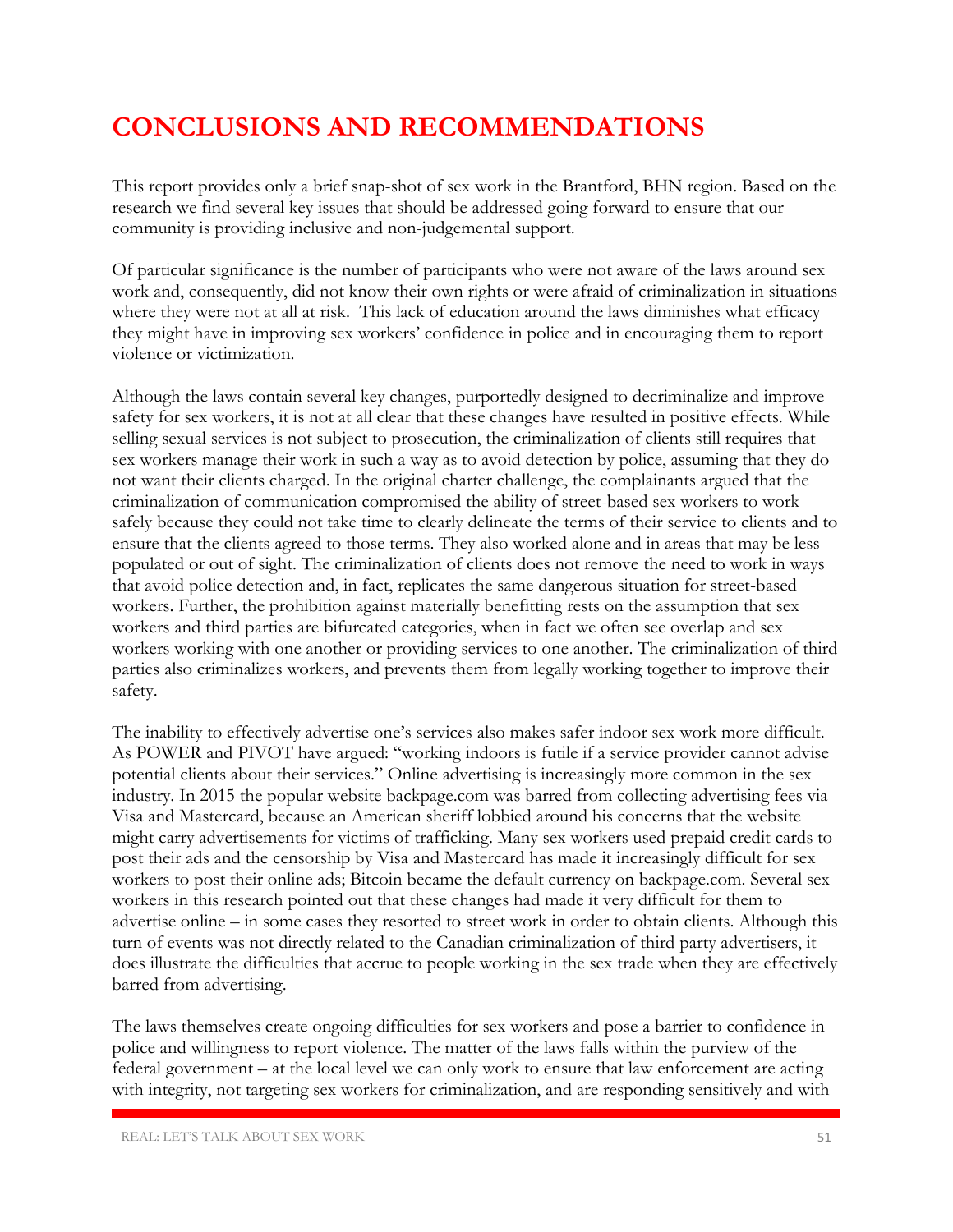# CONCLUSIONS AND RECOMMENDATIONS

This report provides only a brief snap-shot of sex work in the Brantford, BHN region. Based on the research we find several key issues that should be addressed going forward to ensure that our community is providing inclusive and non-judgemental support.

Of particular significance is the number of participants who were not aware of the laws around sex work and, consequently, did not know their own rights or were afraid of criminalization in situations where they were not at all at risk. This lack of education around the laws diminishes what efficacy they might have in improving sex workers' confidence in police and in encouraging them to report violence or victimization.

Although the laws contain several key changes, purportedly designed to decriminalize and improve safety for sex workers, it is not at all clear that these changes have resulted in positive effects. While selling sexual services is not subject to prosecution, the criminalization of clients still requires that sex workers manage their work in such a way as to avoid detection by police, assuming that they do not want their clients charged. In the original charter challenge, the complainants argued that the criminalization of communication compromised the ability of street-based sex workers to work safely because they could not take time to clearly delineate the terms of their service to clients and to ensure that the clients agreed to those terms. They also worked alone and in areas that may be less populated or out of sight. The criminalization of clients does not remove the need to work in ways that avoid police detection and, in fact, replicates the same dangerous situation for street-based workers. Further, the prohibition against materially benefitting rests on the assumption that sex workers and third parties are bifurcated categories, when in fact we often see overlap and sex workers working with one another or providing services to one another. The criminalization of third parties also criminalizes workers, and prevents them from legally working together to improve their safety.

The inability to effectively advertise one's services also makes safer indoor sex work more difficult. As POWER and PIVOT have argued: "working indoors is futile if a service provider cannot advise potential clients about their services." Online advertising is increasingly more common in the sex industry. In 2015 the popular website backpage.com was barred from collecting advertising fees via Visa and Mastercard, because an American sheriff lobbied around his concerns that the website might carry advertisements for victims of trafficking. Many sex workers used prepaid credit cards to post their ads and the censorship by Visa and Mastercard has made it increasingly difficult for sex workers to post their online ads; Bitcoin became the default currency on backpage.com. Several sex workers in this research pointed out that these changes had made it very difficult for them to advertise online – in some cases they resorted to street work in order to obtain clients. Although this turn of events was not directly related to the Canadian criminalization of third party advertisers, it does illustrate the difficulties that accrue to people working in the sex trade when they are effectively barred from advertising.

The laws themselves create ongoing difficulties for sex workers and pose a barrier to confidence in police and willingness to report violence. The matter of the laws falls within the purview of the federal government – at the local level we can only work to ensure that law enforcement are acting with integrity, not targeting sex workers for criminalization, and are responding sensitively and with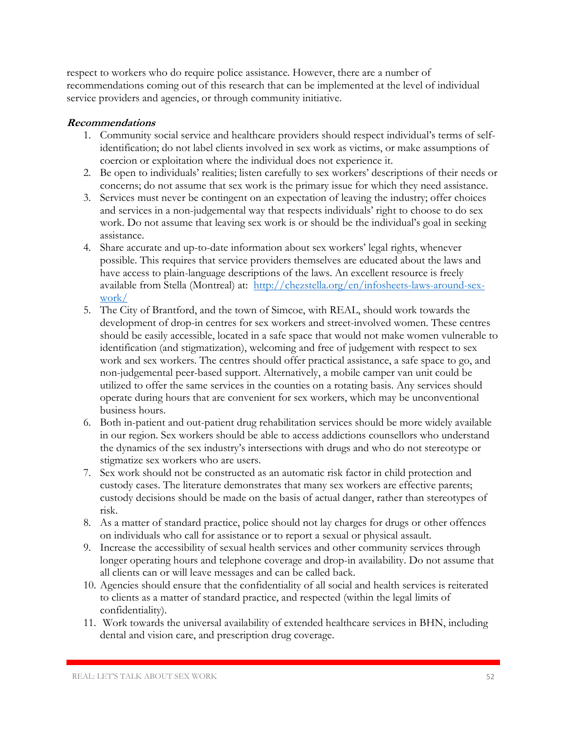respect to workers who do require police assistance. However, there are a number of recommendations coming out of this research that can be implemented at the level of individual service providers and agencies, or through community initiative.

***Recommendations***

1. Community social service and healthcare providers should respect individual's terms of self-identification; do not label clients involved in sex work as victims, or make assumptions of coercion or exploitation where the individual does not experience it.
2. Be open to individuals' realities; listen carefully to sex workers' descriptions of their needs or concerns; do not assume that sex work is the primary issue for which they need assistance.
3. Services must never be contingent on an expectation of leaving the industry; offer choices and services in a non-judgemental way that respects individuals' right to choose to do sex work. Do not assume that leaving sex work is or should be the individual's goal in seeking assistance.
4. Share accurate and up-to-date information about sex workers' legal rights, whenever possible. This requires that service providers themselves are educated about the laws and have access to plain-language descriptions of the laws. An excellent resource is freely available from Stella (Montreal) at: [http://chezstella.org/en/infosheets-laws-around-sex-work/](http://chezstella.org/en/infosheets-laws-around-sex-work/)
5. The City of Brantford, and the town of Simcoe, with REAL, should work towards the development of drop-in centres for sex workers and street-involved women. These centres should be easily accessible, located in a safe space that would not make women vulnerable to identification (and stigmatization), welcoming and free of judgement with respect to sex work and sex workers. The centres should offer practical assistance, a safe space to go, and non-judgemental peer-based support. Alternatively, a mobile camper van unit could be utilized to offer the same services in the counties on a rotating basis. Any services should operate during hours that are convenient for sex workers, which may be unconventional business hours.
6. Both in-patient and out-patient drug rehabilitation services should be more widely available in our region. Sex workers should be able to access addictions counsellors who understand the dynamics of the sex industry's intersections with drugs and who do not stereotype or stigmatize sex workers who are users.
7. Sex work should not be constructed as an automatic risk factor in child protection and custody cases. The literature demonstrates that many sex workers are effective parents; custody decisions should be made on the basis of actual danger, rather than stereotypes of risk.
8. As a matter of standard practice, police should not lay charges for drugs or other offences on individuals who call for assistance or to report a sexual or physical assault.
9. Increase the accessibility of sexual health services and other community services through longer operating hours and telephone coverage and drop-in availability. Do not assume that all clients can or will leave messages and can be called back.
10. Agencies should ensure that the confidentiality of all social and health services is reiterated to clients as a matter of standard practice, and respected (within the legal limits of confidentiality).
11. Work towards the universal availability of extended healthcare services in BHN, including dental and vision care, and prescription drug coverage.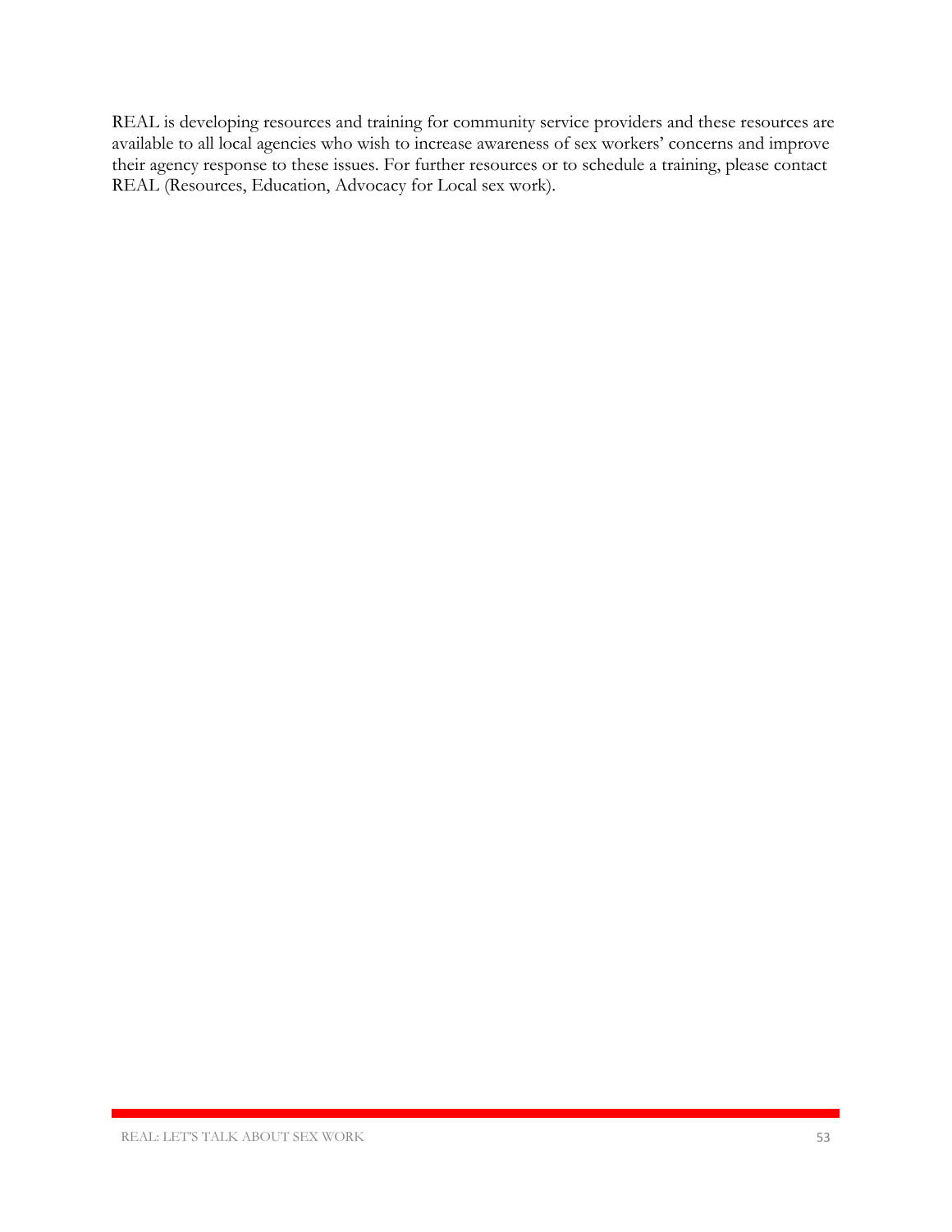REAL is developing resources and training for community service providers and these resources are available to all local agencies who wish to increase awareness of sex workers' concerns and improve their agency response to these issues. For further resources or to schedule a training, please contact REAL (Resources, Education, Advocacy for Local sex work).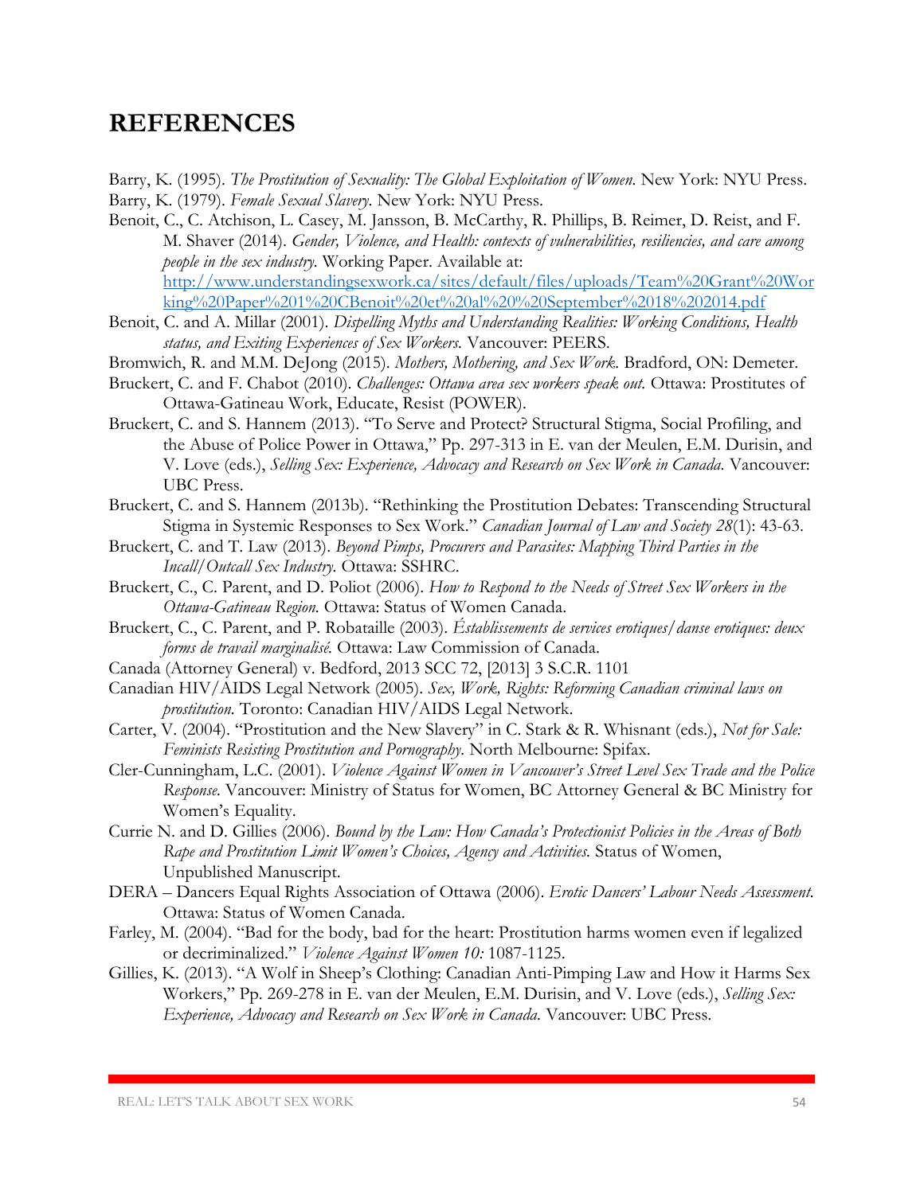# REFERENCES

Barry, K. (1995). *The Prostitution of Sexuality: The Global Exploitation of Women.* New York: NYU Press.

Barry, K. (1979). *Female Sexual Slavery.* New York: NYU Press.

Benoit, C., C. Atchison, L. Casey, M. Jansson, B. McCarthy, R. Phillips, B. Reimer, D. Reist, and F. M. Shaver (2014). *Gender, Violence, and Health: contexts of vulnerabilities, resiliencies, and care among people in the sex industry.* Working Paper. Available at: http://www.understandingsexwork.ca/sites/default/files/uploads/Team%20Grant%20Working%20Paper%201%20CBenoit%20et%20al%20%20September%2018%202014.pdf

Benoit, C. and A. Millar (2001). *Dispelling Myths and Understanding Realities: Working Conditions, Health status, and Exiting Experiences of Sex Workers.* Vancouver: PEERS.

Bromwich, R. and M.M. DeJong (2015). *Mothers, Mothering, and Sex Work.* Bradford, ON: Demeter.

Bruckert, C. and F. Chabot (2010). *Challenges: Ottawa area sex workers speak out.* Ottawa: Prostitutes of Ottawa-Gatineau Work, Educate, Resist (POWER).

Bruckert, C. and S. Hannem (2013). "To Serve and Protect? Structural Stigma, Social Profiling, and the Abuse of Police Power in Ottawa," Pp. 297-313 in E. van der Meulen, E.M. Durisin, and V. Love (eds.), *Selling Sex: Experience, Advocacy and Research on Sex Work in Canada.* Vancouver: UBC Press.

Bruckert, C. and S. Hannem (2013b). "Rethinking the Prostitution Debates: Transcending Structural Stigma in Systemic Responses to Sex Work." *Canadian Journal of Law and Society 28*(1): 43-63.

Bruckert, C. and T. Law (2013). *Beyond Pimps, Procurers and Parasites: Mapping Third Parties in the Incall/Outcall Sex Industry.* Ottawa: SSHRC.

Bruckert, C., C. Parent, and D. Poliot (2006). *How to Respond to the Needs of Street Sex Workers in the Ottawa-Gatineau Region.* Ottawa: Status of Women Canada.

Bruckert, C., C. Parent, and P. Robataille (2003). *Éstablissements de services erotiques/danse erotiques: deux forms de travail marginalisé.* Ottawa: Law Commission of Canada.

Canada (Attorney General) v. Bedford, 2013 SCC 72, [2013] 3 S.C.R. 1101

Canadian HIV/AIDS Legal Network (2005). *Sex, Work, Rights: Reforming Canadian criminal laws on prostitution.* Toronto: Canadian HIV/AIDS Legal Network.

Carter, V. (2004). "Prostitution and the New Slavery" in C. Stark & R. Whisnant (eds.), *Not for Sale: Feminists Resisting Prostitution and Pornography.* North Melbourne: Spifax.

Cler-Cunningham, L.C. (2001). *Violence Against Women in Vancouver's Street Level Sex Trade and the Police Response.* Vancouver: Ministry of Status for Women, BC Attorney General & BC Ministry for Women's Equality.

Currie N. and D. Gillies (2006). *Bound by the Law: How Canada's Protectionist Policies in the Areas of Both Rape and Prostitution Limit Women's Choices, Agency and Activities.* Status of Women, Unpublished Manuscript.

DERA – Dancers Equal Rights Association of Ottawa (2006). *Erotic Dancers' Labour Needs Assessment.* Ottawa: Status of Women Canada.

Farley, M. (2004). "Bad for the body, bad for the heart: Prostitution harms women even if legalized or decriminalized." *Violence Against Women 10:* 1087-1125.

Gillies, K. (2013). "A Wolf in Sheep's Clothing: Canadian Anti-Pimping Law and How it Harms Sex Workers," Pp. 269-278 in E. van der Meulen, E.M. Durisin, and V. Love (eds.), *Selling Sex: Experience, Advocacy and Research on Sex Work in Canada.* Vancouver: UBC Press.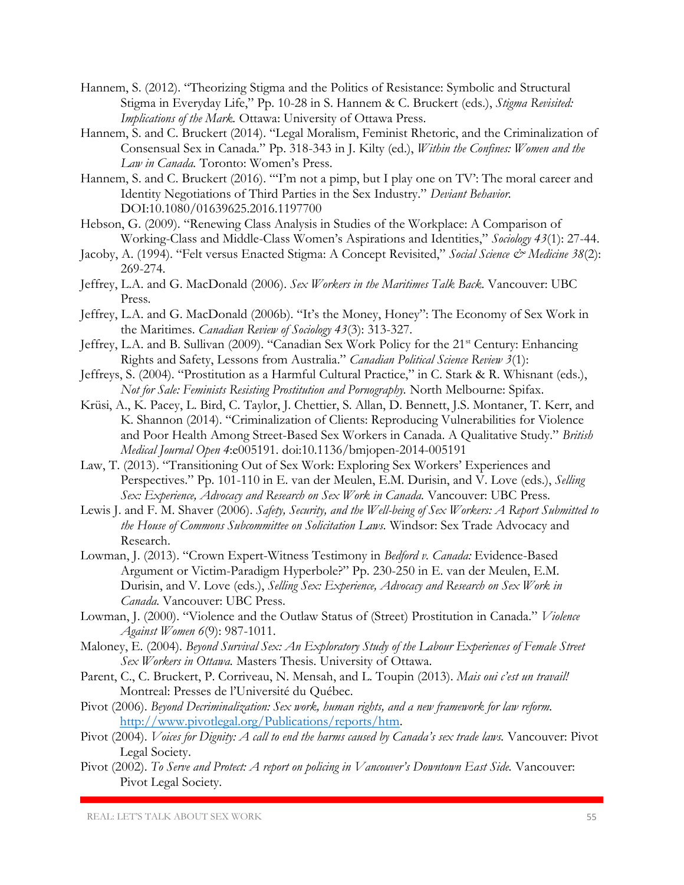Hannem, S. (2012). "Theorizing Stigma and the Politics of Resistance: Symbolic and Structural Stigma in Everyday Life," Pp. 10-28 in S. Hannem & C. Bruckert (eds.), *Stigma Revisited: Implications of the Mark.* Ottawa: University of Ottawa Press.

Hannem, S. and C. Bruckert (2014). "Legal Moralism, Feminist Rhetoric, and the Criminalization of Consensual Sex in Canada." Pp. 318-343 in J. Kilty (ed.), *Within the Confines: Women and the Law in Canada.* Toronto: Women's Press.

Hannem, S. and C. Bruckert (2016). "'I'm not a pimp, but I play one on TV': The moral career and Identity Negotiations of Third Parties in the Sex Industry." *Deviant Behavior.* DOI:10.1080/01639625.2016.1197700

Hebson, G. (2009). "Renewing Class Analysis in Studies of the Workplace: A Comparison of Working-Class and Middle-Class Women's Aspirations and Identities," *Sociology 43*(1): 27-44.

Jacoby, A. (1994). "Felt versus Enacted Stigma: A Concept Revisited," *Social Science & Medicine 38*(2): 269-274.

Jeffrey, L.A. and G. MacDonald (2006). *Sex Workers in the Maritimes Talk Back.* Vancouver: UBC Press.

Jeffrey, L.A. and G. MacDonald (2006b). "It's the Money, Honey": The Economy of Sex Work in the Maritimes. *Canadian Review of Sociology 43*(3): 313-327.

Jeffrey, L.A. and B. Sullivan (2009). "Canadian Sex Work Policy for the 21st Century: Enhancing Rights and Safety, Lessons from Australia." *Canadian Political Science Review 3*(1):

Jeffreys, S. (2004). "Prostitution as a Harmful Cultural Practice," in C. Stark & R. Whisnant (eds.), *Not for Sale: Feminists Resisting Prostitution and Pornography.* North Melbourne: Spifax.

Krüsi, A., K. Pacey, L. Bird, C. Taylor, J. Chettier, S. Allan, D. Bennett, J.S. Montaner, T. Kerr, and K. Shannon (2014). "Criminalization of Clients: Reproducing Vulnerabilities for Violence and Poor Health Among Street-Based Sex Workers in Canada. A Qualitative Study." *British Medical Journal Open 4*:e005191. doi:10.1136/bmjopen-2014-005191

Law, T. (2013). "Transitioning Out of Sex Work: Exploring Sex Workers' Experiences and Perspectives." Pp. 101-110 in E. van der Meulen, E.M. Durisin, and V. Love (eds.), *Selling Sex: Experience, Advocacy and Research on Sex Work in Canada.* Vancouver: UBC Press.

Lewis J. and F. M. Shaver (2006). *Safety, Security, and the Well-being of Sex Workers: A Report Submitted to the House of Commons Subcommittee on Solicitation Laws.* Windsor: Sex Trade Advocacy and Research.

Lowman, J. (2013). "Crown Expert-Witness Testimony in *Bedford v. Canada:* Evidence-Based Argument or Victim-Paradigm Hyperbole?" Pp. 230-250 in E. van der Meulen, E.M. Durisin, and V. Love (eds.), *Selling Sex: Experience, Advocacy and Research on Sex Work in Canada.* Vancouver: UBC Press.

Lowman, J. (2000). "Violence and the Outlaw Status of (Street) Prostitution in Canada." *Violence Against Women 6*(9): 987-1011.

Maloney, E. (2004). *Beyond Survival Sex: An Exploratory Study of the Labour Experiences of Female Street Sex Workers in Ottawa.* Masters Thesis. University of Ottawa.

Parent, C., C. Bruckert, P. Corriveau, N. Mensah, and L. Toupin (2013). *Mais oui c'est un travail!* Montreal: Presses de l'Université du Québec.

Pivot (2006). *Beyond Decriminalization: Sex work, human rights, and a new framework for law reform.* http://www.pivotlegal.org/Publications/reports/htm.

Pivot (2004). *Voices for Dignity: A call to end the harms caused by Canada's sex trade laws.* Vancouver: Pivot Legal Society.

Pivot (2002). *To Serve and Protect: A report on policing in Vancouver's Downtown East Side.* Vancouver: Pivot Legal Society.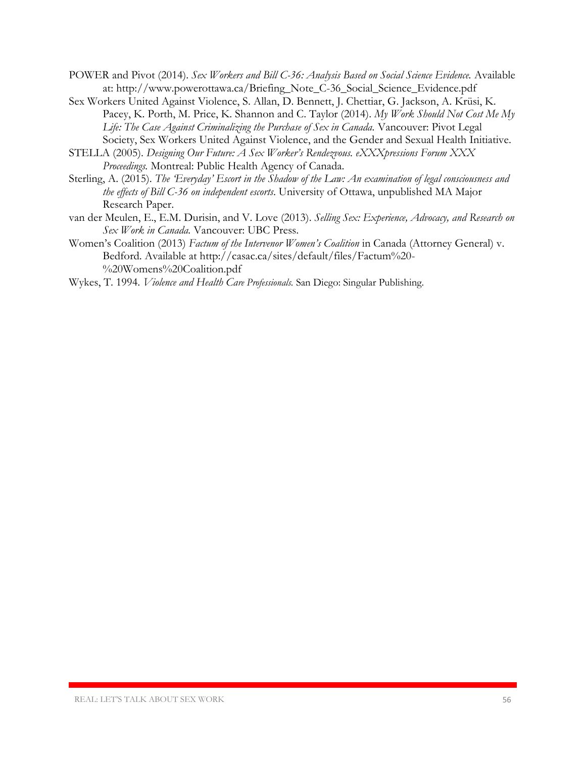POWER and Pivot (2014). *Sex Workers and Bill C-36: Analysis Based on Social Science Evidence.* Available at: http://www.powerottawa.ca/Briefing_Note_C-36_Social_Science_Evidence.pdf

Sex Workers United Against Violence, S. Allan, D. Bennett, J. Chettiar, G. Jackson, A. Krüsi, K. Pacey, K. Porth, M. Price, K. Shannon and C. Taylor (2014). *My Work Should Not Cost Me My Life: The Case Against Criminalizing the Purchase of Sex in Canada.* Vancouver: Pivot Legal Society, Sex Workers United Against Violence, and the Gender and Sexual Health Initiative.

STELLA (2005). *Designing Our Future: A Sex Worker's Rendezvous. eXXXpressions Forum XXX Proceedings.* Montreal: Public Health Agency of Canada.

Sterling, A. (2015). *The 'Everyday' Escort in the Shadow of the Law: An examination of legal consciousness and the effects of Bill C-36 on independent escorts*. University of Ottawa, unpublished MA Major Research Paper.

van der Meulen, E., E.M. Durisin, and V. Love (2013). *Selling Sex: Experience, Advocacy, and Research on Sex Work in Canada.* Vancouver: UBC Press.

Women's Coalition (2013) *Factum of the Intervenor Women's Coalition* in Canada (Attorney General) v. Bedford. Available at http://casac.ca/sites/default/files/Factum%20-%20Womens%20Coalition.pdf

Wykes, T. 1994. *Violence and Health Care Professionals.* San Diego: Singular Publishing.